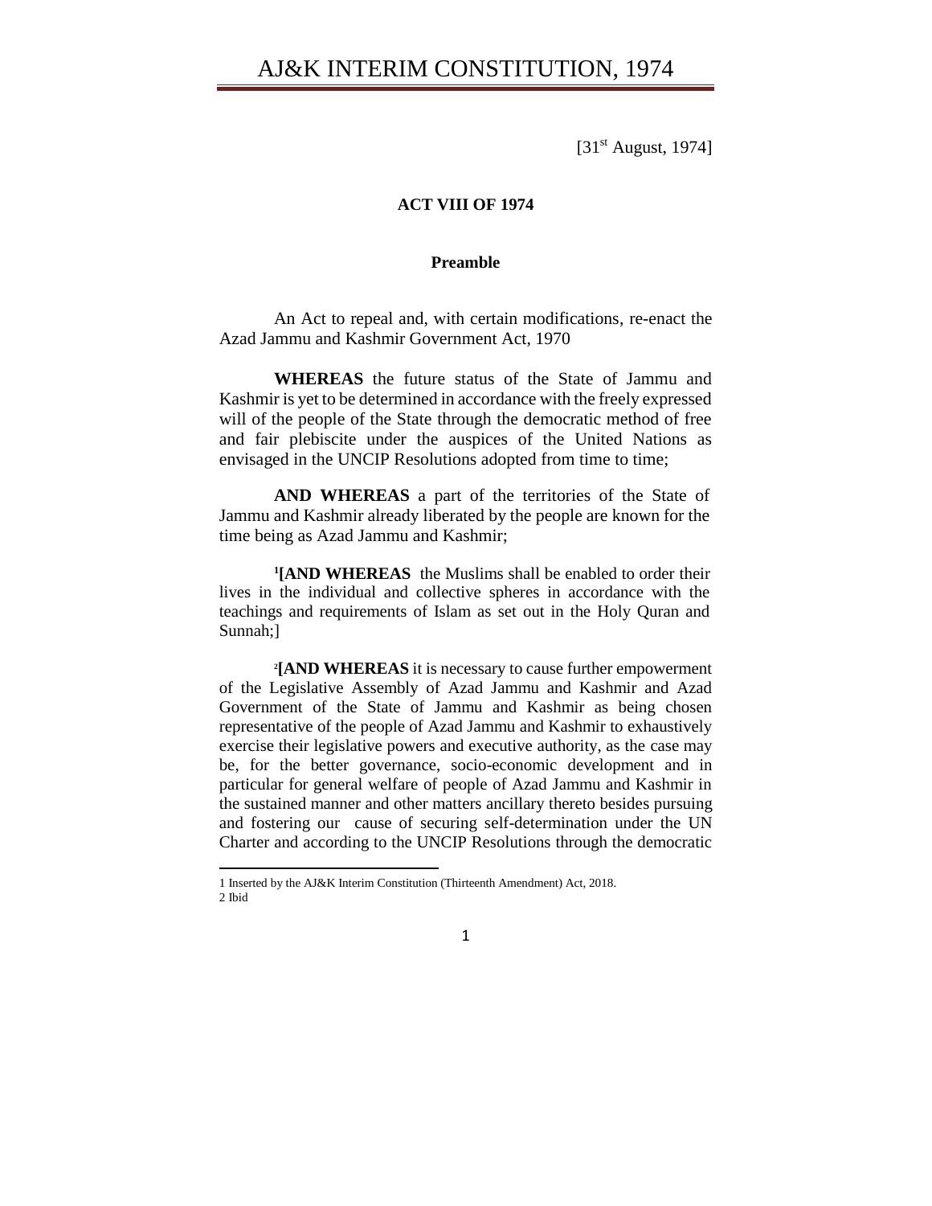# AJ&K INTERIM CONSTITUTION, 1974

[31st August, 1974]

**ACT VIII OF 1974**

**Preamble**

An Act to repeal and, with certain modifications, re-enact the Azad Jammu and Kashmir Government Act, 1970

**WHEREAS** the future status of the State of Jammu and Kashmir is yet to be determined in accordance with the freely expressed will of the people of the State through the democratic method of free and fair plebiscite under the auspices of the United Nations as envisaged in the UNCIP Resolutions adopted from time to time;

**AND WHEREAS** a part of the territories of the State of Jammu and Kashmir already liberated by the people are known for the time being as Azad Jammu and Kashmir;

[1]**[AND WHEREAS** the Muslims shall be enabled to order their lives in the individual and collective spheres in accordance with the teachings and requirements of Islam as set out in the Holy Quran and Sunnah;]

[2]**[AND WHEREAS** it is necessary to cause further empowerment of the Legislative Assembly of Azad Jammu and Kashmir and Azad Government of the State of Jammu and Kashmir as being chosen representative of the people of Azad Jammu and Kashmir to exhaustively exercise their legislative powers and executive authority, as the case may be, for the better governance, socio-economic development and in particular for general welfare of people of Azad Jammu and Kashmir in the sustained manner and other matters ancillary thereto besides pursuing and fostering our cause of securing self-determination under the UN Charter and according to the UNCIP Resolutions through the democratic

---

1 Inserted by the AJ&K Interim Constitution (Thirteenth Amendment) Act, 2018.

2 Ibid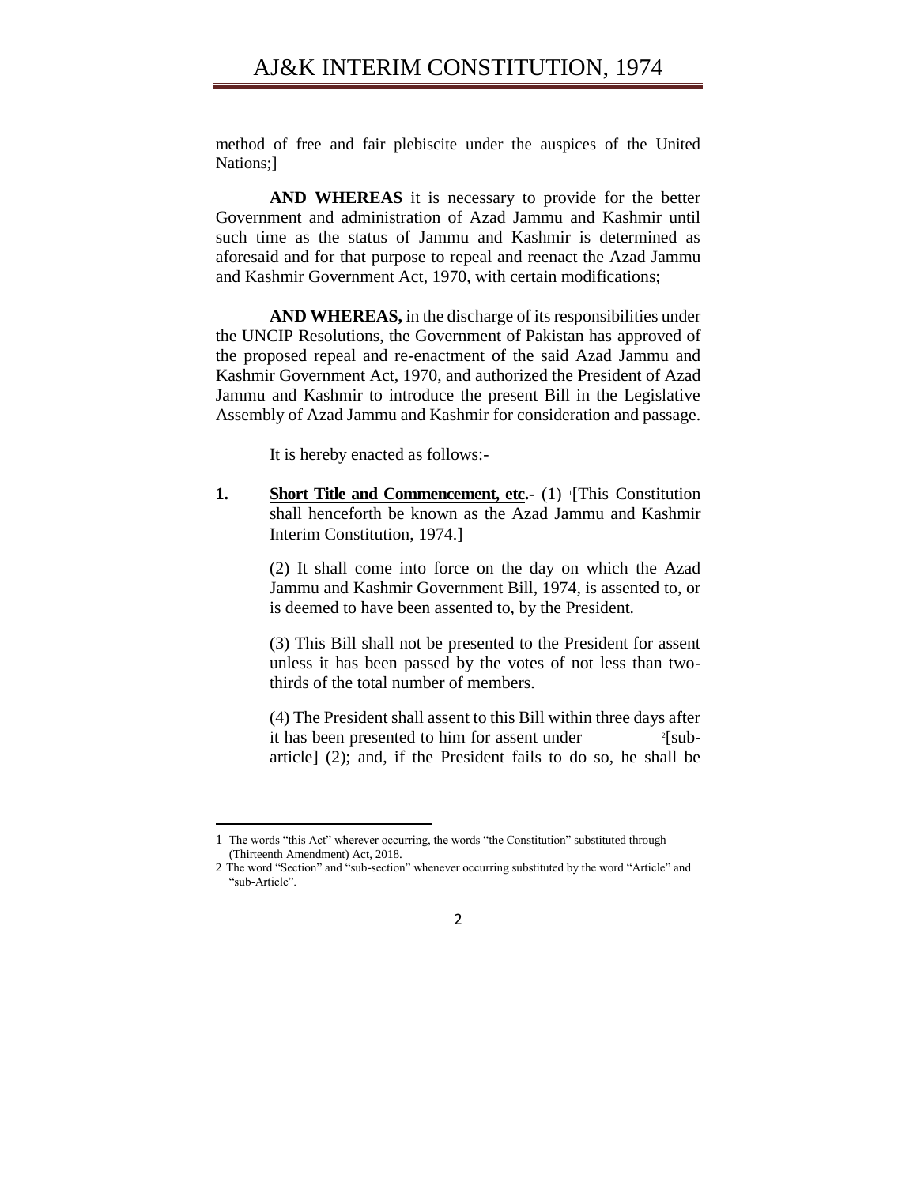method of free and fair plebiscite under the auspices of the United Nations;]

**AND WHEREAS** it is necessary to provide for the better Government and administration of Azad Jammu and Kashmir until such time as the status of Jammu and Kashmir is determined as aforesaid and for that purpose to repeal and reenact the Azad Jammu and Kashmir Government Act, 1970, with certain modifications;

**AND WHEREAS,** in the discharge of its responsibilities under the UNCIP Resolutions, the Government of Pakistan has approved of the proposed repeal and re-enactment of the said Azad Jammu and Kashmir Government Act, 1970, and authorized the President of Azad Jammu and Kashmir to introduce the present Bill in the Legislative Assembly of Azad Jammu and Kashmir for consideration and passage.

It is hereby enacted as follows:-

**1. Short Title and Commencement, etc.**- (1) [1][This Constitution shall henceforth be known as the Azad Jammu and Kashmir Interim Constitution, 1974.]

(2) It shall come into force on the day on which the Azad Jammu and Kashmir Government Bill, 1974, is assented to, or is deemed to have been assented to, by the President.

(3) This Bill shall not be presented to the President for assent unless it has been passed by the votes of not less than two-thirds of the total number of members.

(4) The President shall assent to this Bill within three days after it has been presented to him for assent under [2][sub-article] (2); and, if the President fails to do so, he shall be

---

1 The words "this Act" wherever occurring, the words "the Constitution" substituted through (Thirteenth Amendment) Act, 2018.

2 The word "Section" and "sub-section" whenever occurring substituted by the word "Article" and "sub-Article".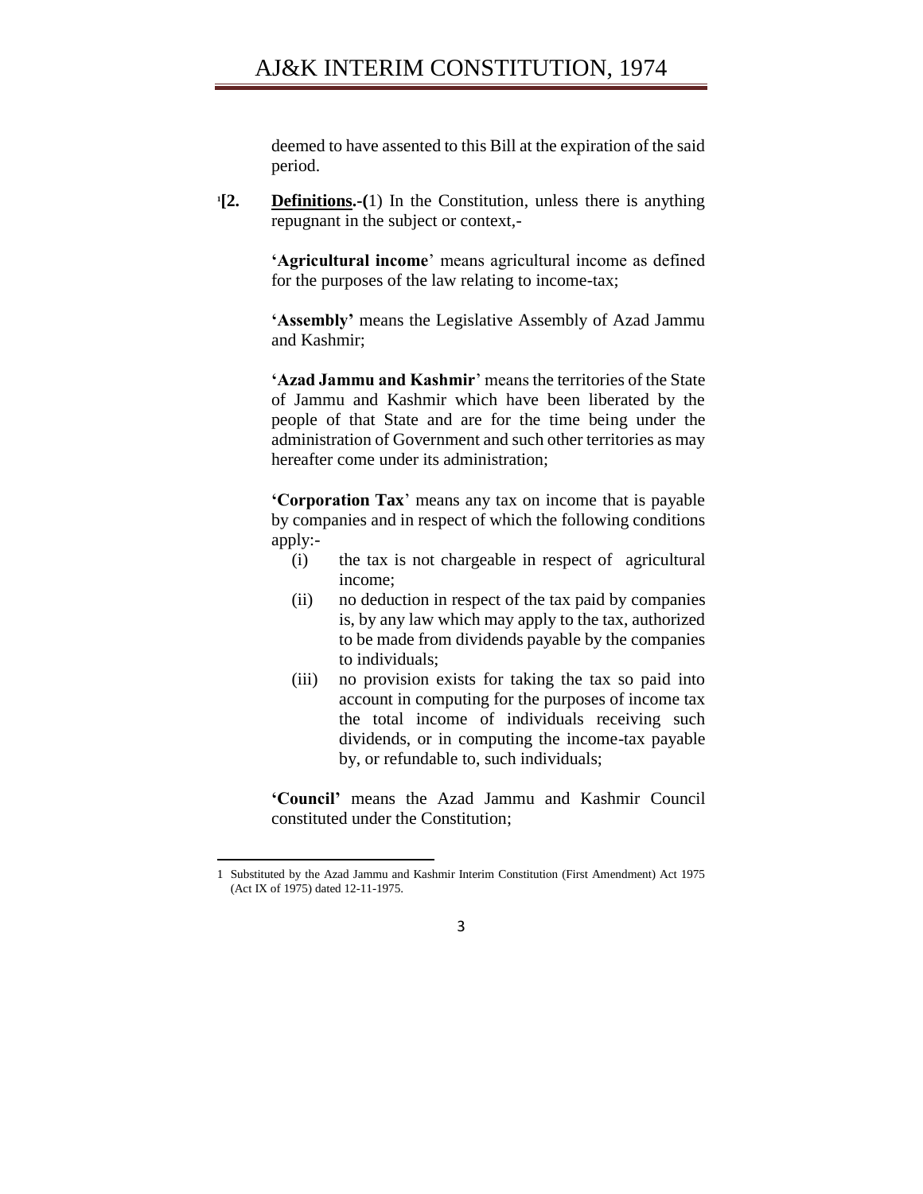deemed to have assented to this Bill at the expiration of the said period.

[1][**2. Definitions.-**(1) In the Constitution, unless there is anything repugnant in the subject or context,-

**'Agricultural income'** means agricultural income as defined for the purposes of the law relating to income-tax;

**'Assembly'** means the Legislative Assembly of Azad Jammu and Kashmir;

**'Azad Jammu and Kashmir'** means the territories of the State of Jammu and Kashmir which have been liberated by the people of that State and are for the time being under the administration of Government and such other territories as may hereafter come under its administration;

**'Corporation Tax'** means any tax on income that is payable by companies and in respect of which the following conditions apply:-

(i) the tax is not chargeable in respect of agricultural income;

(ii) no deduction in respect of the tax paid by companies is, by any law which may apply to the tax, authorized to be made from dividends payable by the companies to individuals;

(iii) no provision exists for taking the tax so paid into account in computing for the purposes of income tax the total income of individuals receiving such dividends, or in computing the income-tax payable by, or refundable to, such individuals;

**'Council'** means the Azad Jammu and Kashmir Council constituted under the Constitution;

---

1 Substituted by the Azad Jammu and Kashmir Interim Constitution (First Amendment) Act 1975 (Act IX of 1975) dated 12-11-1975.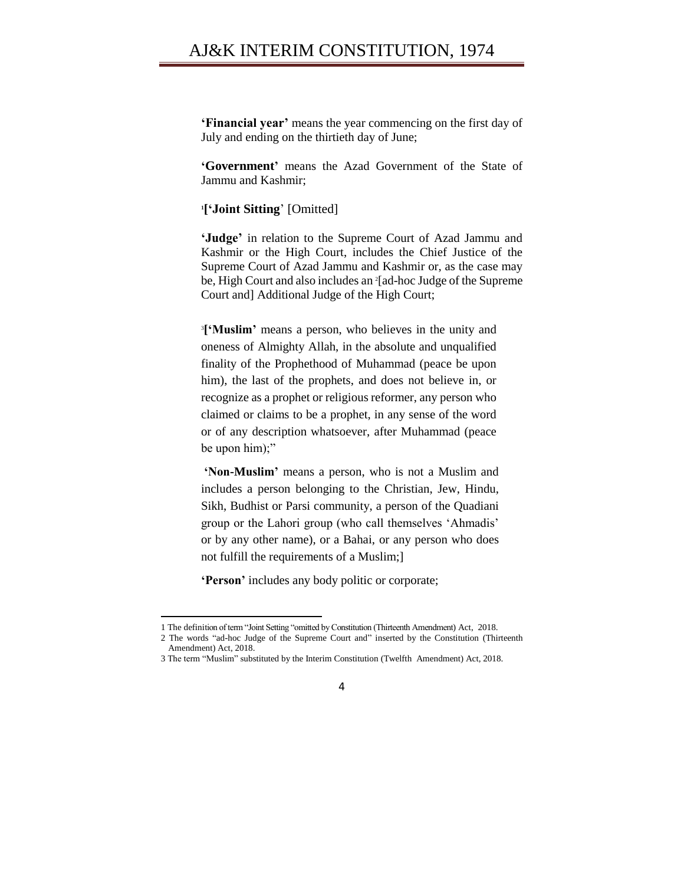**'Financial year'** means the year commencing on the first day of July and ending on the thirtieth day of June;

**'Government'** means the Azad Government of the State of Jammu and Kashmir;

[1]**['Joint Sitting**' [Omitted]

**'Judge'** in relation to the Supreme Court of Azad Jammu and Kashmir or the High Court, includes the Chief Justice of the Supreme Court of Azad Jammu and Kashmir or, as the case may be, High Court and also includes an [2][ad-hoc Judge of the Supreme Court and] Additional Judge of the High Court;

[3]**['Muslim'** means a person, who believes in the unity and oneness of Almighty Allah, in the absolute and unqualified finality of the Prophethood of Muhammad (peace be upon him), the last of the prophets, and does not believe in, or recognize as a prophet or religious reformer, any person who claimed or claims to be a prophet, in any sense of the word or of any description whatsoever, after Muhammad (peace be upon him);"

**'Non-Muslim'** means a person, who is not a Muslim and includes a person belonging to the Christian, Jew, Hindu, Sikh, Budhist or Parsi community, a person of the Quadiani group or the Lahori group (who call themselves 'Ahmadis' or by any other name), or a Bahai, or any person who does not fulfill the requirements of a Muslim;]

**'Person'** includes any body politic or corporate;

---

1 The definition of term "Joint Setting "omitted by Constitution (Thirteenth Amendment) Act, 2018.

2 The words "ad-hoc Judge of the Supreme Court and" inserted by the Constitution (Thirteenth Amendment) Act, 2018.

3 The term "Muslim" substituted by the Interim Constitution (Twelfth Amendment) Act, 2018.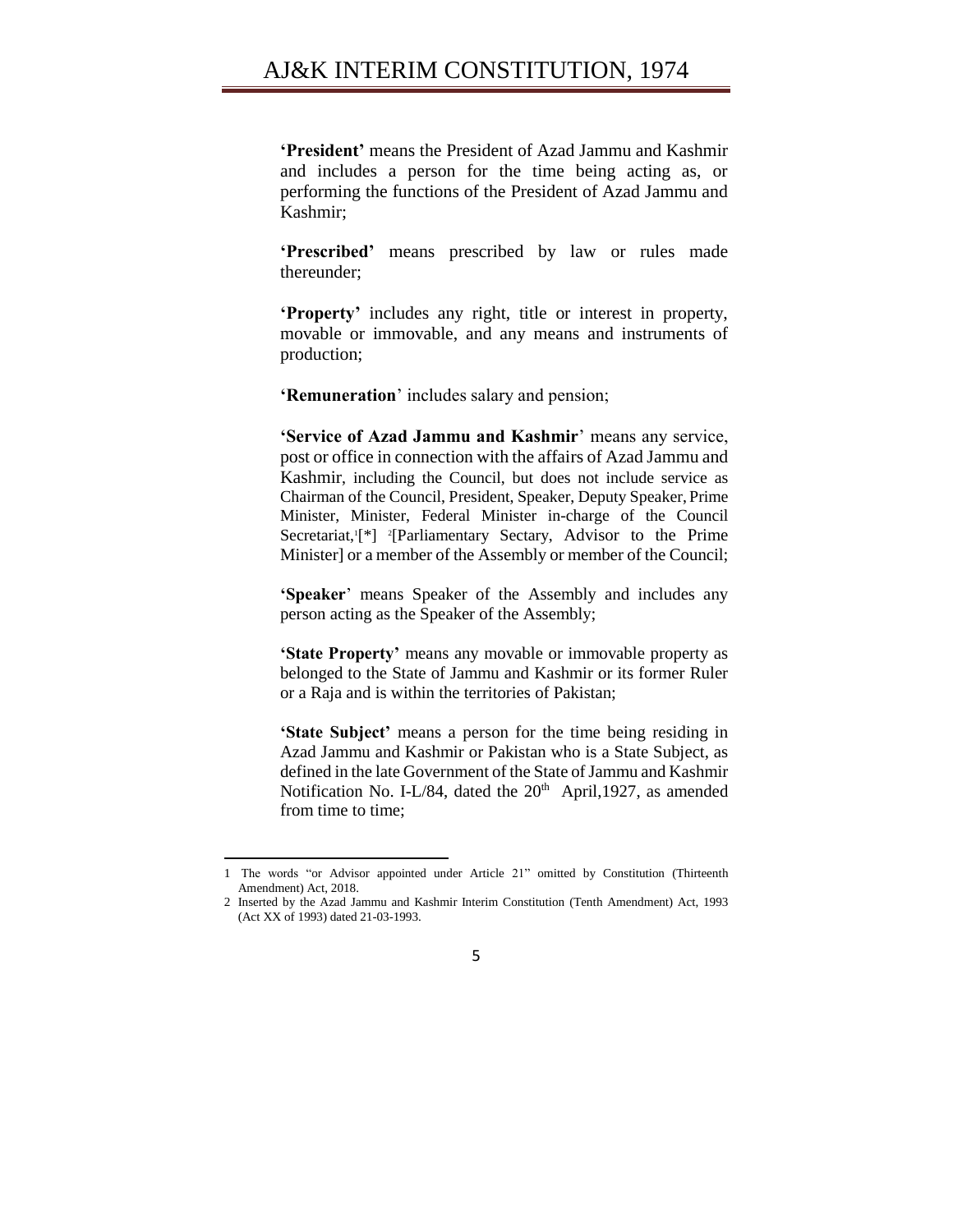**'President'** means the President of Azad Jammu and Kashmir and includes a person for the time being acting as, or performing the functions of the President of Azad Jammu and Kashmir;

**'Prescribed'** means prescribed by law or rules made thereunder;

**'Property'** includes any right, title or interest in property, movable or immovable, and any means and instruments of production;

**'Remuneration**' includes salary and pension;

**'Service of Azad Jammu and Kashmir**' means any service, post or office in connection with the affairs of Azad Jammu and Kashmir, including the Council, but does not include service as Chairman of the Council, President, Speaker, Deputy Speaker, Prime Minister, Minister, Federal Minister in-charge of the Council Secretariat,[1][*] [2][Parliamentary Sectary, Advisor to the Prime Minister] or a member of the Assembly or member of the Council;

**'Speaker**' means Speaker of the Assembly and includes any person acting as the Speaker of the Assembly;

**'State Property'** means any movable or immovable property as belonged to the State of Jammu and Kashmir or its former Ruler or a Raja and is within the territories of Pakistan;

**'State Subject'** means a person for the time being residing in Azad Jammu and Kashmir or Pakistan who is a State Subject, as defined in the late Government of the State of Jammu and Kashmir Notification No. I-L/84, dated the 20th April,1927, as amended from time to time;

---

1 The words "or Advisor appointed under Article 21" omitted by Constitution (Thirteenth Amendment) Act, 2018.

2 Inserted by the Azad Jammu and Kashmir Interim Constitution (Tenth Amendment) Act, 1993 (Act XX of 1993) dated 21-03-1993.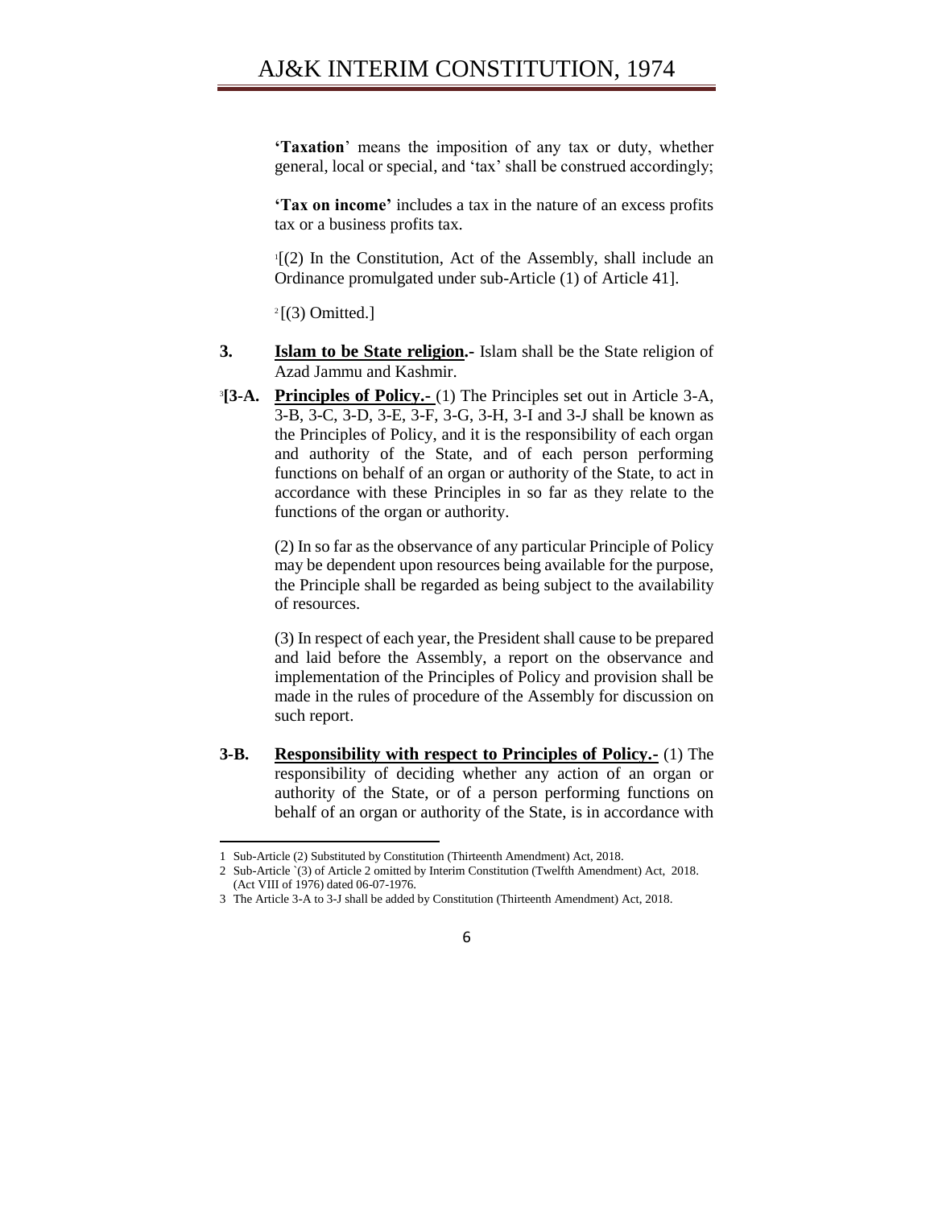**'Taxation**' means the imposition of any tax or duty, whether general, local or special, and 'tax' shall be construed accordingly;

**'Tax on income'** includes a tax in the nature of an excess profits tax or a business profits tax.

[1][(2) In the Constitution, Act of the Assembly, shall include an Ordinance promulgated under sub-Article (1) of Article 41].

[2][(3) Omitted.]

**3.** **Islam to be State religion.-** Islam shall be the State religion of Azad Jammu and Kashmir.

[3]**[3-A.** **Principles of Policy.-** (1) The Principles set out in Article 3-A, 3-B, 3-C, 3-D, 3-E, 3-F, 3-G, 3-H, 3-I and 3-J shall be known as the Principles of Policy, and it is the responsibility of each organ and authority of the State, and of each person performing functions on behalf of an organ or authority of the State, to act in accordance with these Principles in so far as they relate to the functions of the organ or authority.

(2) In so far as the observance of any particular Principle of Policy may be dependent upon resources being available for the purpose, the Principle shall be regarded as being subject to the availability of resources.

(3) In respect of each year, the President shall cause to be prepared and laid before the Assembly, a report on the observance and implementation of the Principles of Policy and provision shall be made in the rules of procedure of the Assembly for discussion on such report.

**3-B.** **Responsibility with respect to Principles of Policy.-** (1) The responsibility of deciding whether any action of an organ or authority of the State, or of a person performing functions on behalf of an organ or authority of the State, is in accordance with

---

1 Sub-Article (2) Substituted by Constitution (Thirteenth Amendment) Act, 2018.

2 Sub-Article `(3) of Article 2 omitted by Interim Constitution (Twelfth Amendment) Act, 2018. (Act VIII of 1976) dated 06-07-1976.

3 The Article 3-A to 3-J shall be added by Constitution (Thirteenth Amendment) Act, 2018.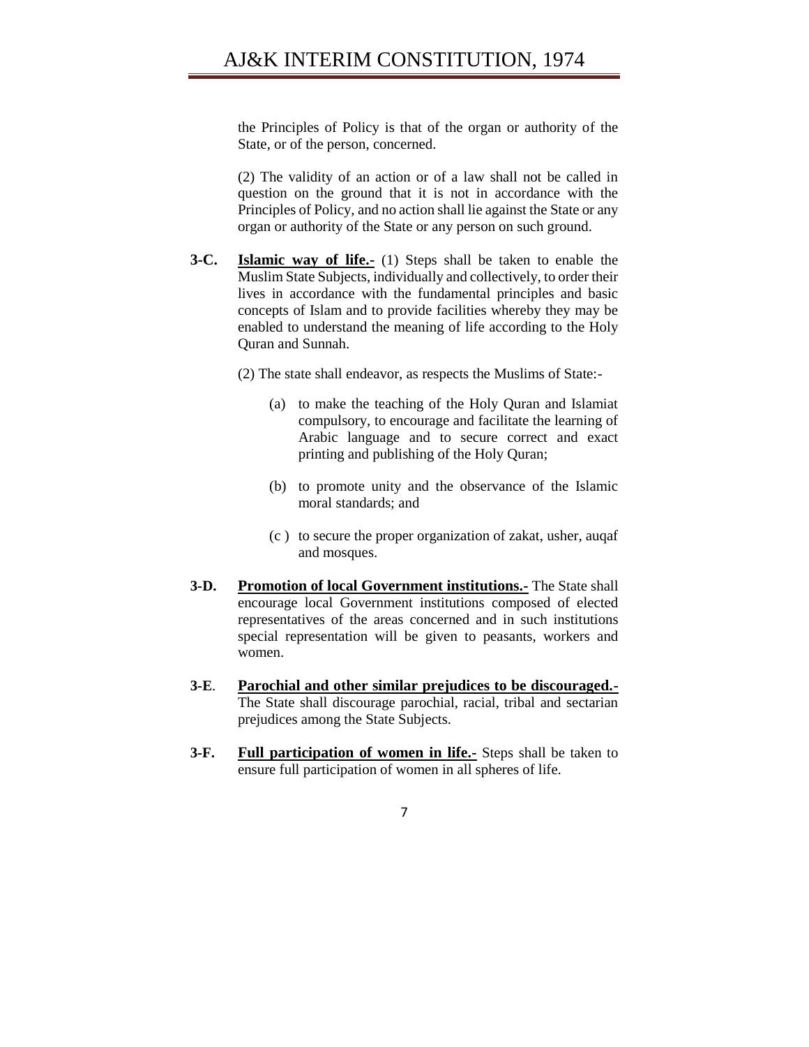the Principles of Policy is that of the organ or authority of the State, or of the person, concerned.

(2) The validity of an action or of a law shall not be called in question on the ground that it is not in accordance with the Principles of Policy, and no action shall lie against the State or any organ or authority of the State or any person on such ground.

**3-C.** **Islamic way of life.-** (1) Steps shall be taken to enable the Muslim State Subjects, individually and collectively, to order their lives in accordance with the fundamental principles and basic concepts of Islam and to provide facilities whereby they may be enabled to understand the meaning of life according to the Holy Quran and Sunnah.

(2) The state shall endeavor, as respects the Muslims of State:-

(a) to make the teaching of the Holy Quran and Islamiat compulsory, to encourage and facilitate the learning of Arabic language and to secure correct and exact printing and publishing of the Holy Quran;

(b) to promote unity and the observance of the Islamic moral standards; and

(c ) to secure the proper organization of zakat, usher, auqaf and mosques.

**3-D.** **Promotion of local Government institutions.-** The State shall encourage local Government institutions composed of elected representatives of the areas concerned and in such institutions special representation will be given to peasants, workers and women.

**3-E**. **Parochial and other similar prejudices to be discouraged.-** The State shall discourage parochial, racial, tribal and sectarian prejudices among the State Subjects.

**3-F.** **Full participation of women in life.-** Steps shall be taken to ensure full participation of women in all spheres of life.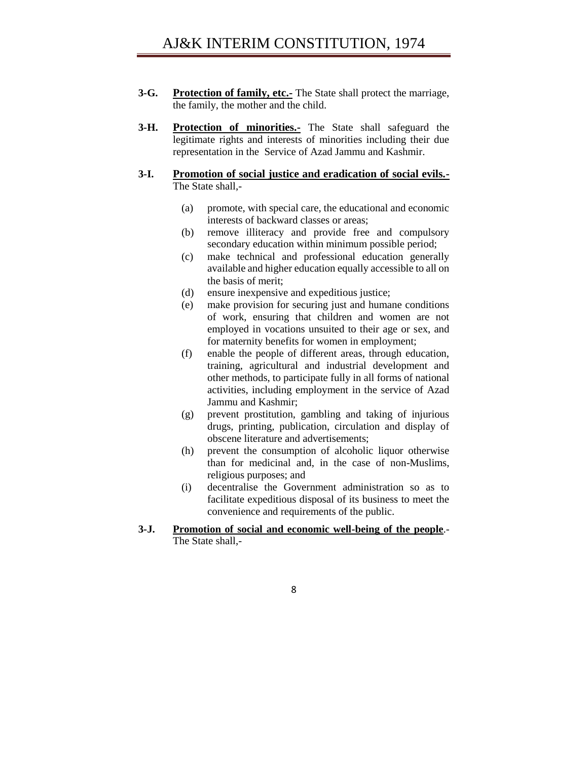**3-G.** **Protection of family, etc.-** The State shall protect the marriage, the family, the mother and the child.

**3-H.** **Protection of minorities.-** The State shall safeguard the legitimate rights and interests of minorities including their due representation in the Service of Azad Jammu and Kashmir.

**3-I.** **Promotion of social justice and eradication of social evils.-** The State shall,-

(a) promote, with special care, the educational and economic interests of backward classes or areas;

(b) remove illiteracy and provide free and compulsory secondary education within minimum possible period;

(c) make technical and professional education generally available and higher education equally accessible to all on the basis of merit;

(d) ensure inexpensive and expeditious justice;

(e) make provision for securing just and humane conditions of work, ensuring that children and women are not employed in vocations unsuited to their age or sex, and for maternity benefits for women in employment;

(f) enable the people of different areas, through education, training, agricultural and industrial development and other methods, to participate fully in all forms of national activities, including employment in the service of Azad Jammu and Kashmir;

(g) prevent prostitution, gambling and taking of injurious drugs, printing, publication, circulation and display of obscene literature and advertisements;

(h) prevent the consumption of alcoholic liquor otherwise than for medicinal and, in the case of non-Muslims, religious purposes; and

(i) decentralise the Government administration so as to facilitate expeditious disposal of its business to meet the convenience and requirements of the public.

**3-J.** **Promotion of social and economic well-being of the people.-** The State shall,-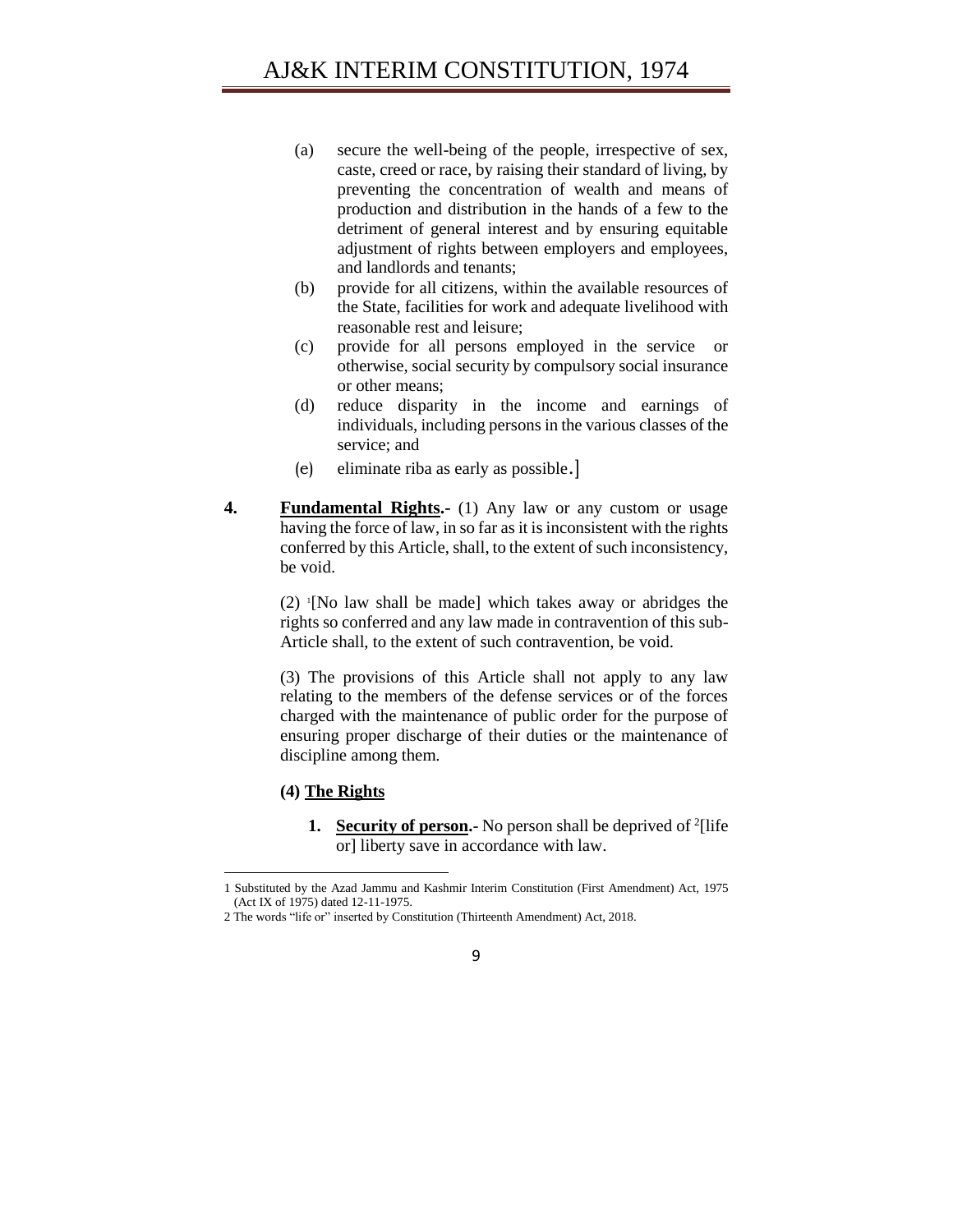(a) secure the well-being of the people, irrespective of sex, caste, creed or race, by raising their standard of living, by preventing the concentration of wealth and means of production and distribution in the hands of a few to the detriment of general interest and by ensuring equitable adjustment of rights between employers and employees, and landlords and tenants;

(b) provide for all citizens, within the available resources of the State, facilities for work and adequate livelihood with reasonable rest and leisure;

(c) provide for all persons employed in the service or otherwise, social security by compulsory social insurance or other means;

(d) reduce disparity in the income and earnings of individuals, including persons in the various classes of the service; and

(e) eliminate riba as early as possible.]

**4. Fundamental Rights.-** (1) Any law or any custom or usage having the force of law, in so far as it is inconsistent with the rights conferred by this Article, shall, to the extent of such inconsistency, be void.

(2) [1][No law shall be made] which takes away or abridges the rights so conferred and any law made in contravention of this sub-Article shall, to the extent of such contravention, be void.

(3) The provisions of this Article shall not apply to any law relating to the members of the defense services or of the forces charged with the maintenance of public order for the purpose of ensuring proper discharge of their duties or the maintenance of discipline among them.

**(4) The Rights**

**1. Security of person.**- No person shall be deprived of [2][life or] liberty save in accordance with law.

---

1 Substituted by the Azad Jammu and Kashmir Interim Constitution (First Amendment) Act, 1975 (Act IX of 1975) dated 12-11-1975.

2 The words "life or" inserted by Constitution (Thirteenth Amendment) Act, 2018.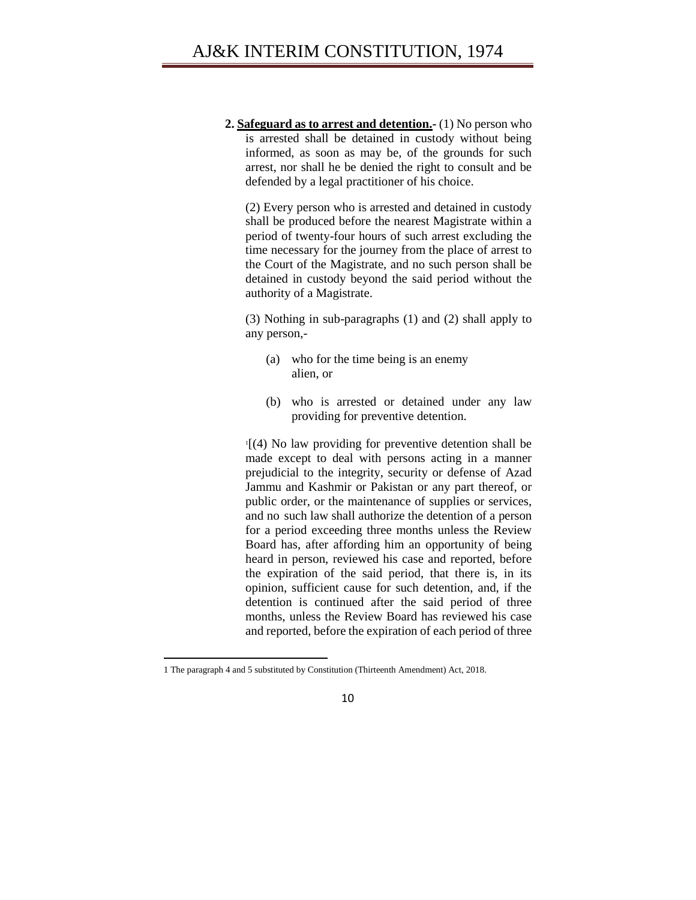**2. Safeguard as to arrest and detention.-** (1) No person who is arrested shall be detained in custody without being informed, as soon as may be, of the grounds for such arrest, nor shall he be denied the right to consult and be defended by a legal practitioner of his choice.

(2) Every person who is arrested and detained in custody shall be produced before the nearest Magistrate within a period of twenty-four hours of such arrest excluding the time necessary for the journey from the place of arrest to the Court of the Magistrate, and no such person shall be detained in custody beyond the said period without the authority of a Magistrate.

(3) Nothing in sub-paragraphs (1) and (2) shall apply to any person,-

(a) who for the time being is an enemy alien, or

(b) who is arrested or detained under any law providing for preventive detention.

[1][(4) No law providing for preventive detention shall be made except to deal with persons acting in a manner prejudicial to the integrity, security or defense of Azad Jammu and Kashmir or Pakistan or any part thereof, or public order, or the maintenance of supplies or services, and no such law shall authorize the detention of a person for a period exceeding three months unless the Review Board has, after affording him an opportunity of being heard in person, reviewed his case and reported, before the expiration of the said period, that there is, in its opinion, sufficient cause for such detention, and, if the detention is continued after the said period of three months, unless the Review Board has reviewed his case and reported, before the expiration of each period of three

---

1 The paragraph 4 and 5 substituted by Constitution (Thirteenth Amendment) Act, 2018.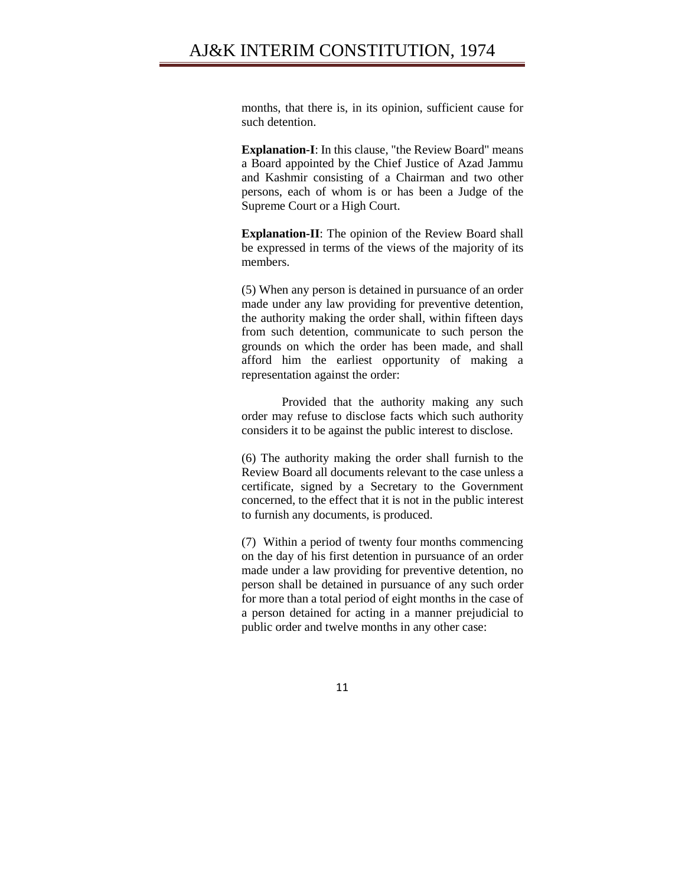months, that there is, in its opinion, sufficient cause for such detention.

**Explanation-I**: In this clause, "the Review Board" means a Board appointed by the Chief Justice of Azad Jammu and Kashmir consisting of a Chairman and two other persons, each of whom is or has been a Judge of the Supreme Court or a High Court.

**Explanation-II**: The opinion of the Review Board shall be expressed in terms of the views of the majority of its members.

(5) When any person is detained in pursuance of an order made under any law providing for preventive detention, the authority making the order shall, within fifteen days from such detention, communicate to such person the grounds on which the order has been made, and shall afford him the earliest opportunity of making a representation against the order:

Provided that the authority making any such order may refuse to disclose facts which such authority considers it to be against the public interest to disclose.

(6) The authority making the order shall furnish to the Review Board all documents relevant to the case unless a certificate, signed by a Secretary to the Government concerned, to the effect that it is not in the public interest to furnish any documents, is produced.

(7) Within a period of twenty four months commencing on the day of his first detention in pursuance of an order made under a law providing for preventive detention, no person shall be detained in pursuance of any such order for more than a total period of eight months in the case of a person detained for acting in a manner prejudicial to public order and twelve months in any other case: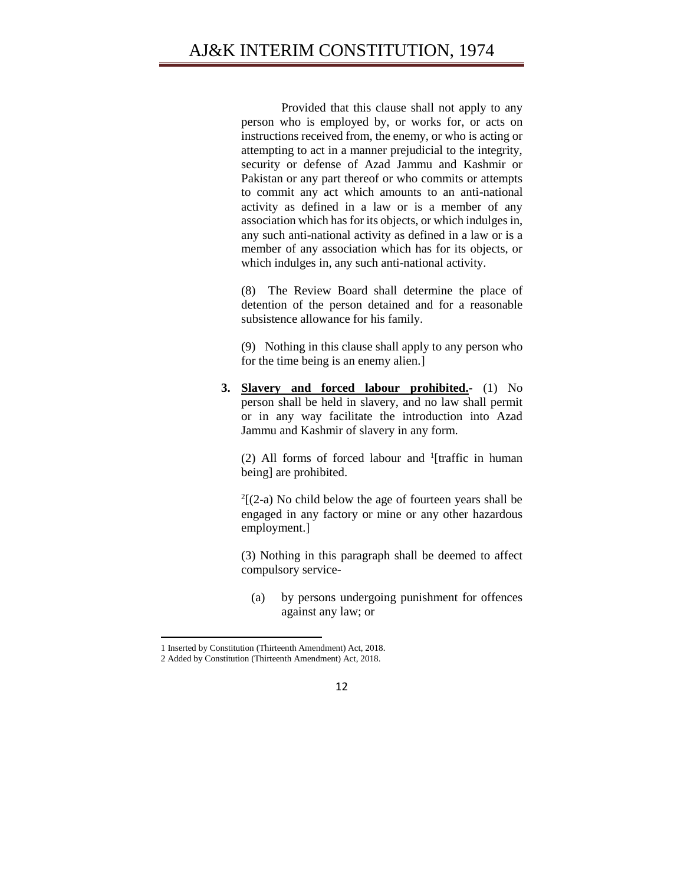Provided that this clause shall not apply to any person who is employed by, or works for, or acts on instructions received from, the enemy, or who is acting or attempting to act in a manner prejudicial to the integrity, security or defense of Azad Jammu and Kashmir or Pakistan or any part thereof or who commits or attempts to commit any act which amounts to an anti-national activity as defined in a law or is a member of any association which has for its objects, or which indulges in, any such anti-national activity as defined in a law or is a member of any association which has for its objects, or which indulges in, any such anti-national activity.

(8) The Review Board shall determine the place of detention of the person detained and for a reasonable subsistence allowance for his family.

(9) Nothing in this clause shall apply to any person who for the time being is an enemy alien.]

**3. Slavery and forced labour prohibited.-** (1) No person shall be held in slavery, and no law shall permit or in any way facilitate the introduction into Azad Jammu and Kashmir of slavery in any form.

(2) All forms of forced labour and [1][traffic in human being] are prohibited.

[2][(2-a) No child below the age of fourteen years shall be engaged in any factory or mine or any other hazardous employment.]

(3) Nothing in this paragraph shall be deemed to affect compulsory service-

(a) by persons undergoing punishment for offences against any law; or

---

1 Inserted by Constitution (Thirteenth Amendment) Act, 2018.

2 Added by Constitution (Thirteenth Amendment) Act, 2018.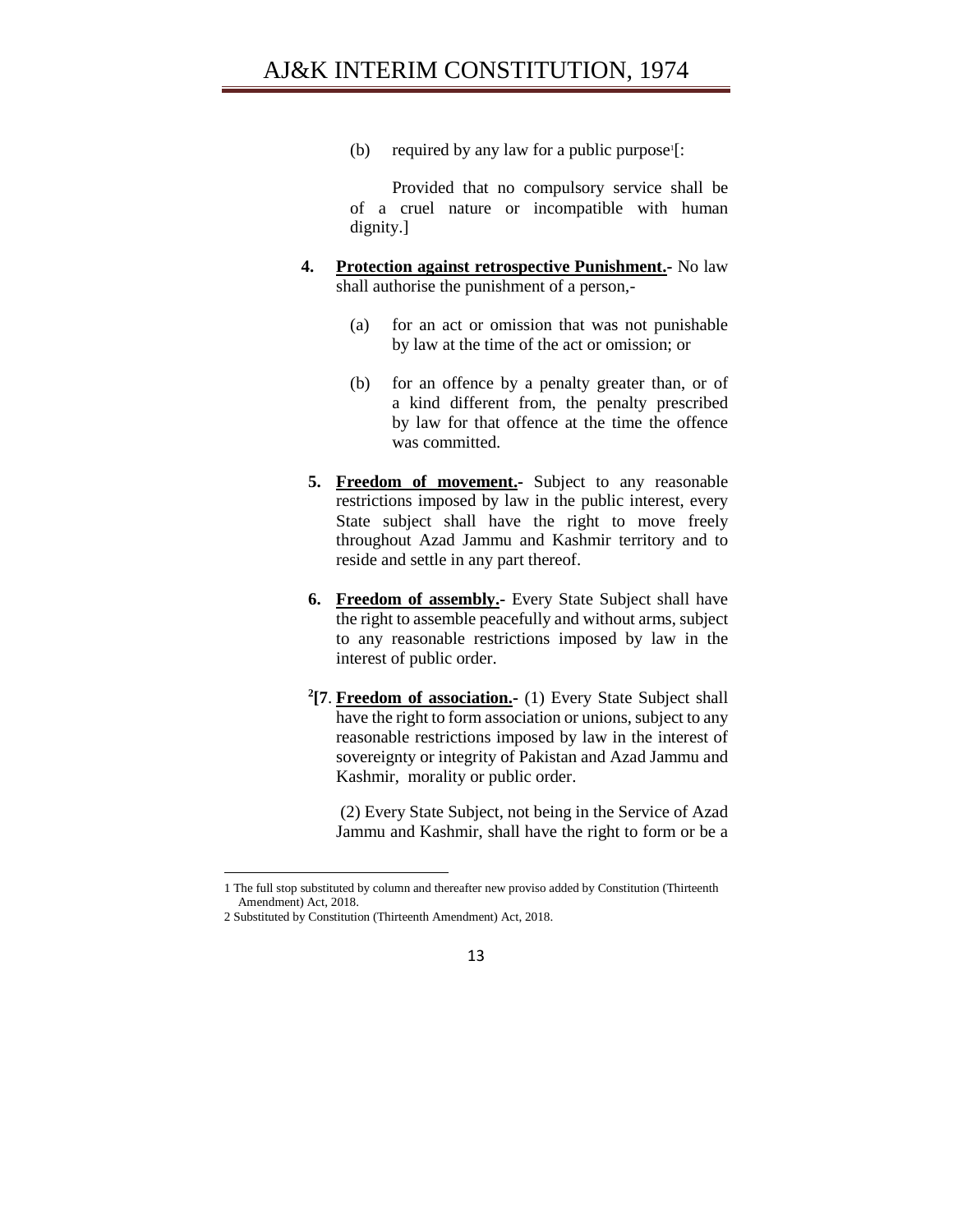(b) required by any law for a public purpose[1][:

Provided that no compulsory service shall be of a cruel nature or incompatible with human dignity.]

**4. Protection against retrospective Punishment.-** No law shall authorise the punishment of a person,-

(a) for an act or omission that was not punishable by law at the time of the act or omission; or

(b) for an offence by a penalty greater than, or of a kind different from, the penalty prescribed by law for that offence at the time the offence was committed.

**5. Freedom of movement.-** Subject to any reasonable restrictions imposed by law in the public interest, every State subject shall have the right to move freely throughout Azad Jammu and Kashmir territory and to reside and settle in any part thereof.

**6. Freedom of assembly.-** Every State Subject shall have the right to assemble peacefully and without arms, subject to any reasonable restrictions imposed by law in the interest of public order.

[2][**7**. **Freedom of association.-** (1) Every State Subject shall have the right to form association or unions, subject to any reasonable restrictions imposed by law in the interest of sovereignty or integrity of Pakistan and Azad Jammu and Kashmir, morality or public order.

(2) Every State Subject, not being in the Service of Azad Jammu and Kashmir, shall have the right to form or be a

---

1 The full stop substituted by column and thereafter new proviso added by Constitution (Thirteenth Amendment) Act, 2018.

2 Substituted by Constitution (Thirteenth Amendment) Act, 2018.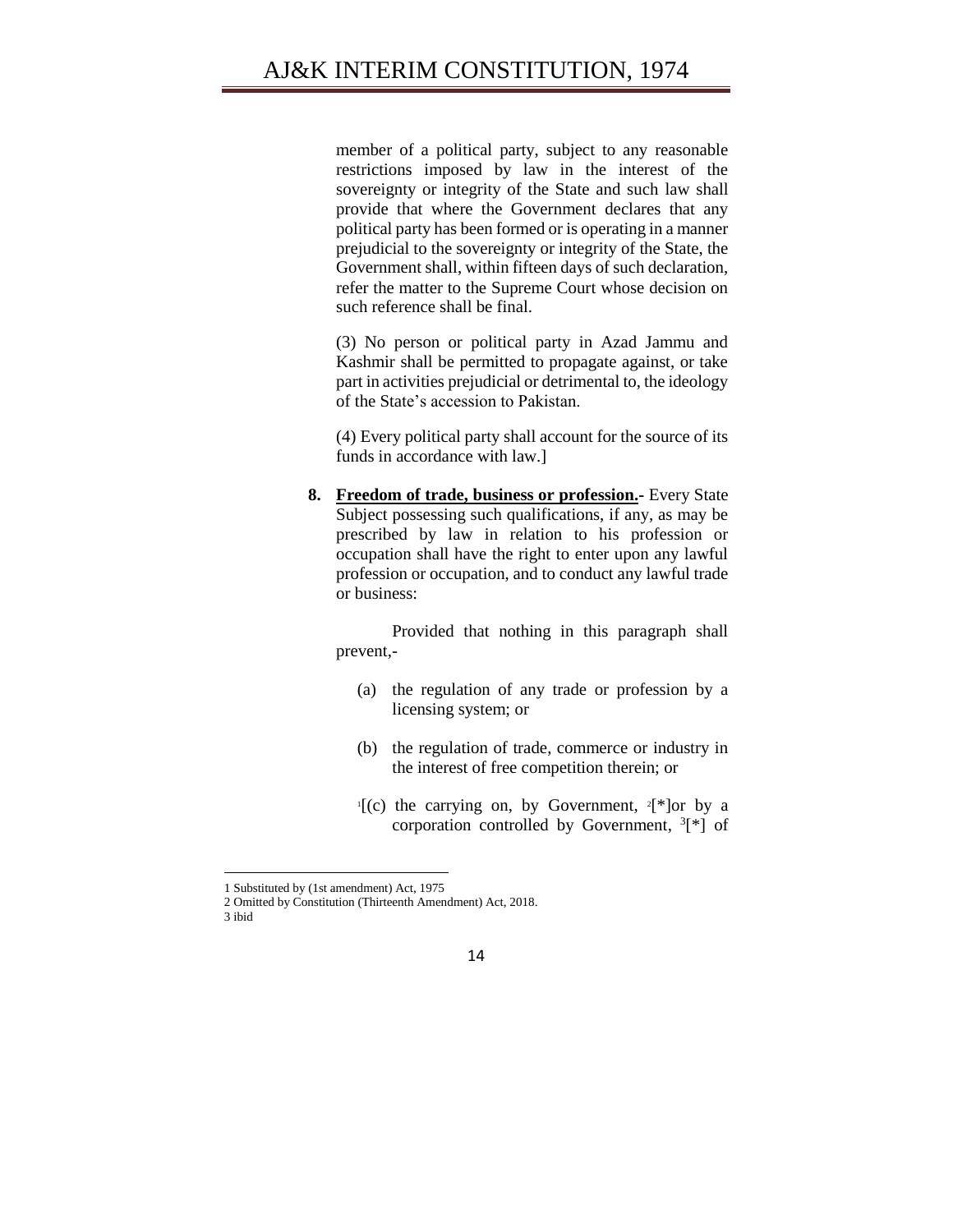member of a political party, subject to any reasonable restrictions imposed by law in the interest of the sovereignty or integrity of the State and such law shall provide that where the Government declares that any political party has been formed or is operating in a manner prejudicial to the sovereignty or integrity of the State, the Government shall, within fifteen days of such declaration, refer the matter to the Supreme Court whose decision on such reference shall be final.

(3) No person or political party in Azad Jammu and Kashmir shall be permitted to propagate against, or take part in activities prejudicial or detrimental to, the ideology of the State's accession to Pakistan.

(4) Every political party shall account for the source of its funds in accordance with law.]

**8. <u>Freedom of trade, business or profession.</u>-** Every State Subject possessing such qualifications, if any, as may be prescribed by law in relation to his profession or occupation shall have the right to enter upon any lawful profession or occupation, and to conduct any lawful trade or business:

Provided that nothing in this paragraph shall prevent,-

(a) the regulation of any trade or profession by a licensing system; or

(b) the regulation of trade, commerce or industry in the interest of free competition therein; or

[1][(c) the carrying on, by Government, [2][*]or by a corporation controlled by Government, [3][*] of

---

1 Substituted by (1st amendment) Act, 1975

2 Omitted by Constitution (Thirteenth Amendment) Act, 2018.

3 ibid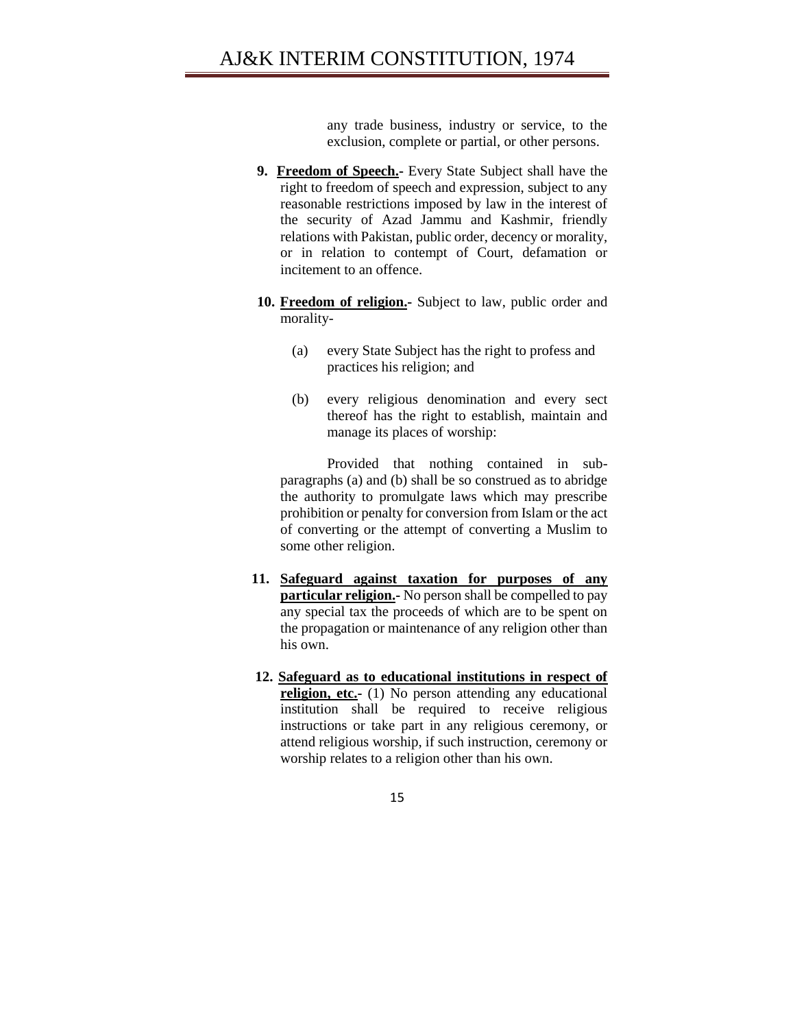any trade business, industry or service, to the exclusion, complete or partial, or other persons.

**9. <u>Freedom of Speech.</u>-** Every State Subject shall have the right to freedom of speech and expression, subject to any reasonable restrictions imposed by law in the interest of the security of Azad Jammu and Kashmir, friendly relations with Pakistan, public order, decency or morality, or in relation to contempt of Court, defamation or incitement to an offence.

**10. <u>Freedom of religion.</u>-** Subject to law, public order and morality-

(a) every State Subject has the right to profess and practices his religion; and

(b) every religious denomination and every sect thereof has the right to establish, maintain and manage its places of worship:

Provided that nothing contained in sub-paragraphs (a) and (b) shall be so construed as to abridge the authority to promulgate laws which may prescribe prohibition or penalty for conversion from Islam or the act of converting or the attempt of converting a Muslim to some other religion.

**11. <u>Safeguard against taxation for purposes of any particular religion.</u>-** No person shall be compelled to pay any special tax the proceeds of which are to be spent on the propagation or maintenance of any religion other than his own.

**12. <u>Safeguard as to educational institutions in respect of religion, etc.</u>-** (1) No person attending any educational institution shall be required to receive religious instructions or take part in any religious ceremony, or attend religious worship, if such instruction, ceremony or worship relates to a religion other than his own.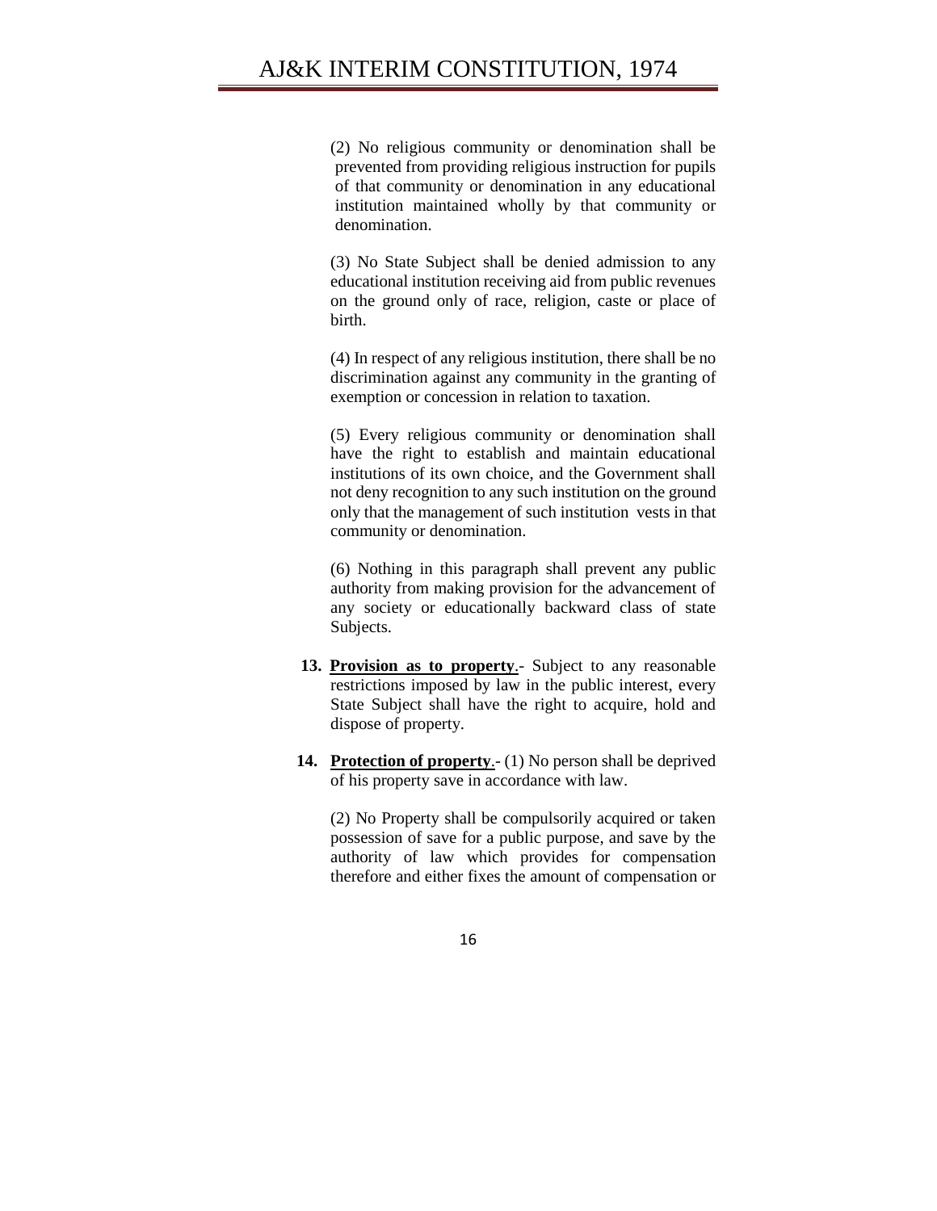(2) No religious community or denomination shall be prevented from providing religious instruction for pupils of that community or denomination in any educational institution maintained wholly by that community or denomination.

(3) No State Subject shall be denied admission to any educational institution receiving aid from public revenues on the ground only of race, religion, caste or place of birth.

(4) In respect of any religious institution, there shall be no discrimination against any community in the granting of exemption or concession in relation to taxation.

(5) Every religious community or denomination shall have the right to establish and maintain educational institutions of its own choice, and the Government shall not deny recognition to any such institution on the ground only that the management of such institution vests in that community or denomination.

(6) Nothing in this paragraph shall prevent any public authority from making provision for the advancement of any society or educationally backward class of state Subjects.

**13. Provision as to property**.- Subject to any reasonable restrictions imposed by law in the public interest, every State Subject shall have the right to acquire, hold and dispose of property.

**14. Protection of property**.- (1) No person shall be deprived of his property save in accordance with law.

(2) No Property shall be compulsorily acquired or taken possession of save for a public purpose, and save by the authority of law which provides for compensation therefore and either fixes the amount of compensation or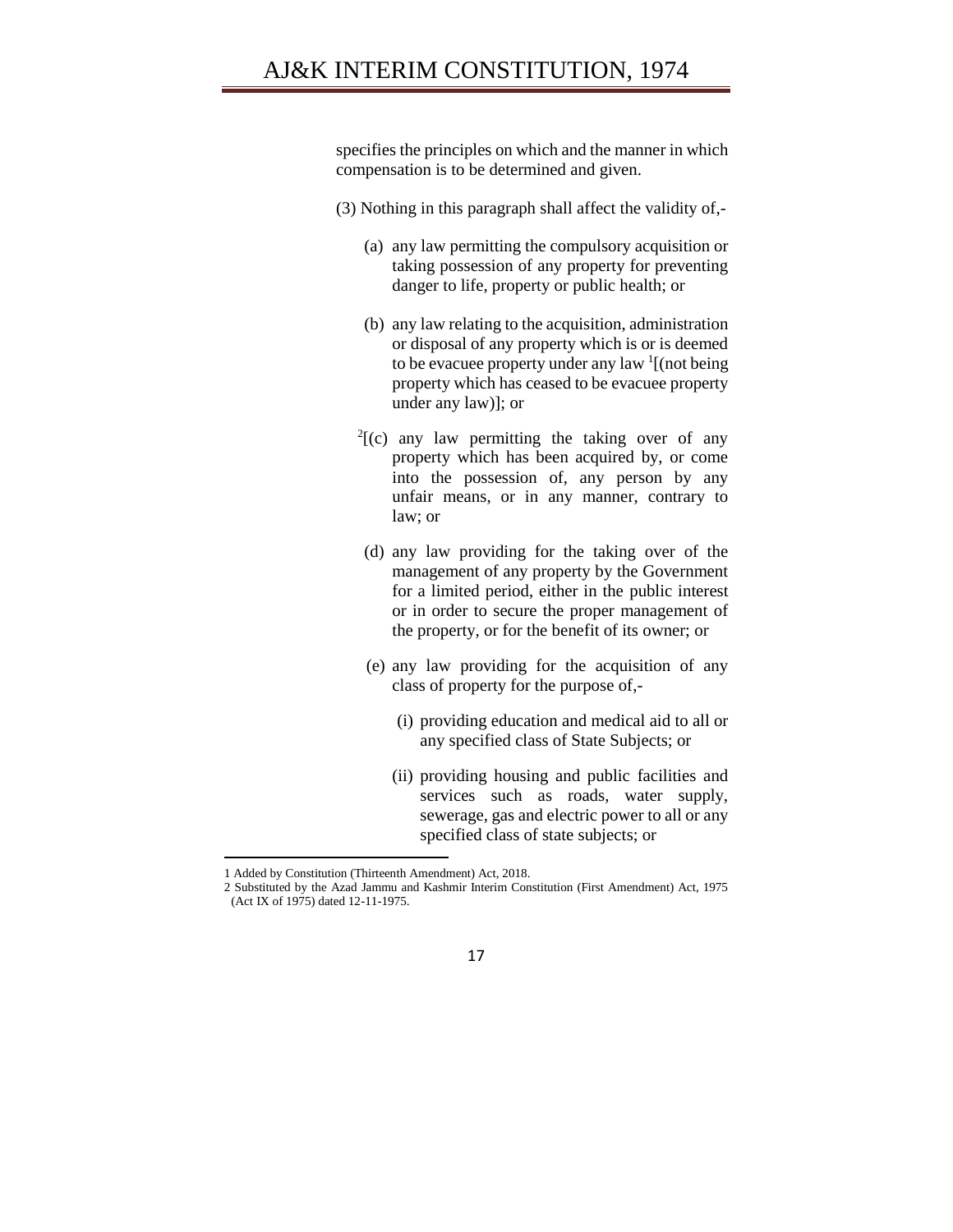specifies the principles on which and the manner in which compensation is to be determined and given.

(3) Nothing in this paragraph shall affect the validity of,-

(a) any law permitting the compulsory acquisition or taking possession of any property for preventing danger to life, property or public health; or

(b) any law relating to the acquisition, administration or disposal of any property which is or is deemed to be evacuee property under any law [1][(not being property which has ceased to be evacuee property under any law)]; or

[2][(c) any law permitting the taking over of any property which has been acquired by, or come into the possession of, any person by any unfair means, or in any manner, contrary to law; or

(d) any law providing for the taking over of the management of any property by the Government for a limited period, either in the public interest or in order to secure the proper management of the property, or for the benefit of its owner; or

(e) any law providing for the acquisition of any class of property for the purpose of,-

(i) providing education and medical aid to all or any specified class of State Subjects; or

(ii) providing housing and public facilities and services such as roads, water supply, sewerage, gas and electric power to all or any specified class of state subjects; or

---

1 Added by Constitution (Thirteenth Amendment) Act, 2018.

2 Substituted by the Azad Jammu and Kashmir Interim Constitution (First Amendment) Act, 1975 (Act IX of 1975) dated 12-11-1975.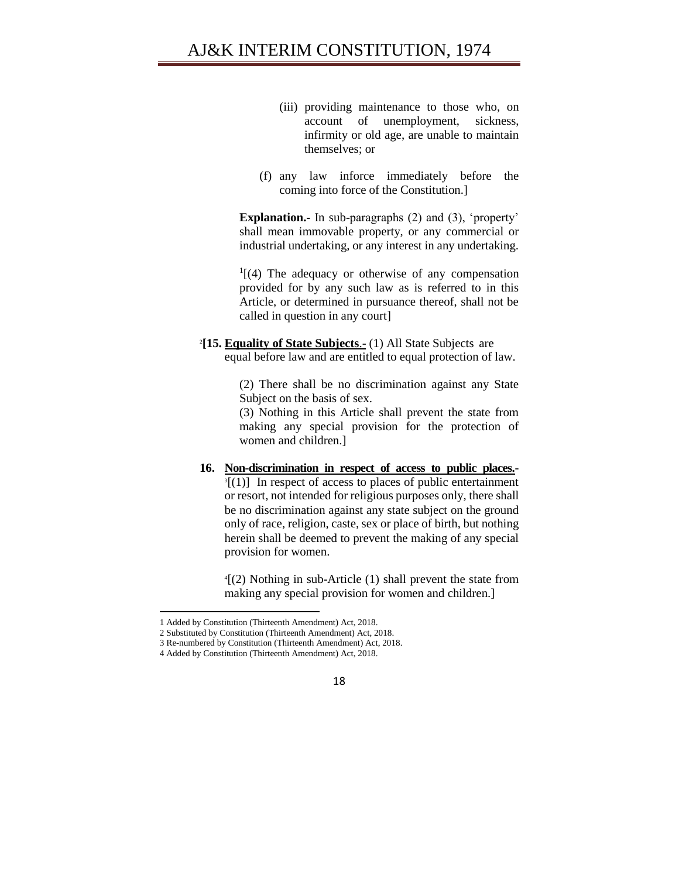(iii) providing maintenance to those who, on account of unemployment, sickness, infirmity or old age, are unable to maintain themselves; or

(f) any law inforce immediately before the coming into force of the Constitution.]

**Explanation.-** In sub-paragraphs (2) and (3), 'property' shall mean immovable property, or any commercial or industrial undertaking, or any interest in any undertaking.

[1][(4) The adequacy or otherwise of any compensation provided for by any such law as is referred to in this Article, or determined in pursuance thereof, shall not be called in question in any court]

[2]**[15. Equality of State Subjects**.- (1) All State Subjects are equal before law and are entitled to equal protection of law.

(2) There shall be no discrimination against any State Subject on the basis of sex.

(3) Nothing in this Article shall prevent the state from making any special provision for the protection of women and children.]

**16. Non-discrimination in respect of access to public places.-** [3][(1)] In respect of access to places of public entertainment or resort, not intended for religious purposes only, there shall be no discrimination against any state subject on the ground only of race, religion, caste, sex or place of birth, but nothing herein shall be deemed to prevent the making of any special provision for women.

[4][(2) Nothing in sub-Article (1) shall prevent the state from making any special provision for women and children.]

---

1 Added by Constitution (Thirteenth Amendment) Act, 2018.
2 Substituted by Constitution (Thirteenth Amendment) Act, 2018.
3 Re-numbered by Constitution (Thirteenth Amendment) Act, 2018.
4 Added by Constitution (Thirteenth Amendment) Act, 2018.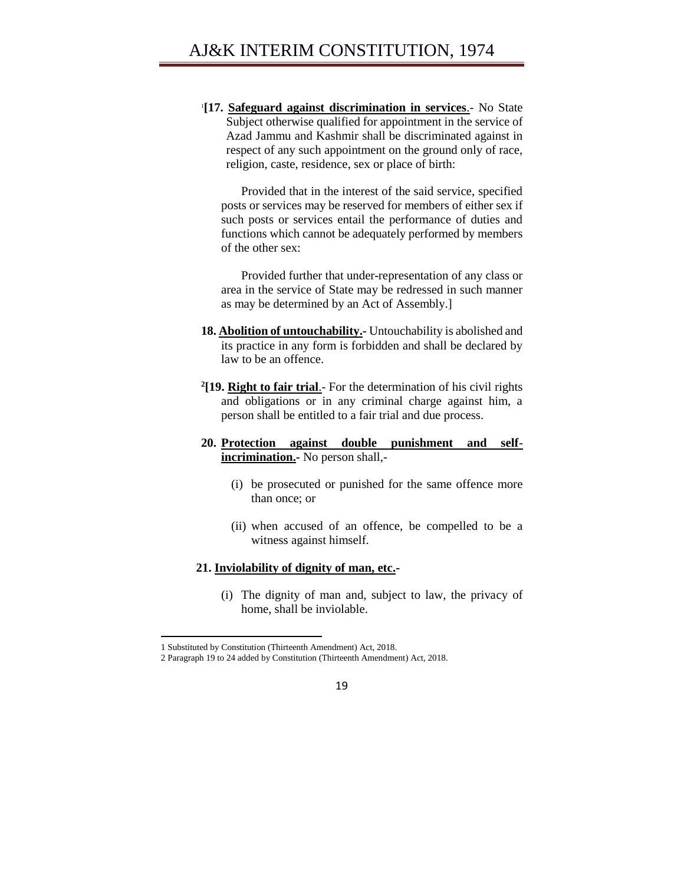[1][17. **Safeguard against discrimination in services**.- No State Subject otherwise qualified for appointment in the service of Azad Jammu and Kashmir shall be discriminated against in respect of any such appointment on the ground only of race, religion, caste, residence, sex or place of birth:

Provided that in the interest of the said service, specified posts or services may be reserved for members of either sex if such posts or services entail the performance of duties and functions which cannot be adequately performed by members of the other sex:

Provided further that under-representation of any class or area in the service of State may be redressed in such manner as may be determined by an Act of Assembly.]

**18. Abolition of untouchability.-** Untouchability is abolished and its practice in any form is forbidden and shall be declared by law to be an offence.

[2][**19. Right to fair trial**.- For the determination of his civil rights and obligations or in any criminal charge against him, a person shall be entitled to a fair trial and due process.

**20. Protection against double punishment and self-incrimination.-** No person shall,-

(i) be prosecuted or punished for the same offence more than once; or

(ii) when accused of an offence, be compelled to be a witness against himself.

**21. Inviolability of dignity of man, etc.-**

(i) The dignity of man and, subject to law, the privacy of home, shall be inviolable.

---

1 Substituted by Constitution (Thirteenth Amendment) Act, 2018.

2 Paragraph 19 to 24 added by Constitution (Thirteenth Amendment) Act, 2018.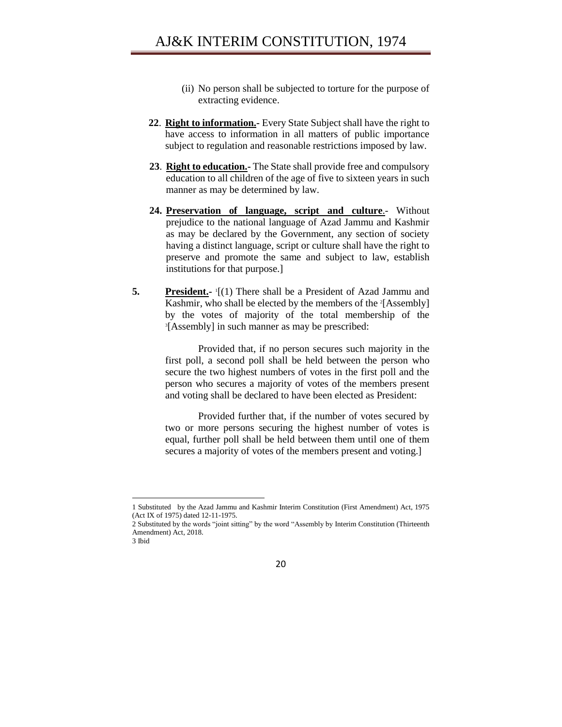(ii) No person shall be subjected to torture for the purpose of extracting evidence.

**22**. **Right to information.-** Every State Subject shall have the right to have access to information in all matters of public importance subject to regulation and reasonable restrictions imposed by law.

**23**. **Right to education.-** The State shall provide free and compulsory education to all children of the age of five to sixteen years in such manner as may be determined by law.

**24. Preservation of language, script and culture**.- Without prejudice to the national language of Azad Jammu and Kashmir as may be declared by the Government, any section of society having a distinct language, script or culture shall have the right to preserve and promote the same and subject to law, establish institutions for that purpose.]

**5.** **President.-** [1][(1) There shall be a President of Azad Jammu and Kashmir, who shall be elected by the members of the [2][Assembly] by the votes of majority of the total membership of the [3][Assembly] in such manner as may be prescribed:

Provided that, if no person secures such majority in the first poll, a second poll shall be held between the person who secure the two highest numbers of votes in the first poll and the person who secures a majority of votes of the members present and voting shall be declared to have been elected as President:

Provided further that, if the number of votes secured by two or more persons securing the highest number of votes is equal, further poll shall be held between them until one of them secures a majority of votes of the members present and voting.]

---

1 Substituted by the Azad Jammu and Kashmir Interim Constitution (First Amendment) Act, 1975 (Act IX of 1975) dated 12-11-1975.

2 Substituted by the words "joint sitting" by the word "Assembly by Interim Constitution (Thirteenth Amendment) Act, 2018.

3 Ibid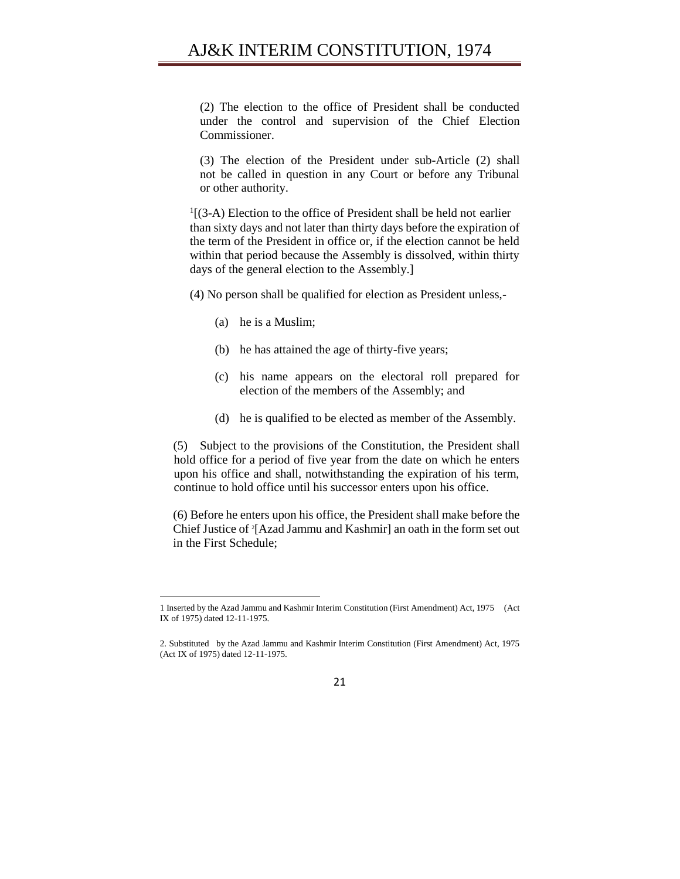(2) The election to the office of President shall be conducted under the control and supervision of the Chief Election Commissioner.

(3) The election of the President under sub-Article (2) shall not be called in question in any Court or before any Tribunal or other authority.

[1][(3-A) Election to the office of President shall be held not earlier than sixty days and not later than thirty days before the expiration of the term of the President in office or, if the election cannot be held within that period because the Assembly is dissolved, within thirty days of the general election to the Assembly.]

(4) No person shall be qualified for election as President unless,-

(a) he is a Muslim;

(b) he has attained the age of thirty-five years;

(c) his name appears on the electoral roll prepared for election of the members of the Assembly; and

(d) he is qualified to be elected as member of the Assembly.

(5) Subject to the provisions of the Constitution, the President shall hold office for a period of five year from the date on which he enters upon his office and shall, notwithstanding the expiration of his term, continue to hold office until his successor enters upon his office.

(6) Before he enters upon his office, the President shall make before the Chief Justice of [2][Azad Jammu and Kashmir] an oath in the form set out in the First Schedule;

---

1 Inserted by the Azad Jammu and Kashmir Interim Constitution (First Amendment) Act, 1975 (Act IX of 1975) dated 12-11-1975.

2. Substituted by the Azad Jammu and Kashmir Interim Constitution (First Amendment) Act, 1975 (Act IX of 1975) dated 12-11-1975.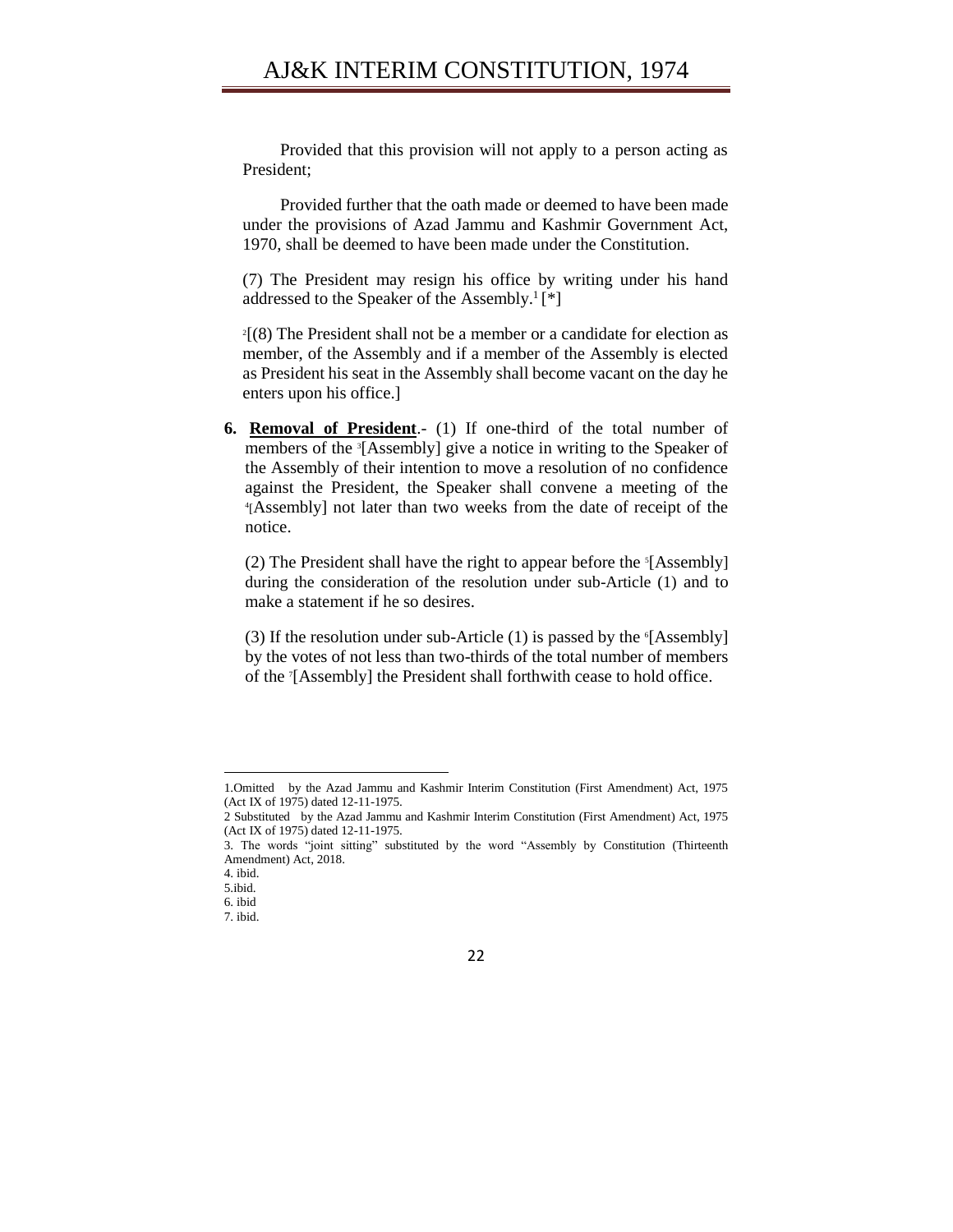Provided that this provision will not apply to a person acting as President;

Provided further that the oath made or deemed to have been made under the provisions of Azad Jammu and Kashmir Government Act, 1970, shall be deemed to have been made under the Constitution.

(7) The President may resign his office by writing under his hand addressed to the Speaker of the Assembly.[1] [*]

[2][(8) The President shall not be a member or a candidate for election as member, of the Assembly and if a member of the Assembly is elected as President his seat in the Assembly shall become vacant on the day he enters upon his office.]

**6. Removal of President**.- (1) If one-third of the total number of members of the [3][Assembly] give a notice in writing to the Speaker of the Assembly of their intention to move a resolution of no confidence against the President, the Speaker shall convene a meeting of the [4][Assembly] not later than two weeks from the date of receipt of the notice.

(2) The President shall have the right to appear before the [5][Assembly] during the consideration of the resolution under sub-Article (1) and to make a statement if he so desires.

(3) If the resolution under sub-Article (1) is passed by the [6][Assembly] by the votes of not less than two-thirds of the total number of members of the [7][Assembly] the President shall forthwith cease to hold office.

---

1.Omitted by the Azad Jammu and Kashmir Interim Constitution (First Amendment) Act, 1975 (Act IX of 1975) dated 12-11-1975.

2 Substituted by the Azad Jammu and Kashmir Interim Constitution (First Amendment) Act, 1975 (Act IX of 1975) dated 12-11-1975.

3. The words "joint sitting" substituted by the word "Assembly by Constitution (Thirteenth Amendment) Act, 2018.

4. ibid.

5.ibid.

6. ibid

7. ibid.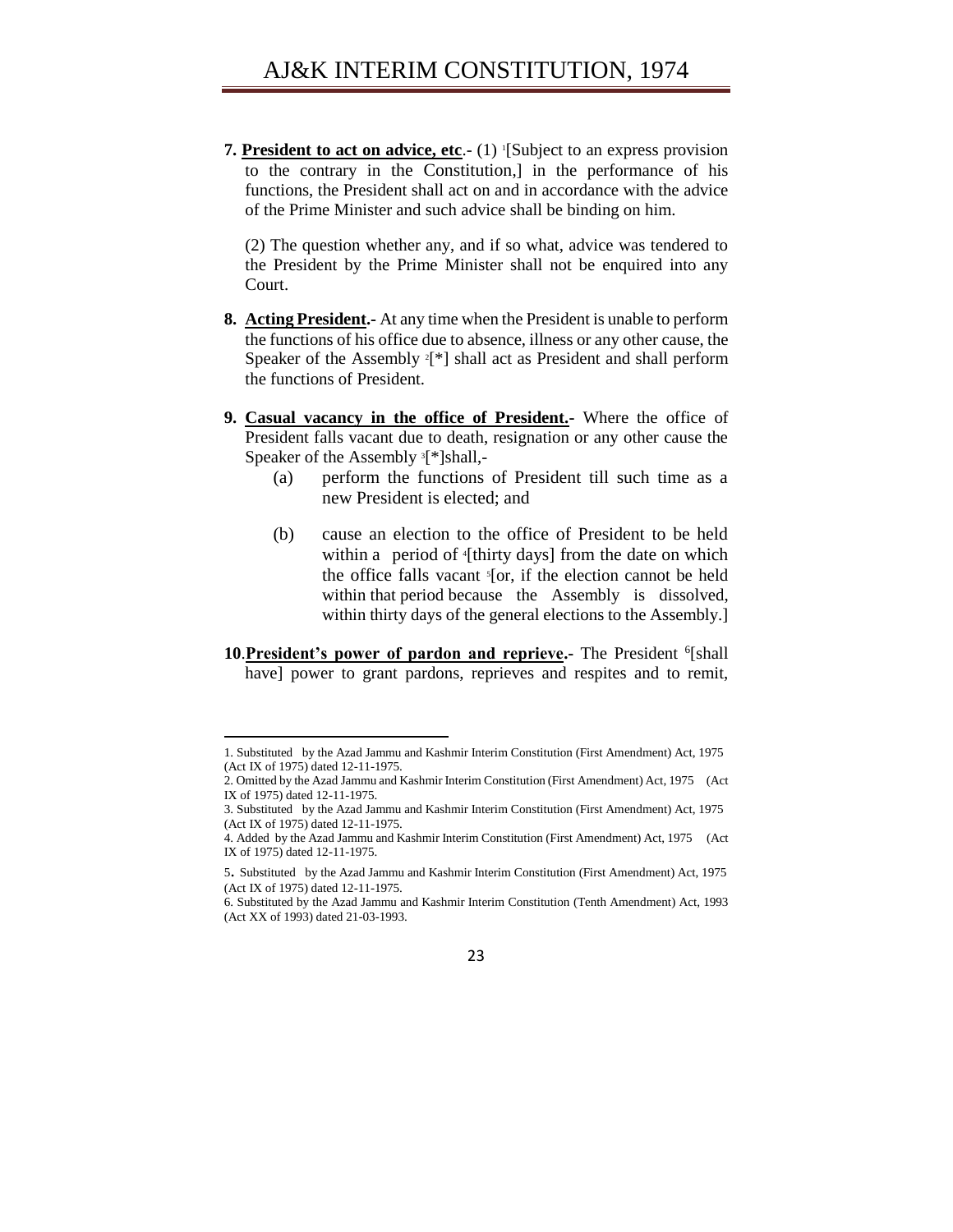**7. President to act on advice, etc**.- (1) [1][Subject to an express provision to the contrary in the Constitution,] in the performance of his functions, the President shall act on and in accordance with the advice of the Prime Minister and such advice shall be binding on him.

(2) The question whether any, and if so what, advice was tendered to the President by the Prime Minister shall not be enquired into any Court.

**8. Acting President.**- At any time when the President is unable to perform the functions of his office due to absence, illness or any other cause, the Speaker of the Assembly [2][*] shall act as President and shall perform the functions of President.

**9. Casual vacancy in the office of President.**- Where the office of President falls vacant due to death, resignation or any other cause the Speaker of the Assembly [3][*]shall,-

(a) perform the functions of President till such time as a new President is elected; and

(b) cause an election to the office of President to be held within a period of [4][thirty days] from the date on which the office falls vacant [5][or, if the election cannot be held within that period because the Assembly is dissolved, within thirty days of the general elections to the Assembly.]

**10. President's power of pardon and reprieve.**- The President [6][shall have] power to grant pardons, reprieves and respites and to remit,

---

1. Substituted by the Azad Jammu and Kashmir Interim Constitution (First Amendment) Act, 1975 (Act IX of 1975) dated 12-11-1975.
2. Omitted by the Azad Jammu and Kashmir Interim Constitution (First Amendment) Act, 1975 (Act IX of 1975) dated 12-11-1975.
3. Substituted by the Azad Jammu and Kashmir Interim Constitution (First Amendment) Act, 1975 (Act IX of 1975) dated 12-11-1975.
4. Added by the Azad Jammu and Kashmir Interim Constitution (First Amendment) Act, 1975 (Act IX of 1975) dated 12-11-1975.
5. Substituted by the Azad Jammu and Kashmir Interim Constitution (First Amendment) Act, 1975 (Act IX of 1975) dated 12-11-1975.
6. Substituted by the Azad Jammu and Kashmir Interim Constitution (Tenth Amendment) Act, 1993 (Act XX of 1993) dated 21-03-1993.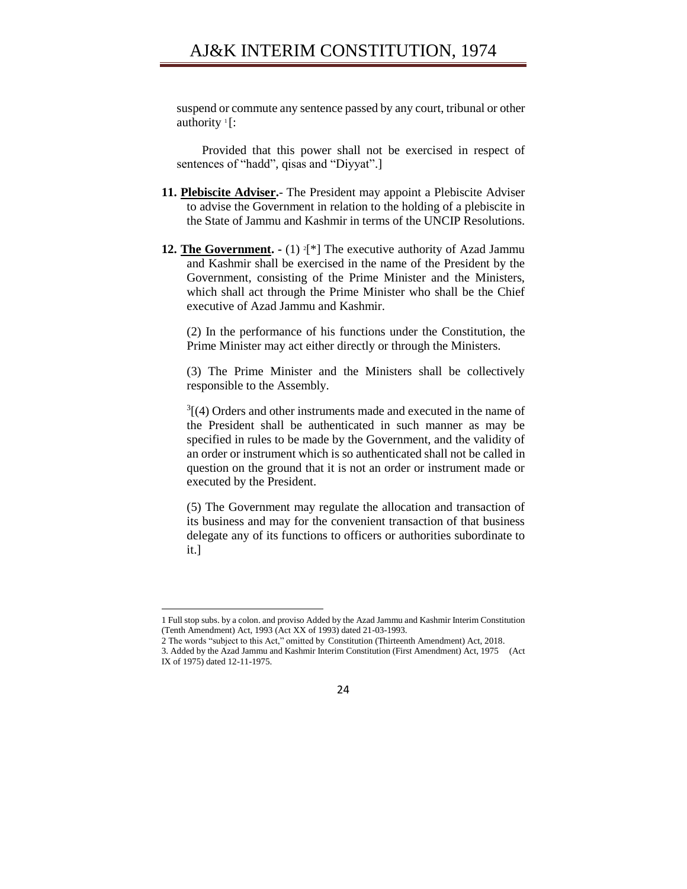suspend or commute any sentence passed by any court, tribunal or other authority [1][:

Provided that this power shall not be exercised in respect of sentences of "hadd", qisas and "Diyyat".]

**11. <u>Plebiscite Adviser</u>.**- The President may appoint a Plebiscite Adviser to advise the Government in relation to the holding of a plebiscite in the State of Jammu and Kashmir in terms of the UNCIP Resolutions.

**12. <u>The Government</u>.** - (1) [2][*] The executive authority of Azad Jammu and Kashmir shall be exercised in the name of the President by the Government, consisting of the Prime Minister and the Ministers, which shall act through the Prime Minister who shall be the Chief executive of Azad Jammu and Kashmir.

(2) In the performance of his functions under the Constitution, the Prime Minister may act either directly or through the Ministers.

(3) The Prime Minister and the Ministers shall be collectively responsible to the Assembly.

[3][(4) Orders and other instruments made and executed in the name of the President shall be authenticated in such manner as may be specified in rules to be made by the Government, and the validity of an order or instrument which is so authenticated shall not be called in question on the ground that it is not an order or instrument made or executed by the President.

(5) The Government may regulate the allocation and transaction of its business and may for the convenient transaction of that business delegate any of its functions to officers or authorities subordinate to it.]

---

1 Full stop subs. by a colon. and proviso Added by the Azad Jammu and Kashmir Interim Constitution (Tenth Amendment) Act, 1993 (Act XX of 1993) dated 21-03-1993.

2 The words "subject to this Act," omitted by Constitution (Thirteenth Amendment) Act, 2018.

3. Added by the Azad Jammu and Kashmir Interim Constitution (First Amendment) Act, 1975 (Act IX of 1975) dated 12-11-1975.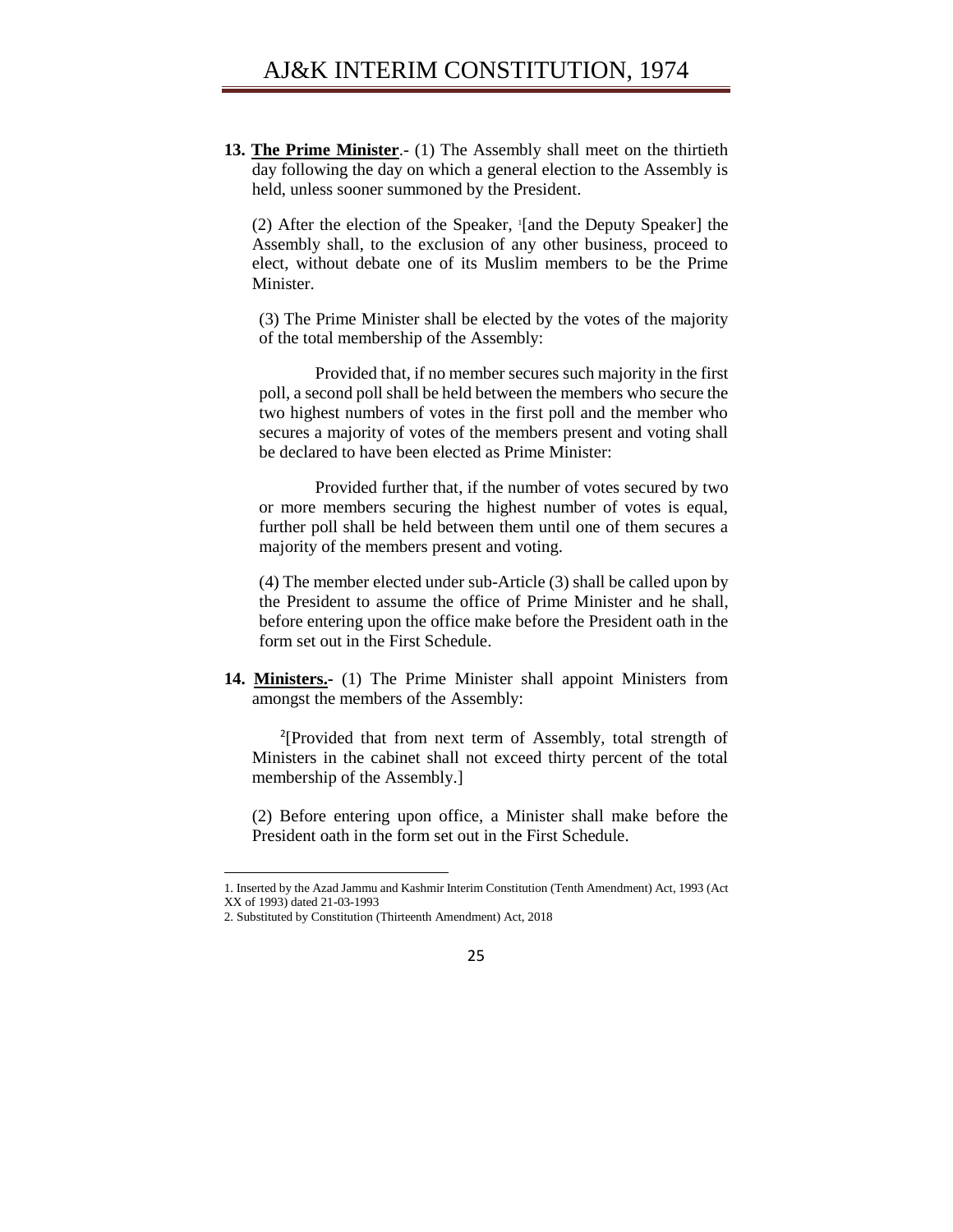**13. The Prime Minister**.- (1) The Assembly shall meet on the thirtieth day following the day on which a general election to the Assembly is held, unless sooner summoned by the President.

(2) After the election of the Speaker, [1][and the Deputy Speaker] the Assembly shall, to the exclusion of any other business, proceed to elect, without debate one of its Muslim members to be the Prime Minister.

(3) The Prime Minister shall be elected by the votes of the majority of the total membership of the Assembly:

Provided that, if no member secures such majority in the first poll, a second poll shall be held between the members who secure the two highest numbers of votes in the first poll and the member who secures a majority of votes of the members present and voting shall be declared to have been elected as Prime Minister:

Provided further that, if the number of votes secured by two or more members securing the highest number of votes is equal, further poll shall be held between them until one of them secures a majority of the members present and voting.

(4) The member elected under sub-Article (3) shall be called upon by the President to assume the office of Prime Minister and he shall, before entering upon the office make before the President oath in the form set out in the First Schedule.

**14. Ministers.-** (1) The Prime Minister shall appoint Ministers from amongst the members of the Assembly:

[2][Provided that from next term of Assembly, total strength of Ministers in the cabinet shall not exceed thirty percent of the total membership of the Assembly.]

(2) Before entering upon office, a Minister shall make before the President oath in the form set out in the First Schedule.

---

1. Inserted by the Azad Jammu and Kashmir Interim Constitution (Tenth Amendment) Act, 1993 (Act XX of 1993) dated 21-03-1993

2. Substituted by Constitution (Thirteenth Amendment) Act, 2018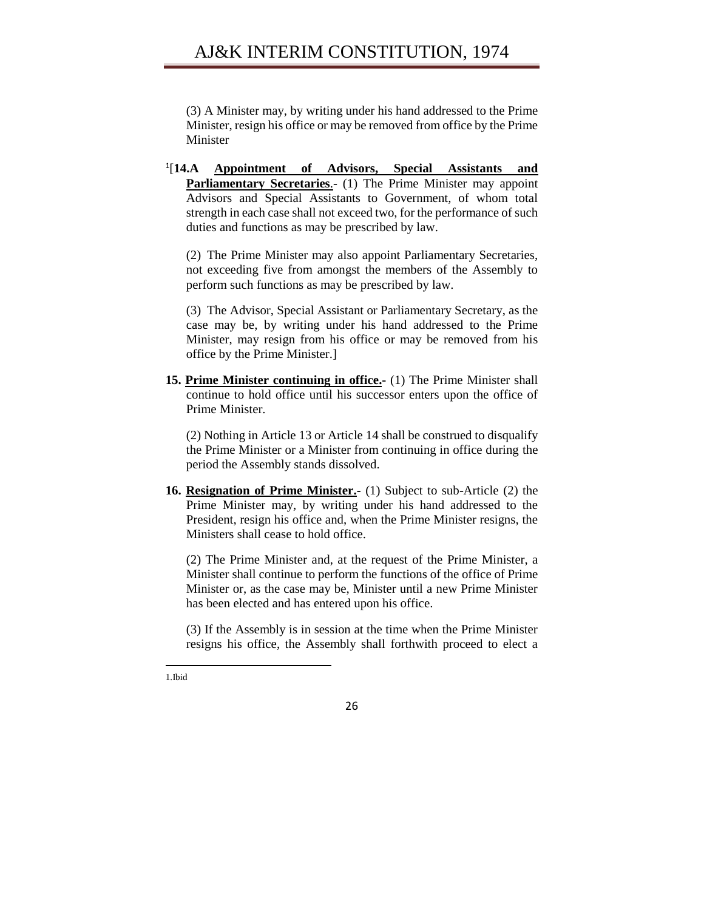(3) A Minister may, by writing under his hand addressed to the Prime Minister, resign his office or may be removed from office by the Prime Minister

[1][**14.A** **Appointment of Advisors, Special Assistants and Parliamentary Secretaries**.- (1) The Prime Minister may appoint Advisors and Special Assistants to Government, of whom total strength in each case shall not exceed two, for the performance of such duties and functions as may be prescribed by law.

(2) The Prime Minister may also appoint Parliamentary Secretaries, not exceeding five from amongst the members of the Assembly to perform such functions as may be prescribed by law.

(3) The Advisor, Special Assistant or Parliamentary Secretary, as the case may be, by writing under his hand addressed to the Prime Minister, may resign from his office or may be removed from his office by the Prime Minister.]

**15. Prime Minister continuing in office.-** (1) The Prime Minister shall continue to hold office until his successor enters upon the office of Prime Minister.

(2) Nothing in Article 13 or Article 14 shall be construed to disqualify the Prime Minister or a Minister from continuing in office during the period the Assembly stands dissolved.

**16. Resignation of Prime Minister.-** (1) Subject to sub-Article (2) the Prime Minister may, by writing under his hand addressed to the President, resign his office and, when the Prime Minister resigns, the Ministers shall cease to hold office.

(2) The Prime Minister and, at the request of the Prime Minister, a Minister shall continue to perform the functions of the office of Prime Minister or, as the case may be, Minister until a new Prime Minister has been elected and has entered upon his office.

(3) If the Assembly is in session at the time when the Prime Minister resigns his office, the Assembly shall forthwith proceed to elect a

---

1.Ibid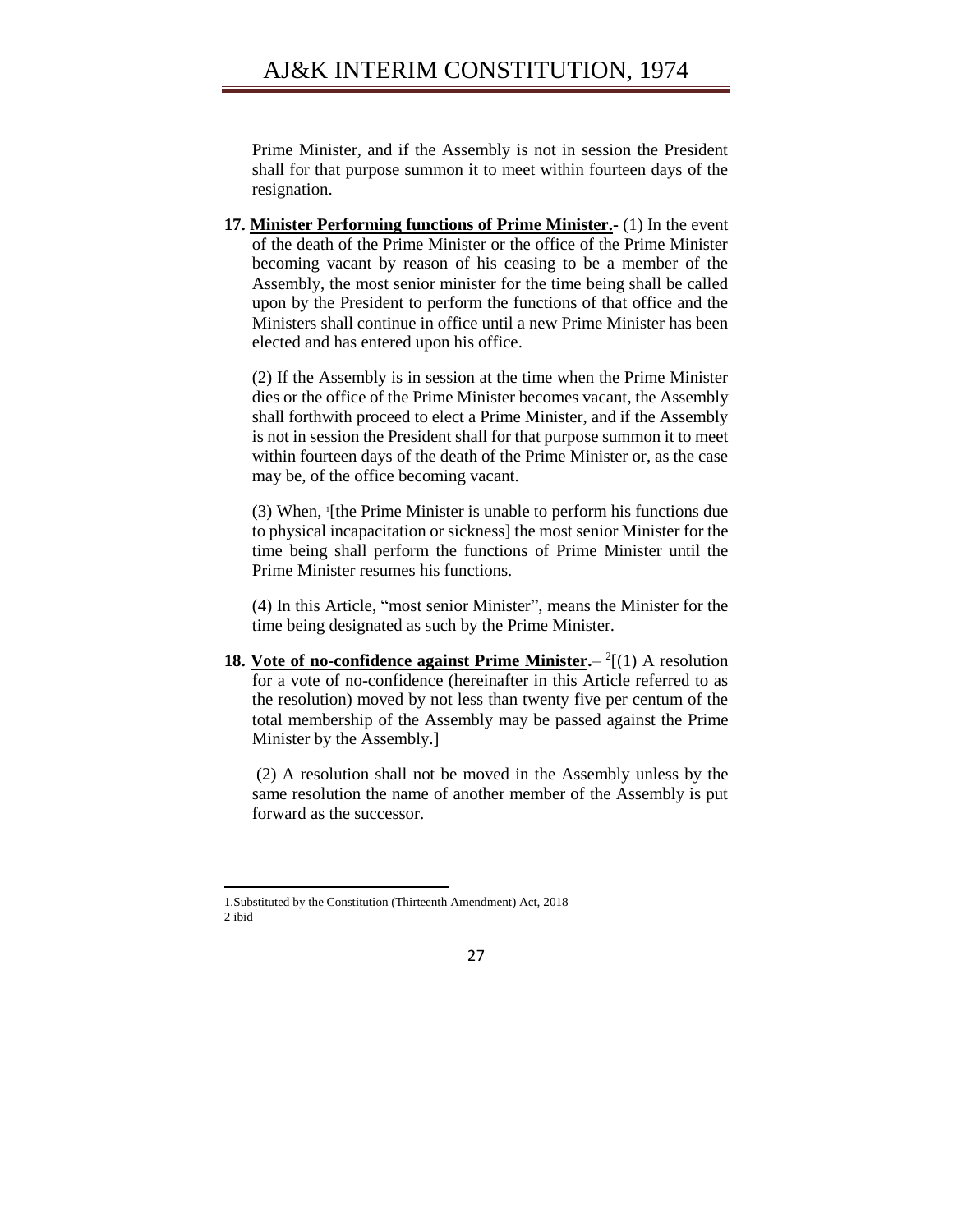Prime Minister, and if the Assembly is not in session the President shall for that purpose summon it to meet within fourteen days of the resignation.

**17. <u>Minister Performing functions of Prime Minister</u>.-** (1) In the event of the death of the Prime Minister or the office of the Prime Minister becoming vacant by reason of his ceasing to be a member of the Assembly, the most senior minister for the time being shall be called upon by the President to perform the functions of that office and the Ministers shall continue in office until a new Prime Minister has been elected and has entered upon his office.

(2) If the Assembly is in session at the time when the Prime Minister dies or the office of the Prime Minister becomes vacant, the Assembly shall forthwith proceed to elect a Prime Minister, and if the Assembly is not in session the President shall for that purpose summon it to meet within fourteen days of the death of the Prime Minister or, as the case may be, of the office becoming vacant.

(3) When, [1][the Prime Minister is unable to perform his functions due to physical incapacitation or sickness] the most senior Minister for the time being shall perform the functions of Prime Minister until the Prime Minister resumes his functions.

(4) In this Article, "most senior Minister", means the Minister for the time being designated as such by the Prime Minister.

**18. <u>Vote of no-confidence against Prime Minister</u>.**– [2][(1) A resolution for a vote of no-confidence (hereinafter in this Article referred to as the resolution) moved by not less than twenty five per centum of the total membership of the Assembly may be passed against the Prime Minister by the Assembly.]

(2) A resolution shall not be moved in the Assembly unless by the same resolution the name of another member of the Assembly is put forward as the successor.

---

1.Substituted by the Constitution (Thirteenth Amendment) Act, 2018
2 ibid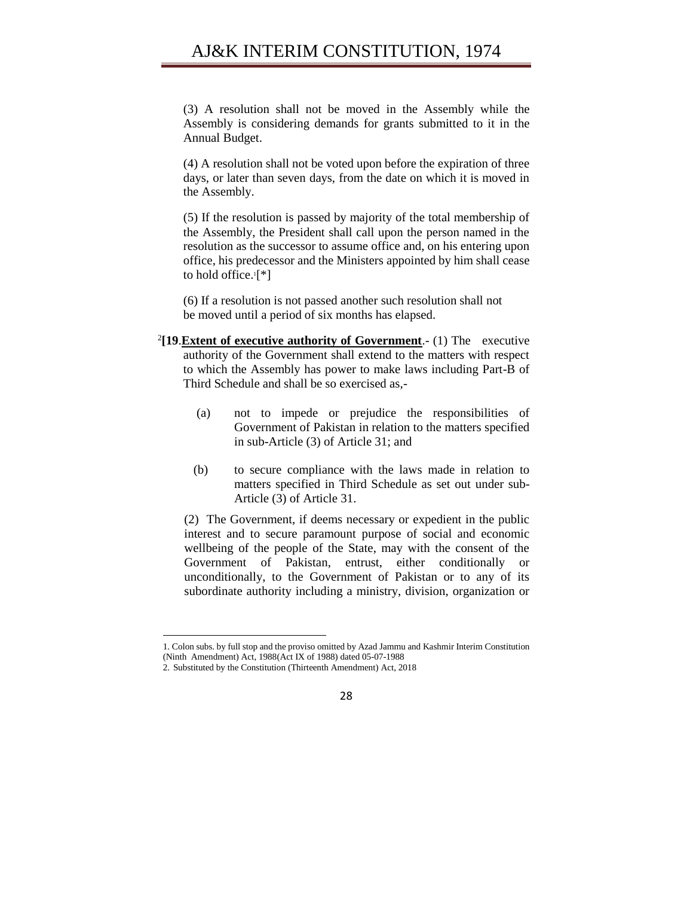(3) A resolution shall not be moved in the Assembly while the Assembly is considering demands for grants submitted to it in the Annual Budget.

(4) A resolution shall not be voted upon before the expiration of three days, or later than seven days, from the date on which it is moved in the Assembly.

(5) If the resolution is passed by majority of the total membership of the Assembly, the President shall call upon the person named in the resolution as the successor to assume office and, on his entering upon office, his predecessor and the Ministers appointed by him shall cease to hold office.[1][*]

(6) If a resolution is not passed another such resolution shall not be moved until a period of six months has elapsed.

[2]**[19**.**Extent of executive authority of Government**.- (1) The executive authority of the Government shall extend to the matters with respect to which the Assembly has power to make laws including Part-B of Third Schedule and shall be so exercised as,-

(a) not to impede or prejudice the responsibilities of Government of Pakistan in relation to the matters specified in sub-Article (3) of Article 31; and

(b) to secure compliance with the laws made in relation to matters specified in Third Schedule as set out under sub-Article (3) of Article 31.

(2) The Government, if deems necessary or expedient in the public interest and to secure paramount purpose of social and economic wellbeing of the people of the State, may with the consent of the Government of Pakistan, entrust, either conditionally or unconditionally, to the Government of Pakistan or to any of its subordinate authority including a ministry, division, organization or

---

1. Colon subs. by full stop and the proviso omitted by Azad Jammu and Kashmir Interim Constitution (Ninth Amendment) Act, 1988(Act IX of 1988) dated 05-07-1988

2. Substituted by the Constitution (Thirteenth Amendment) Act, 2018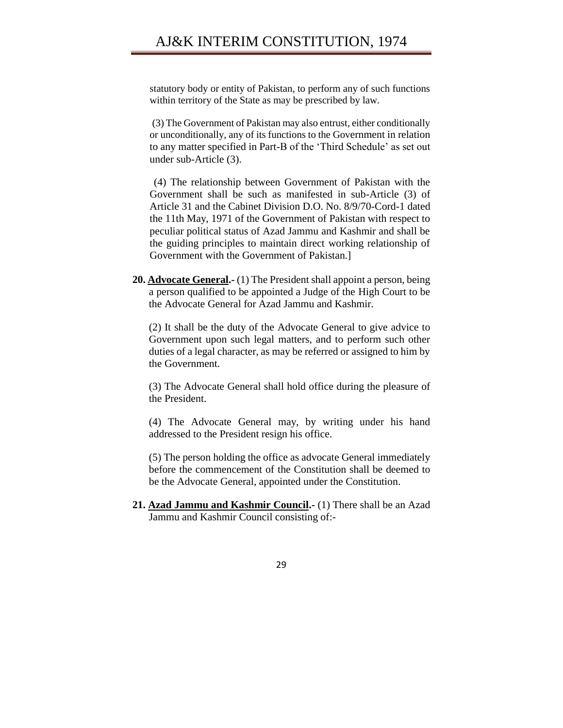statutory body or entity of Pakistan, to perform any of such functions within territory of the State as may be prescribed by law.

(3) The Government of Pakistan may also entrust, either conditionally or unconditionally, any of its functions to the Government in relation to any matter specified in Part-B of the 'Third Schedule' as set out under sub-Article (3).

(4) The relationship between Government of Pakistan with the Government shall be such as manifested in sub-Article (3) of Article 31 and the Cabinet Division D.O. No. 8/9/70-Cord-1 dated the 11th May, 1971 of the Government of Pakistan with respect to peculiar political status of Azad Jammu and Kashmir and shall be the guiding principles to maintain direct working relationship of Government with the Government of Pakistan.]

**20. Advocate General.-** (1) The President shall appoint a person, being a person qualified to be appointed a Judge of the High Court to be the Advocate General for Azad Jammu and Kashmir.

(2) It shall be the duty of the Advocate General to give advice to Government upon such legal matters, and to perform such other duties of a legal character, as may be referred or assigned to him by the Government.

(3) The Advocate General shall hold office during the pleasure of the President.

(4) The Advocate General may, by writing under his hand addressed to the President resign his office.

(5) The person holding the office as advocate General immediately before the commencement of the Constitution shall be deemed to be the Advocate General, appointed under the Constitution.

**21. Azad Jammu and Kashmir Council.-** (1) There shall be an Azad Jammu and Kashmir Council consisting of:-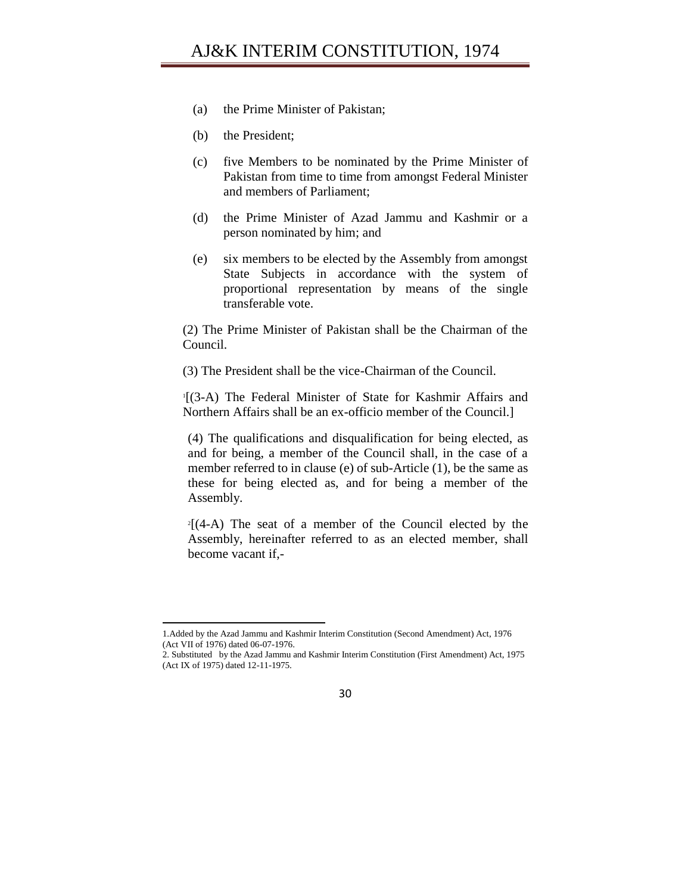(a) the Prime Minister of Pakistan;

(b) the President;

(c) five Members to be nominated by the Prime Minister of Pakistan from time to time from amongst Federal Minister and members of Parliament;

(d) the Prime Minister of Azad Jammu and Kashmir or a person nominated by him; and

(e) six members to be elected by the Assembly from amongst State Subjects in accordance with the system of proportional representation by means of the single transferable vote.

(2) The Prime Minister of Pakistan shall be the Chairman of the Council.

(3) The President shall be the vice-Chairman of the Council.

[1][(3-A) The Federal Minister of State for Kashmir Affairs and Northern Affairs shall be an ex-officio member of the Council.]

(4) The qualifications and disqualification for being elected, as and for being, a member of the Council shall, in the case of a member referred to in clause (e) of sub-Article (1), be the same as these for being elected as, and for being a member of the Assembly.

[2][(4-A) The seat of a member of the Council elected by the Assembly, hereinafter referred to as an elected member, shall become vacant if,-

---

1.Added by the Azad Jammu and Kashmir Interim Constitution (Second Amendment) Act, 1976 (Act VII of 1976) dated 06-07-1976.

2. Substituted by the Azad Jammu and Kashmir Interim Constitution (First Amendment) Act, 1975 (Act IX of 1975) dated 12-11-1975.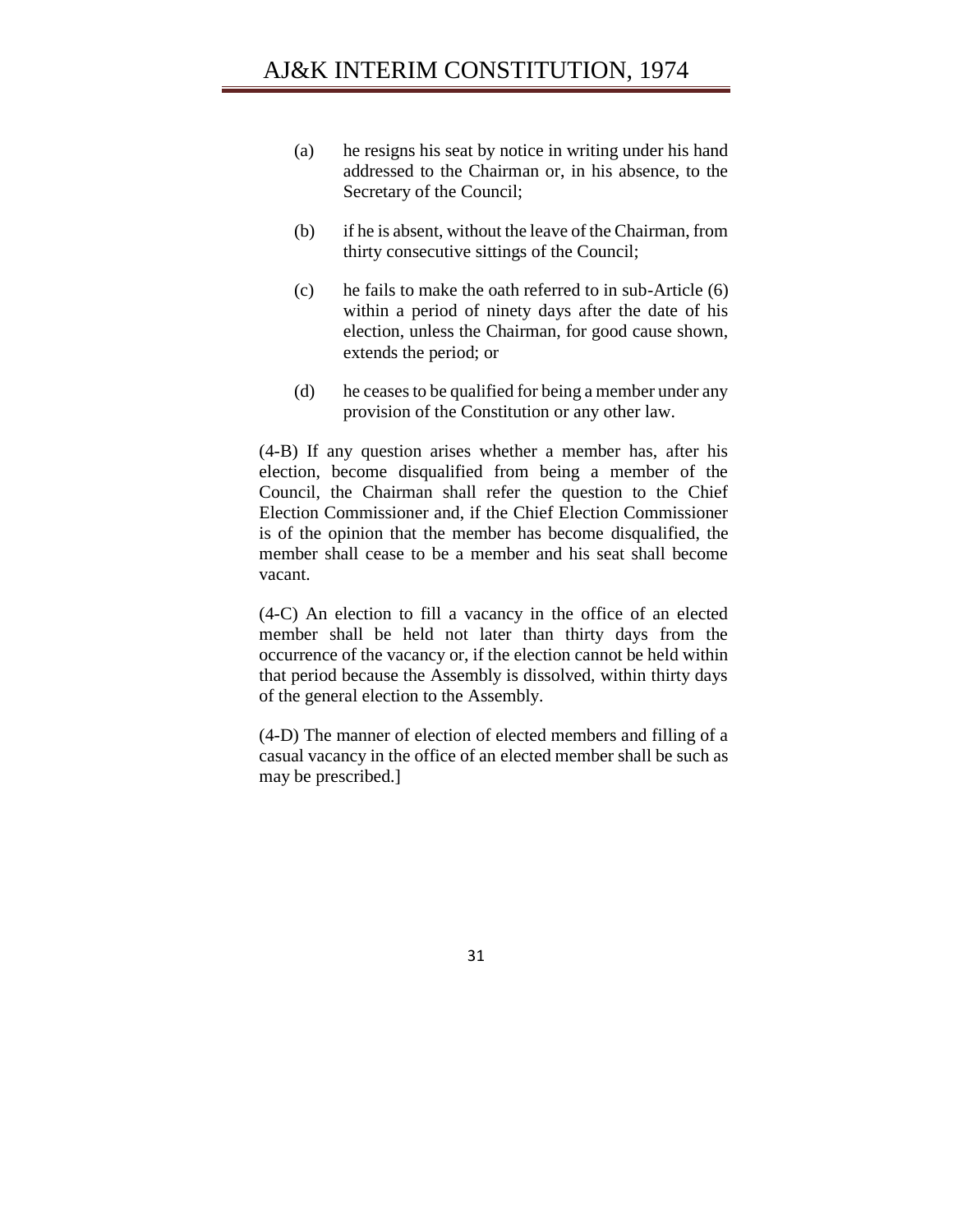(a) he resigns his seat by notice in writing under his hand addressed to the Chairman or, in his absence, to the Secretary of the Council;

(b) if he is absent, without the leave of the Chairman, from thirty consecutive sittings of the Council;

(c) he fails to make the oath referred to in sub-Article (6) within a period of ninety days after the date of his election, unless the Chairman, for good cause shown, extends the period; or

(d) he ceases to be qualified for being a member under any provision of the Constitution or any other law.

(4-B) If any question arises whether a member has, after his election, become disqualified from being a member of the Council, the Chairman shall refer the question to the Chief Election Commissioner and, if the Chief Election Commissioner is of the opinion that the member has become disqualified, the member shall cease to be a member and his seat shall become vacant.

(4-C) An election to fill a vacancy in the office of an elected member shall be held not later than thirty days from the occurrence of the vacancy or, if the election cannot be held within that period because the Assembly is dissolved, within thirty days of the general election to the Assembly.

(4-D) The manner of election of elected members and filling of a casual vacancy in the office of an elected member shall be such as may be prescribed.]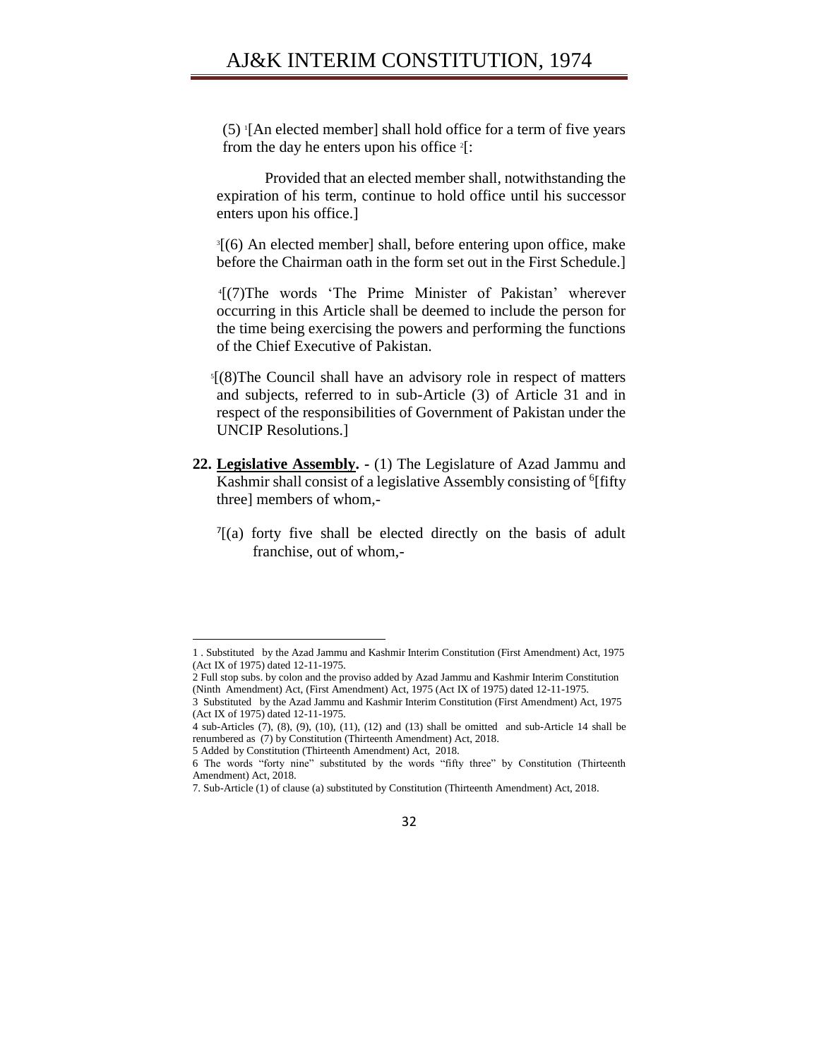(5) [1][An elected member] shall hold office for a term of five years from the day he enters upon his office [2][:

Provided that an elected member shall, notwithstanding the expiration of his term, continue to hold office until his successor enters upon his office.]

[3][(6) An elected member] shall, before entering upon office, make before the Chairman oath in the form set out in the First Schedule.]

[4][(7)The words 'The Prime Minister of Pakistan' wherever occurring in this Article shall be deemed to include the person for the time being exercising the powers and performing the functions of the Chief Executive of Pakistan.

[5][(8)The Council shall have an advisory role in respect of matters and subjects, referred to in sub-Article (3) of Article 31 and in respect of the responsibilities of Government of Pakistan under the UNCIP Resolutions.]

**22. <u>Legislative Assembly</u>. -** (1) The Legislature of Azad Jammu and Kashmir shall consist of a legislative Assembly consisting of [6][fifty three] members of whom,-

[7][(a) forty five shall be elected directly on the basis of adult franchise, out of whom,-

---

1 . Substituted by the Azad Jammu and Kashmir Interim Constitution (First Amendment) Act, 1975 (Act IX of 1975) dated 12-11-1975.

2 Full stop subs. by colon and the proviso added by Azad Jammu and Kashmir Interim Constitution (Ninth Amendment) Act, (First Amendment) Act, 1975 (Act IX of 1975) dated 12-11-1975.

3 Substituted by the Azad Jammu and Kashmir Interim Constitution (First Amendment) Act, 1975 (Act IX of 1975) dated 12-11-1975.

4 sub-Articles (7), (8), (9), (10), (11), (12) and (13) shall be omitted and sub-Article 14 shall be renumbered as (7) by Constitution (Thirteenth Amendment) Act, 2018.

5 Added by Constitution (Thirteenth Amendment) Act, 2018.

6 The words "forty nine" substituted by the words "fifty three" by Constitution (Thirteenth Amendment) Act, 2018.

7. Sub-Article (1) of clause (a) substituted by Constitution (Thirteenth Amendment) Act, 2018.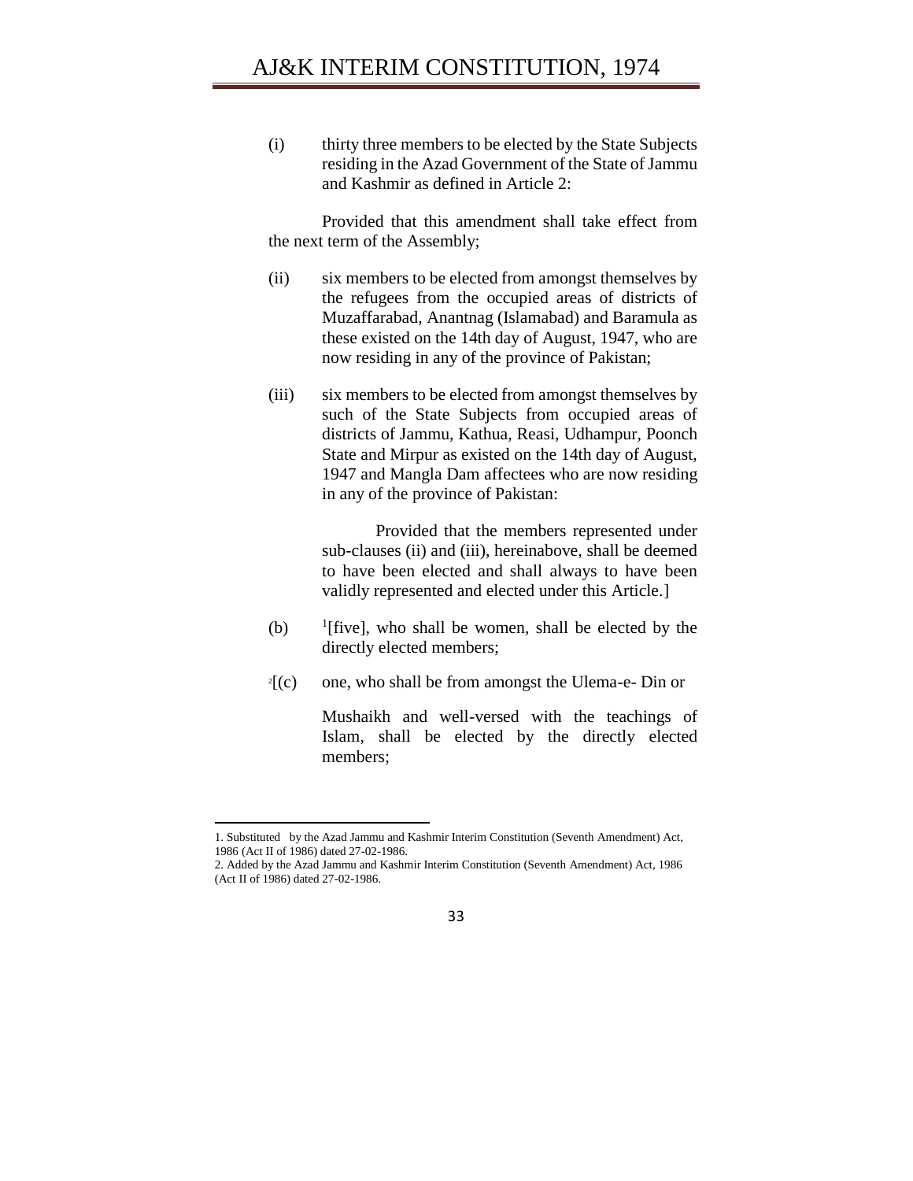(i) thirty three members to be elected by the State Subjects residing in the Azad Government of the State of Jammu and Kashmir as defined in Article 2:

Provided that this amendment shall take effect from the next term of the Assembly;

(ii) six members to be elected from amongst themselves by the refugees from the occupied areas of districts of Muzaffarabad, Anantnag (Islamabad) and Baramula as these existed on the 14th day of August, 1947, who are now residing in any of the province of Pakistan;

(iii) six members to be elected from amongst themselves by such of the State Subjects from occupied areas of districts of Jammu, Kathua, Reasi, Udhampur, Poonch State and Mirpur as existed on the 14th day of August, 1947 and Mangla Dam affectees who are now residing in any of the province of Pakistan:

Provided that the members represented under sub-clauses (ii) and (iii), hereinabove, shall be deemed to have been elected and shall always to have been validly represented and elected under this Article.]

(b) [1][five], who shall be women, shall be elected by the directly elected members;

[2][(c) one, who shall be from amongst the Ulema-e- Din or Mushaikh and well-versed with the teachings of Islam, shall be elected by the directly elected members;

---

1. Substituted by the Azad Jammu and Kashmir Interim Constitution (Seventh Amendment) Act, 1986 (Act II of 1986) dated 27-02-1986.
2. Added by the Azad Jammu and Kashmir Interim Constitution (Seventh Amendment) Act, 1986 (Act II of 1986) dated 27-02-1986.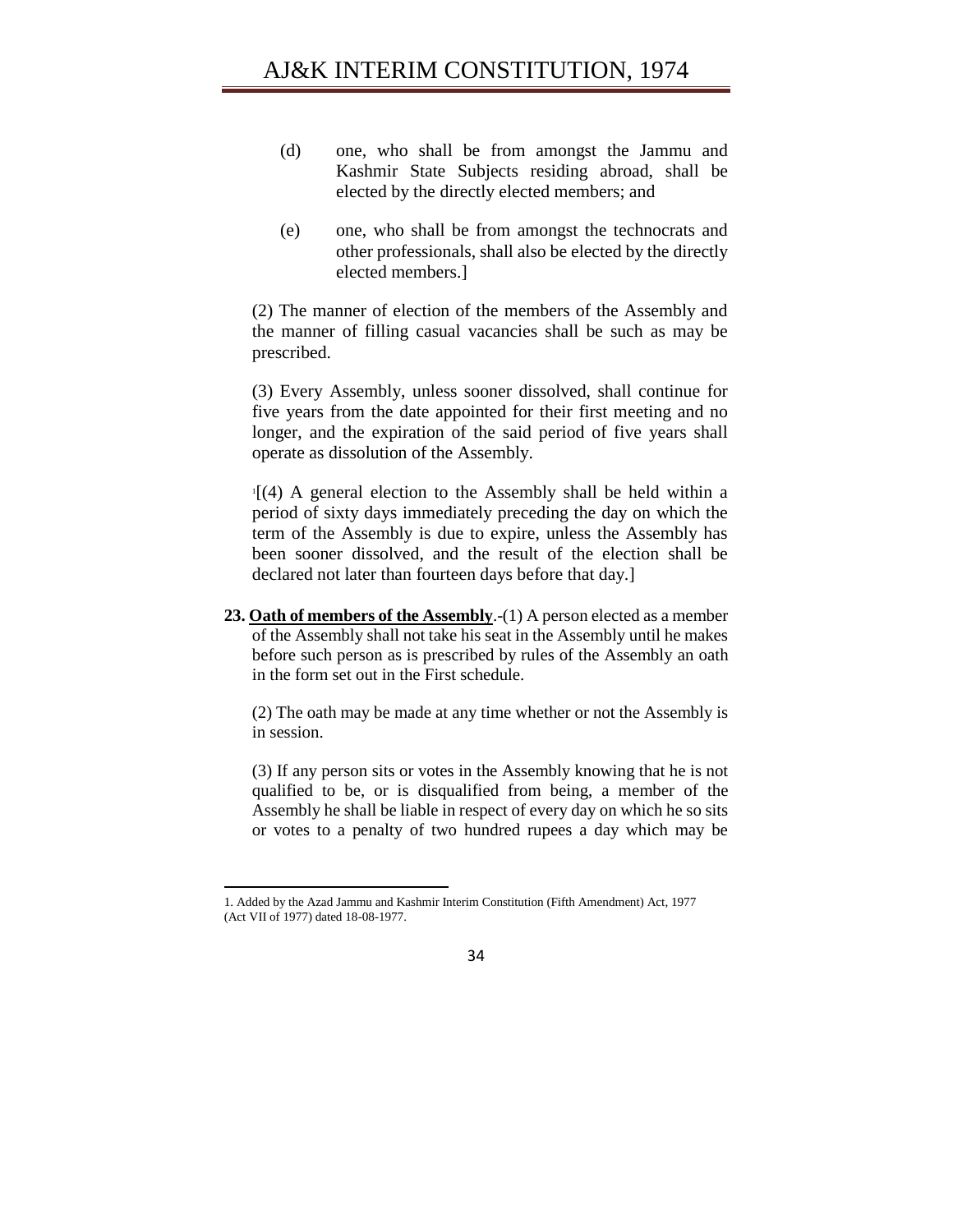(d) one, who shall be from amongst the Jammu and Kashmir State Subjects residing abroad, shall be elected by the directly elected members; and

(e) one, who shall be from amongst the technocrats and other professionals, shall also be elected by the directly elected members.]

(2) The manner of election of the members of the Assembly and the manner of filling casual vacancies shall be such as may be prescribed.

(3) Every Assembly, unless sooner dissolved, shall continue for five years from the date appointed for their first meeting and no longer, and the expiration of the said period of five years shall operate as dissolution of the Assembly.

[1][(4) A general election to the Assembly shall be held within a period of sixty days immediately preceding the day on which the term of the Assembly is due to expire, unless the Assembly has been sooner dissolved, and the result of the election shall be declared not later than fourteen days before that day.]

**23. Oath of members of the Assembly**.-(1) A person elected as a member of the Assembly shall not take his seat in the Assembly until he makes before such person as is prescribed by rules of the Assembly an oath in the form set out in the First schedule.

(2) The oath may be made at any time whether or not the Assembly is in session.

(3) If any person sits or votes in the Assembly knowing that he is not qualified to be, or is disqualified from being, a member of the Assembly he shall be liable in respect of every day on which he so sits or votes to a penalty of two hundred rupees a day which may be

---

1. Added by the Azad Jammu and Kashmir Interim Constitution (Fifth Amendment) Act, 1977 (Act VII of 1977) dated 18-08-1977.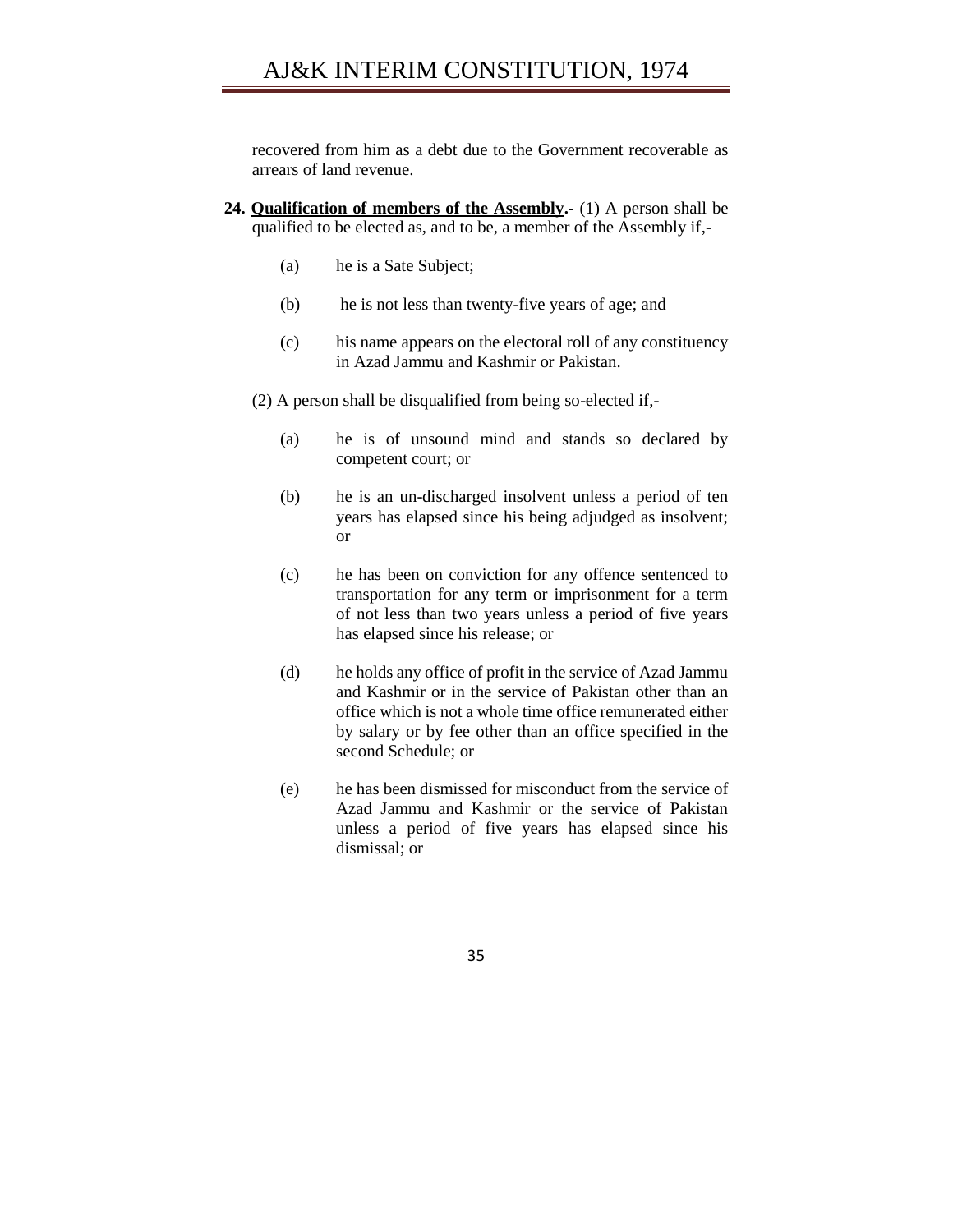recovered from him as a debt due to the Government recoverable as arrears of land revenue.

**24. <u>Qualification of members of the Assembly</u>.-** (1) A person shall be qualified to be elected as, and to be, a member of the Assembly if,-

(a) he is a Sate Subject;

(b) he is not less than twenty-five years of age; and

(c) his name appears on the electoral roll of any constituency in Azad Jammu and Kashmir or Pakistan.

(2) A person shall be disqualified from being so-elected if,-

(a) he is of unsound mind and stands so declared by competent court; or

(b) he is an un-discharged insolvent unless a period of ten years has elapsed since his being adjudged as insolvent; or

(c) he has been on conviction for any offence sentenced to transportation for any term or imprisonment for a term of not less than two years unless a period of five years has elapsed since his release; or

(d) he holds any office of profit in the service of Azad Jammu and Kashmir or in the service of Pakistan other than an office which is not a whole time office remunerated either by salary or by fee other than an office specified in the second Schedule; or

(e) he has been dismissed for misconduct from the service of Azad Jammu and Kashmir or the service of Pakistan unless a period of five years has elapsed since his dismissal; or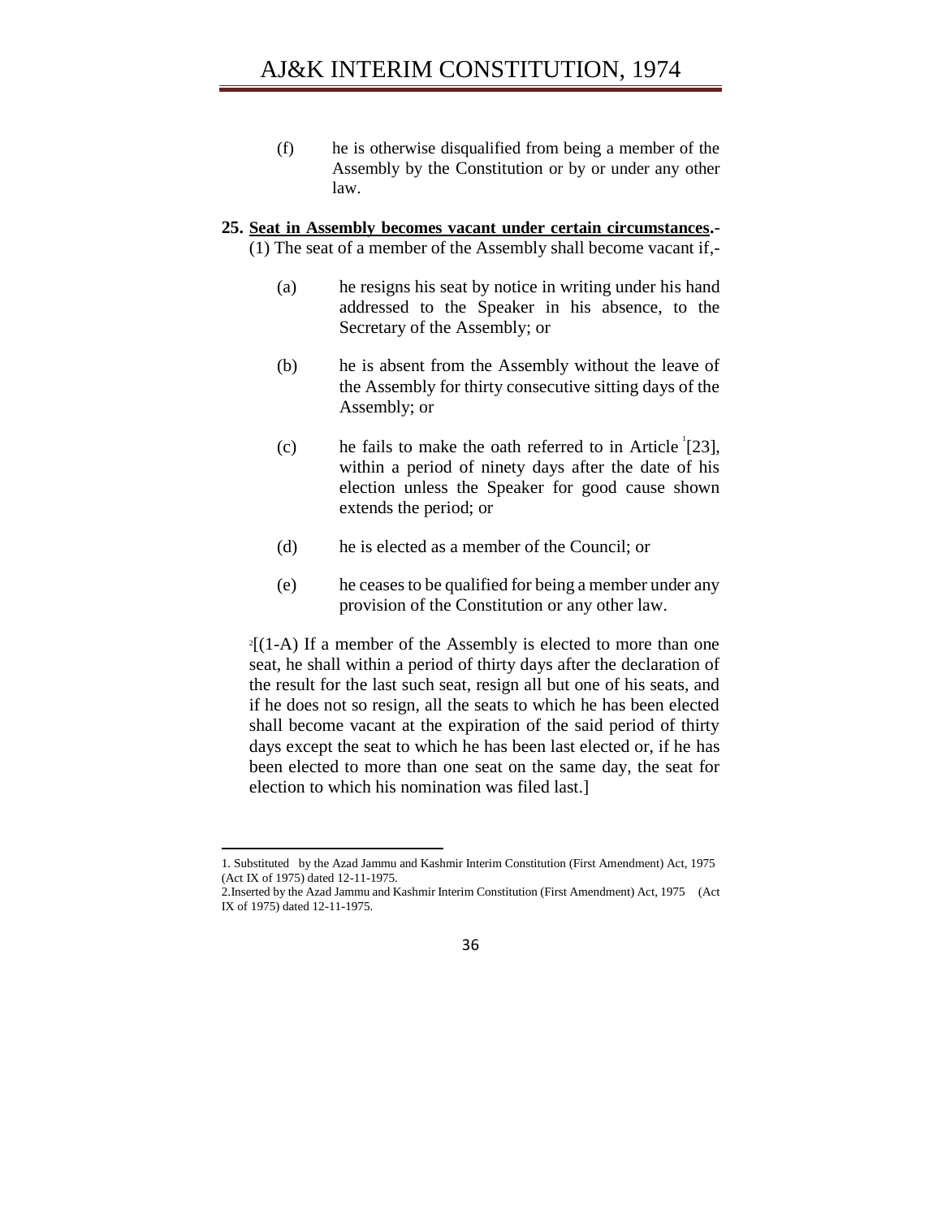(f) he is otherwise disqualified from being a member of the Assembly by the Constitution or by or under any other law.

**25. <u>Seat in Assembly becomes vacant under certain circumstances</u>.-** (1) The seat of a member of the Assembly shall become vacant if,-

(a) he resigns his seat by notice in writing under his hand addressed to the Speaker in his absence, to the Secretary of the Assembly; or

(b) he is absent from the Assembly without the leave of the Assembly for thirty consecutive sitting days of the Assembly; or

(c) he fails to make the oath referred to in Article [1][23], within a period of ninety days after the date of his election unless the Speaker for good cause shown extends the period; or

(d) he is elected as a member of the Council; or

(e) he ceases to be qualified for being a member under any provision of the Constitution or any other law.

[2][(1-A) If a member of the Assembly is elected to more than one seat, he shall within a period of thirty days after the declaration of the result for the last such seat, resign all but one of his seats, and if he does not so resign, all the seats to which he has been elected shall become vacant at the expiration of the said period of thirty days except the seat to which he has been last elected or, if he has been elected to more than one seat on the same day, the seat for election to which his nomination was filed last.]

---

1. Substituted by the Azad Jammu and Kashmir Interim Constitution (First Amendment) Act, 1975 (Act IX of 1975) dated 12-11-1975.
2. Inserted by the Azad Jammu and Kashmir Interim Constitution (First Amendment) Act, 1975 (Act IX of 1975) dated 12-11-1975.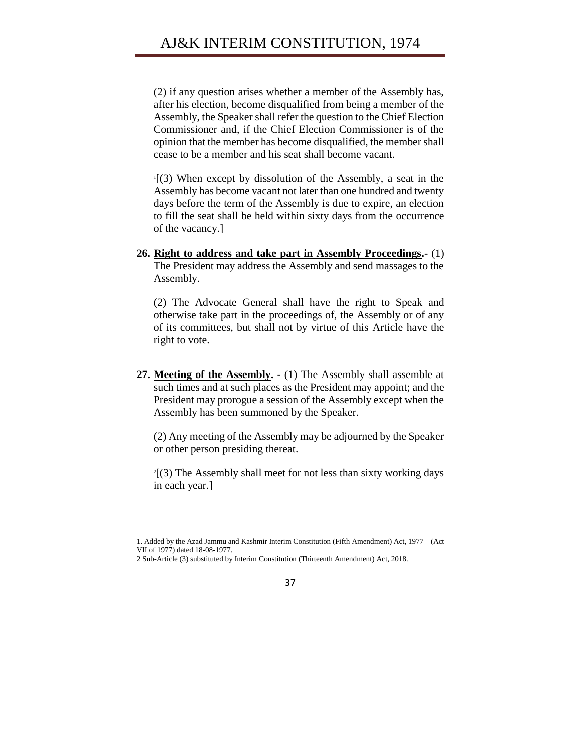(2) if any question arises whether a member of the Assembly has, after his election, become disqualified from being a member of the Assembly, the Speaker shall refer the question to the Chief Election Commissioner and, if the Chief Election Commissioner is of the opinion that the member has become disqualified, the member shall cease to be a member and his seat shall become vacant.

[1][(3) When except by dissolution of the Assembly, a seat in the Assembly has become vacant not later than one hundred and twenty days before the term of the Assembly is due to expire, an election to fill the seat shall be held within sixty days from the occurrence of the vacancy.]

**26. <u>Right to address and take part in Assembly Proceedings</u>.-** (1) The President may address the Assembly and send massages to the Assembly.

(2) The Advocate General shall have the right to Speak and otherwise take part in the proceedings of, the Assembly or of any of its committees, but shall not by virtue of this Article have the right to vote.

**27. <u>Meeting of the Assembly</u>. -** (1) The Assembly shall assemble at such times and at such places as the President may appoint; and the President may prorogue a session of the Assembly except when the Assembly has been summoned by the Speaker.

(2) Any meeting of the Assembly may be adjourned by the Speaker or other person presiding thereat.

[2][(3) The Assembly shall meet for not less than sixty working days in each year.]

---

1. Added by the Azad Jammu and Kashmir Interim Constitution (Fifth Amendment) Act, 1977 (Act VII of 1977) dated 18-08-1977.

2 Sub-Article (3) substituted by Interim Constitution (Thirteenth Amendment) Act, 2018.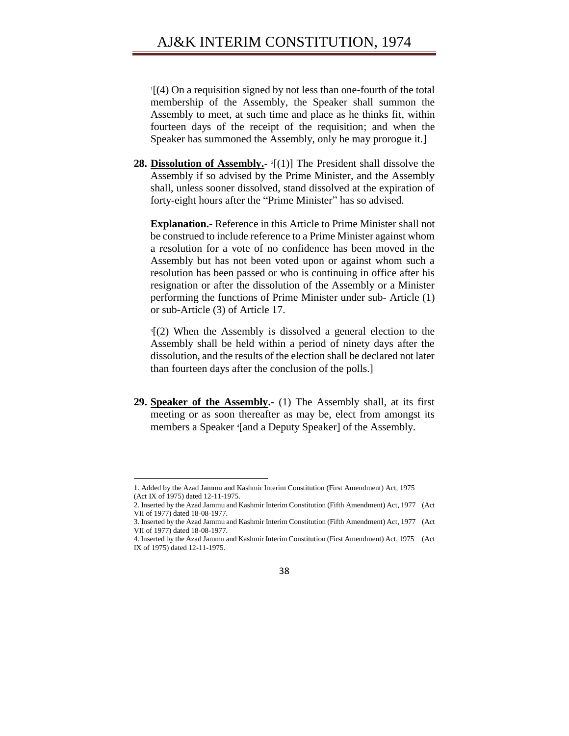[1][(4) On a requisition signed by not less than one-fourth of the total membership of the Assembly, the Speaker shall summon the Assembly to meet, at such time and place as he thinks fit, within fourteen days of the receipt of the requisition; and when the Speaker has summoned the Assembly, only he may prorogue it.]

**28. Dissolution of Assembly.-** [2][(1)] The President shall dissolve the Assembly if so advised by the Prime Minister, and the Assembly shall, unless sooner dissolved, stand dissolved at the expiration of forty-eight hours after the "Prime Minister" has so advised.

**Explanation.-** Reference in this Article to Prime Minister shall not be construed to include reference to a Prime Minister against whom a resolution for a vote of no confidence has been moved in the Assembly but has not been voted upon or against whom such a resolution has been passed or who is continuing in office after his resignation or after the dissolution of the Assembly or a Minister performing the functions of Prime Minister under sub- Article (1) or sub-Article (3) of Article 17.

[3][(2) When the Assembly is dissolved a general election to the Assembly shall be held within a period of ninety days after the dissolution, and the results of the election shall be declared not later than fourteen days after the conclusion of the polls.]

**29. Speaker of the Assembly.-** (1) The Assembly shall, at its first meeting or as soon thereafter as may be, elect from amongst its members a Speaker [4][and a Deputy Speaker] of the Assembly.

---

1. Added by the Azad Jammu and Kashmir Interim Constitution (First Amendment) Act, 1975 (Act IX of 1975) dated 12-11-1975.
2. Inserted by the Azad Jammu and Kashmir Interim Constitution (Fifth Amendment) Act, 1977 (Act VII of 1977) dated 18-08-1977.
3. Inserted by the Azad Jammu and Kashmir Interim Constitution (Fifth Amendment) Act, 1977 (Act VII of 1977) dated 18-08-1977.
4. Inserted by the Azad Jammu and Kashmir Interim Constitution (First Amendment) Act, 1975 (Act IX of 1975) dated 12-11-1975.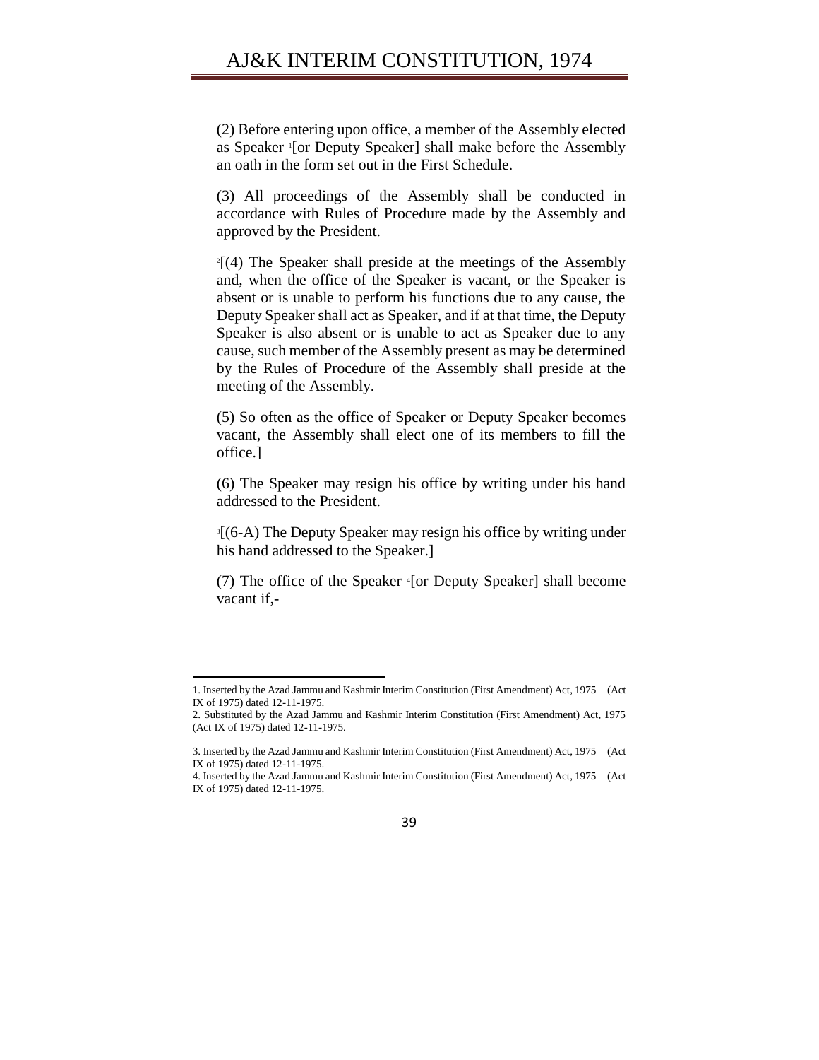(2) Before entering upon office, a member of the Assembly elected as Speaker [1][or Deputy Speaker] shall make before the Assembly an oath in the form set out in the First Schedule.

(3) All proceedings of the Assembly shall be conducted in accordance with Rules of Procedure made by the Assembly and approved by the President.

[2][(4) The Speaker shall preside at the meetings of the Assembly and, when the office of the Speaker is vacant, or the Speaker is absent or is unable to perform his functions due to any cause, the Deputy Speaker shall act as Speaker, and if at that time, the Deputy Speaker is also absent or is unable to act as Speaker due to any cause, such member of the Assembly present as may be determined by the Rules of Procedure of the Assembly shall preside at the meeting of the Assembly.

(5) So often as the office of Speaker or Deputy Speaker becomes vacant, the Assembly shall elect one of its members to fill the office.]

(6) The Speaker may resign his office by writing under his hand addressed to the President.

[3][(6-A) The Deputy Speaker may resign his office by writing under his hand addressed to the Speaker.]

(7) The office of the Speaker [4][or Deputy Speaker] shall become vacant if,-

---

1. Inserted by the Azad Jammu and Kashmir Interim Constitution (First Amendment) Act, 1975 (Act IX of 1975) dated 12-11-1975.
2. Substituted by the Azad Jammu and Kashmir Interim Constitution (First Amendment) Act, 1975 (Act IX of 1975) dated 12-11-1975.
3. Inserted by the Azad Jammu and Kashmir Interim Constitution (First Amendment) Act, 1975 (Act IX of 1975) dated 12-11-1975.
4. Inserted by the Azad Jammu and Kashmir Interim Constitution (First Amendment) Act, 1975 (Act IX of 1975) dated 12-11-1975.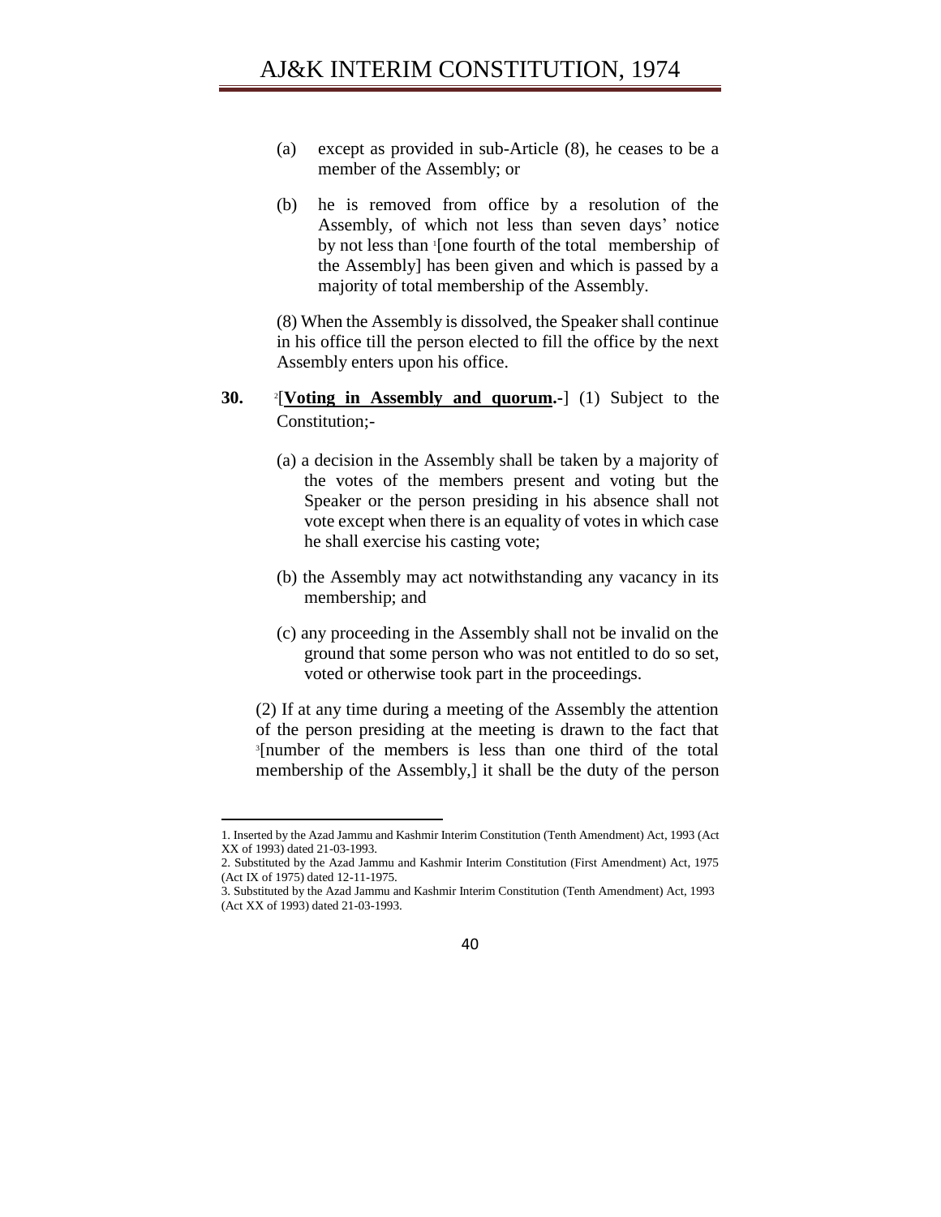(a) except as provided in sub-Article (8), he ceases to be a member of the Assembly; or

(b) he is removed from office by a resolution of the Assembly, of which not less than seven days' notice by not less than [1][one fourth of the total membership of the Assembly] has been given and which is passed by a majority of total membership of the Assembly.

(8) When the Assembly is dissolved, the Speaker shall continue in his office till the person elected to fill the office by the next Assembly enters upon his office.

**30.** [2][**Voting in Assembly and quorum.-**] (1) Subject to the Constitution;-

(a) a decision in the Assembly shall be taken by a majority of the votes of the members present and voting but the Speaker or the person presiding in his absence shall not vote except when there is an equality of votes in which case he shall exercise his casting vote;

(b) the Assembly may act notwithstanding any vacancy in its membership; and

(c) any proceeding in the Assembly shall not be invalid on the ground that some person who was not entitled to do so set, voted or otherwise took part in the proceedings.

(2) If at any time during a meeting of the Assembly the attention of the person presiding at the meeting is drawn to the fact that [3][number of the members is less than one third of the total membership of the Assembly,] it shall be the duty of the person

---

1. Inserted by the Azad Jammu and Kashmir Interim Constitution (Tenth Amendment) Act, 1993 (Act XX of 1993) dated 21-03-1993.
2. Substituted by the Azad Jammu and Kashmir Interim Constitution (First Amendment) Act, 1975 (Act IX of 1975) dated 12-11-1975.
3. Substituted by the Azad Jammu and Kashmir Interim Constitution (Tenth Amendment) Act, 1993 (Act XX of 1993) dated 21-03-1993.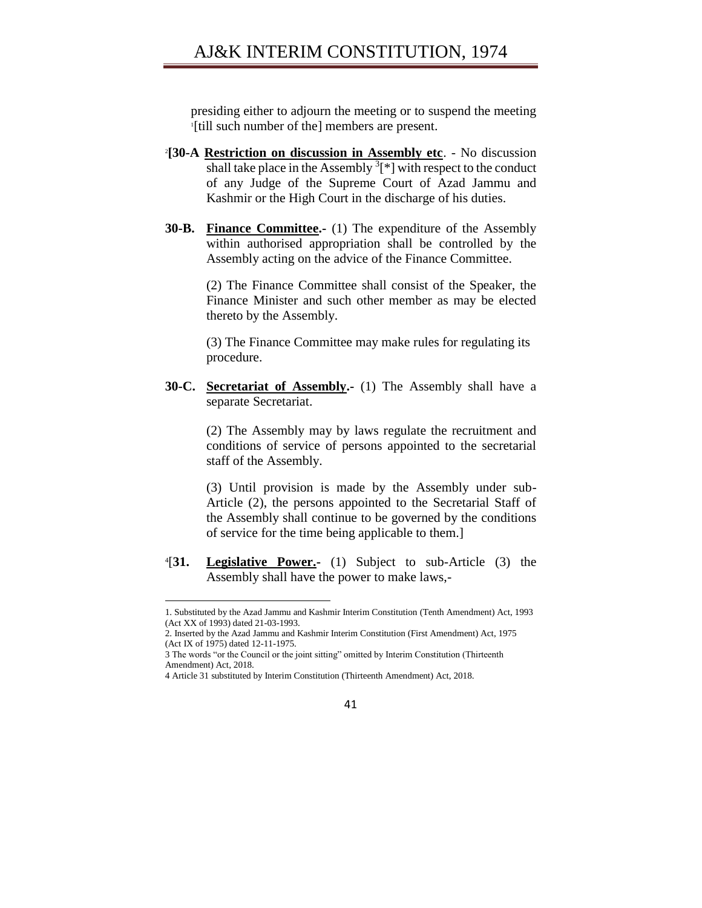presiding either to adjourn the meeting or to suspend the meeting [1][till such number of the] members are present.

[2]**[30-A** **Restriction on discussion in Assembly etc**. - No discussion shall take place in the Assembly [3][*] with respect to the conduct of any Judge of the Supreme Court of Azad Jammu and Kashmir or the High Court in the discharge of his duties.

**30-B.** **Finance Committee.-** (1) The expenditure of the Assembly within authorised appropriation shall be controlled by the Assembly acting on the advice of the Finance Committee.

(2) The Finance Committee shall consist of the Speaker, the Finance Minister and such other member as may be elected thereto by the Assembly.

(3) The Finance Committee may make rules for regulating its procedure.

**30-C.** **Secretariat of Assembly.-** (1) The Assembly shall have a separate Secretariat.

(2) The Assembly may by laws regulate the recruitment and conditions of service of persons appointed to the secretarial staff of the Assembly.

(3) Until provision is made by the Assembly under sub-Article (2), the persons appointed to the Secretarial Staff of the Assembly shall continue to be governed by the conditions of service for the time being applicable to them.]

[4][**31.** **Legislative Power.-** (1) Subject to sub-Article (3) the Assembly shall have the power to make laws,-

---

1. Substituted by the Azad Jammu and Kashmir Interim Constitution (Tenth Amendment) Act, 1993 (Act XX of 1993) dated 21-03-1993.
2. Inserted by the Azad Jammu and Kashmir Interim Constitution (First Amendment) Act, 1975 (Act IX of 1975) dated 12-11-1975.
3 The words "or the Council or the joint sitting" omitted by Interim Constitution (Thirteenth Amendment) Act, 2018.
4 Article 31 substituted by Interim Constitution (Thirteenth Amendment) Act, 2018.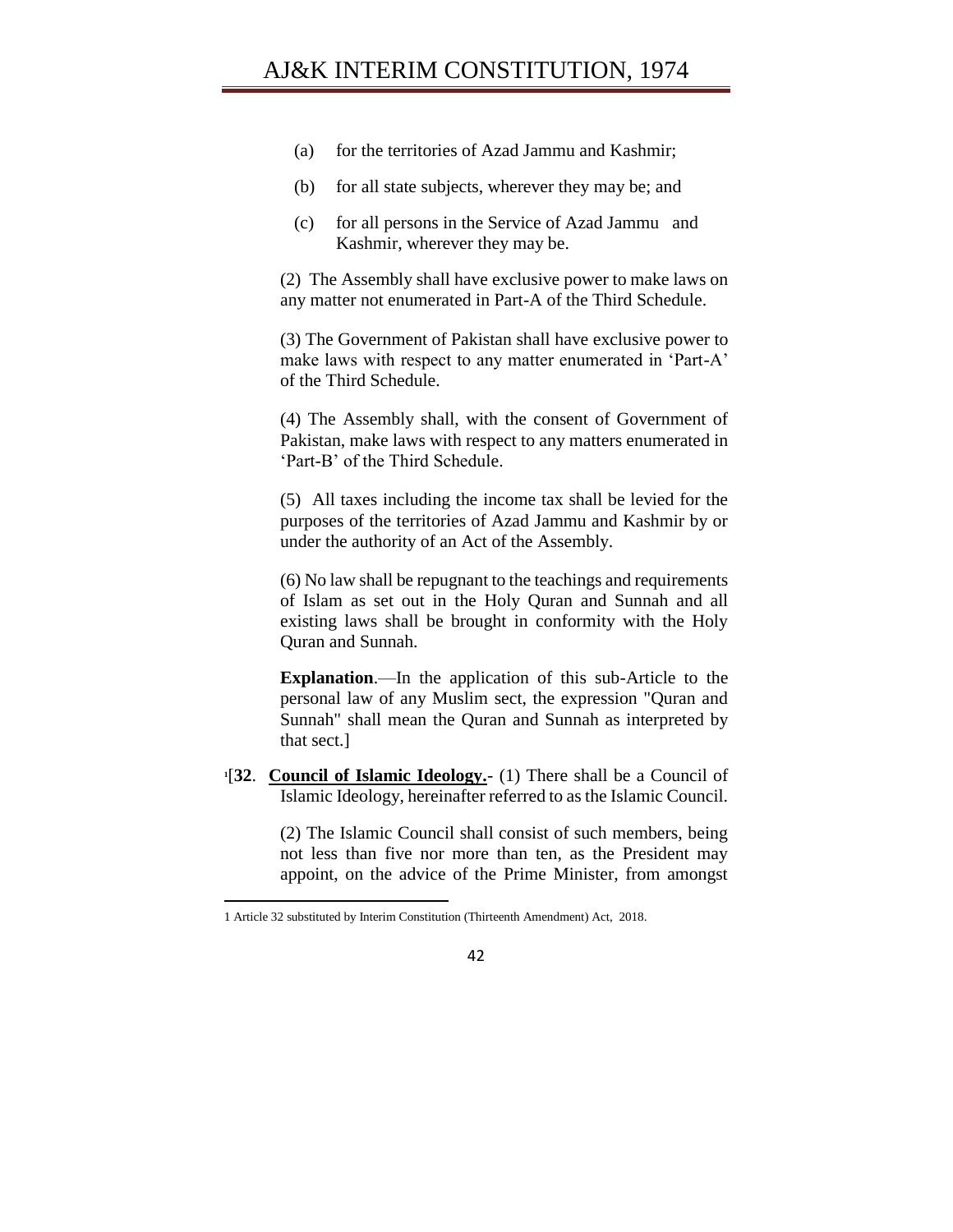(a) for the territories of Azad Jammu and Kashmir;

(b) for all state subjects, wherever they may be; and

(c) for all persons in the Service of Azad Jammu and Kashmir, wherever they may be.

(2) The Assembly shall have exclusive power to make laws on any matter not enumerated in Part-A of the Third Schedule.

(3) The Government of Pakistan shall have exclusive power to make laws with respect to any matter enumerated in 'Part-A' of the Third Schedule.

(4) The Assembly shall, with the consent of Government of Pakistan, make laws with respect to any matters enumerated in 'Part-B' of the Third Schedule.

(5) All taxes including the income tax shall be levied for the purposes of the territories of Azad Jammu and Kashmir by or under the authority of an Act of the Assembly.

(6) No law shall be repugnant to the teachings and requirements of Islam as set out in the Holy Quran and Sunnah and all existing laws shall be brought in conformity with the Holy Quran and Sunnah.

**Explanation**.—In the application of this sub-Article to the personal law of any Muslim sect, the expression "Quran and Sunnah" shall mean the Quran and Sunnah as interpreted by that sect.]

[1][**32**. **Council of Islamic Ideology.**- (1) There shall be a Council of Islamic Ideology, hereinafter referred to as the Islamic Council.

(2) The Islamic Council shall consist of such members, being not less than five nor more than ten, as the President may appoint, on the advice of the Prime Minister, from amongst

---

1 Article 32 substituted by Interim Constitution (Thirteenth Amendment) Act, 2018.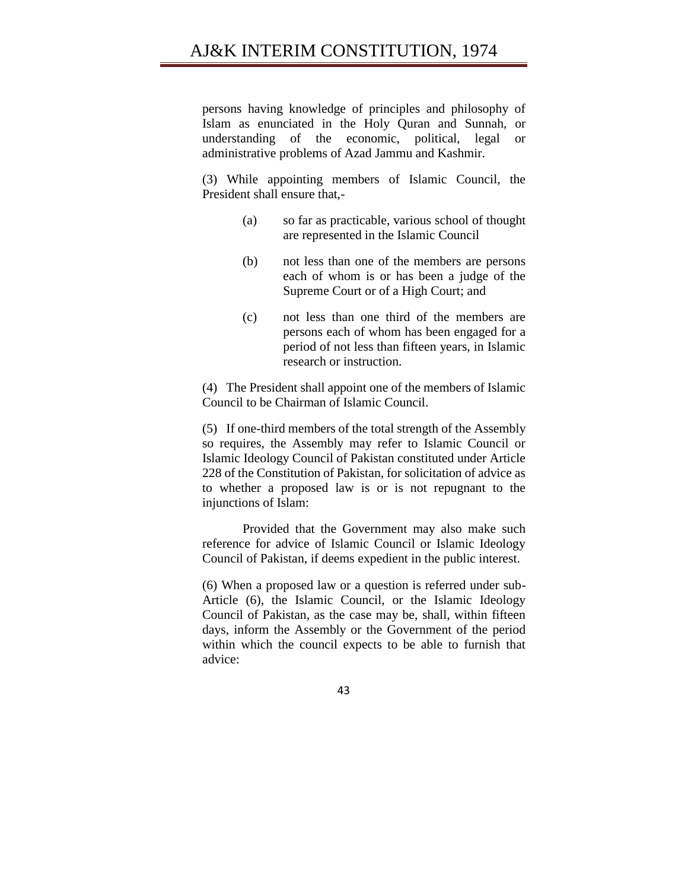persons having knowledge of principles and philosophy of Islam as enunciated in the Holy Quran and Sunnah, or understanding of the economic, political, legal or administrative problems of Azad Jammu and Kashmir.

(3) While appointing members of Islamic Council, the President shall ensure that,-

(a) so far as practicable, various school of thought are represented in the Islamic Council

(b) not less than one of the members are persons each of whom is or has been a judge of the Supreme Court or of a High Court; and

(c) not less than one third of the members are persons each of whom has been engaged for a period of not less than fifteen years, in Islamic research or instruction.

(4) The President shall appoint one of the members of Islamic Council to be Chairman of Islamic Council.

(5) If one-third members of the total strength of the Assembly so requires, the Assembly may refer to Islamic Council or Islamic Ideology Council of Pakistan constituted under Article 228 of the Constitution of Pakistan, for solicitation of advice as to whether a proposed law is or is not repugnant to the injunctions of Islam:

Provided that the Government may also make such reference for advice of Islamic Council or Islamic Ideology Council of Pakistan, if deems expedient in the public interest.

(6) When a proposed law or a question is referred under sub-Article (6), the Islamic Council, or the Islamic Ideology Council of Pakistan, as the case may be, shall, within fifteen days, inform the Assembly or the Government of the period within which the council expects to be able to furnish that advice: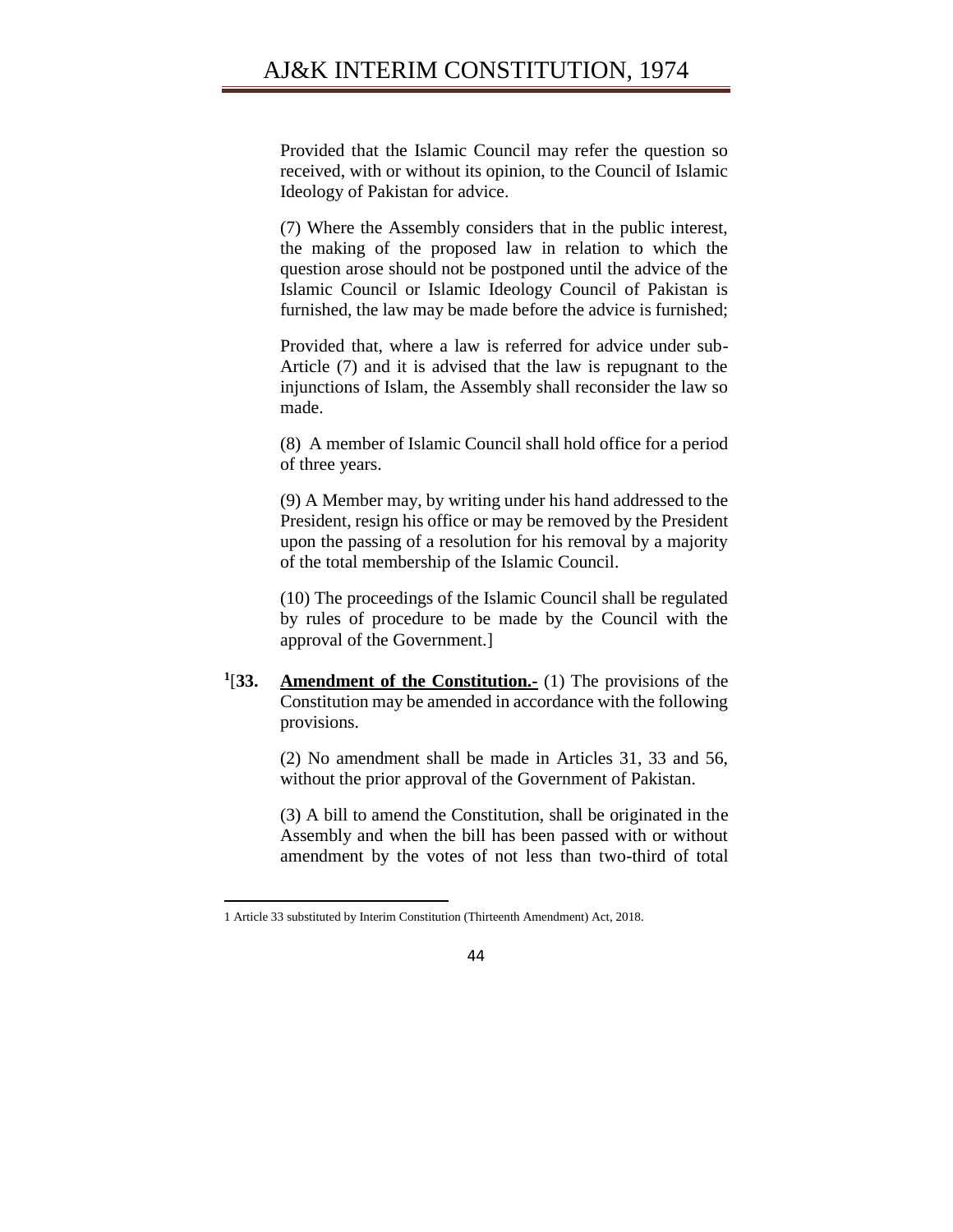Provided that the Islamic Council may refer the question so received, with or without its opinion, to the Council of Islamic Ideology of Pakistan for advice.

(7) Where the Assembly considers that in the public interest, the making of the proposed law in relation to which the question arose should not be postponed until the advice of the Islamic Council or Islamic Ideology Council of Pakistan is furnished, the law may be made before the advice is furnished;

Provided that, where a law is referred for advice under sub-Article (7) and it is advised that the law is repugnant to the injunctions of Islam, the Assembly shall reconsider the law so made.

(8) A member of Islamic Council shall hold office for a period of three years.

(9) A Member may, by writing under his hand addressed to the President, resign his office or may be removed by the President upon the passing of a resolution for his removal by a majority of the total membership of the Islamic Council.

(10) The proceedings of the Islamic Council shall be regulated by rules of procedure to be made by the Council with the approval of the Government.]

[1][**33.** **Amendment of the Constitution.-** (1) The provisions of the Constitution may be amended in accordance with the following provisions.

(2) No amendment shall be made in Articles 31, 33 and 56, without the prior approval of the Government of Pakistan.

(3) A bill to amend the Constitution, shall be originated in the Assembly and when the bill has been passed with or without amendment by the votes of not less than two-third of total

---

1 Article 33 substituted by Interim Constitution (Thirteenth Amendment) Act, 2018.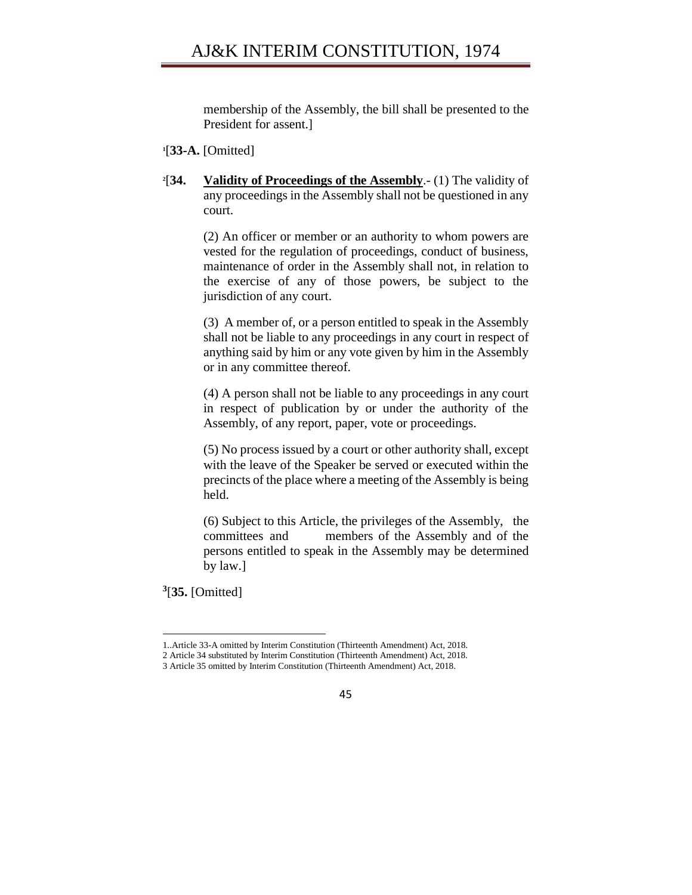membership of the Assembly, the bill shall be presented to the President for assent.]

[1][**33-A.** [Omitted]

[2][**34.** **Validity of Proceedings of the Assembly**.- (1) The validity of any proceedings in the Assembly shall not be questioned in any court.

(2) An officer or member or an authority to whom powers are vested for the regulation of proceedings, conduct of business, maintenance of order in the Assembly shall not, in relation to the exercise of any of those powers, be subject to the jurisdiction of any court.

(3) A member of, or a person entitled to speak in the Assembly shall not be liable to any proceedings in any court in respect of anything said by him or any vote given by him in the Assembly or in any committee thereof.

(4) A person shall not be liable to any proceedings in any court in respect of publication by or under the authority of the Assembly, of any report, paper, vote or proceedings.

(5) No process issued by a court or other authority shall, except with the leave of the Speaker be served or executed within the precincts of the place where a meeting of the Assembly is being held.

(6) Subject to this Article, the privileges of the Assembly, the committees and members of the Assembly and of the persons entitled to speak in the Assembly may be determined by law.]

[3][**35.** [Omitted]

---

1..Article 33-A omitted by Interim Constitution (Thirteenth Amendment) Act, 2018.
2 Article 34 substituted by Interim Constitution (Thirteenth Amendment) Act, 2018.
3 Article 35 omitted by Interim Constitution (Thirteenth Amendment) Act, 2018.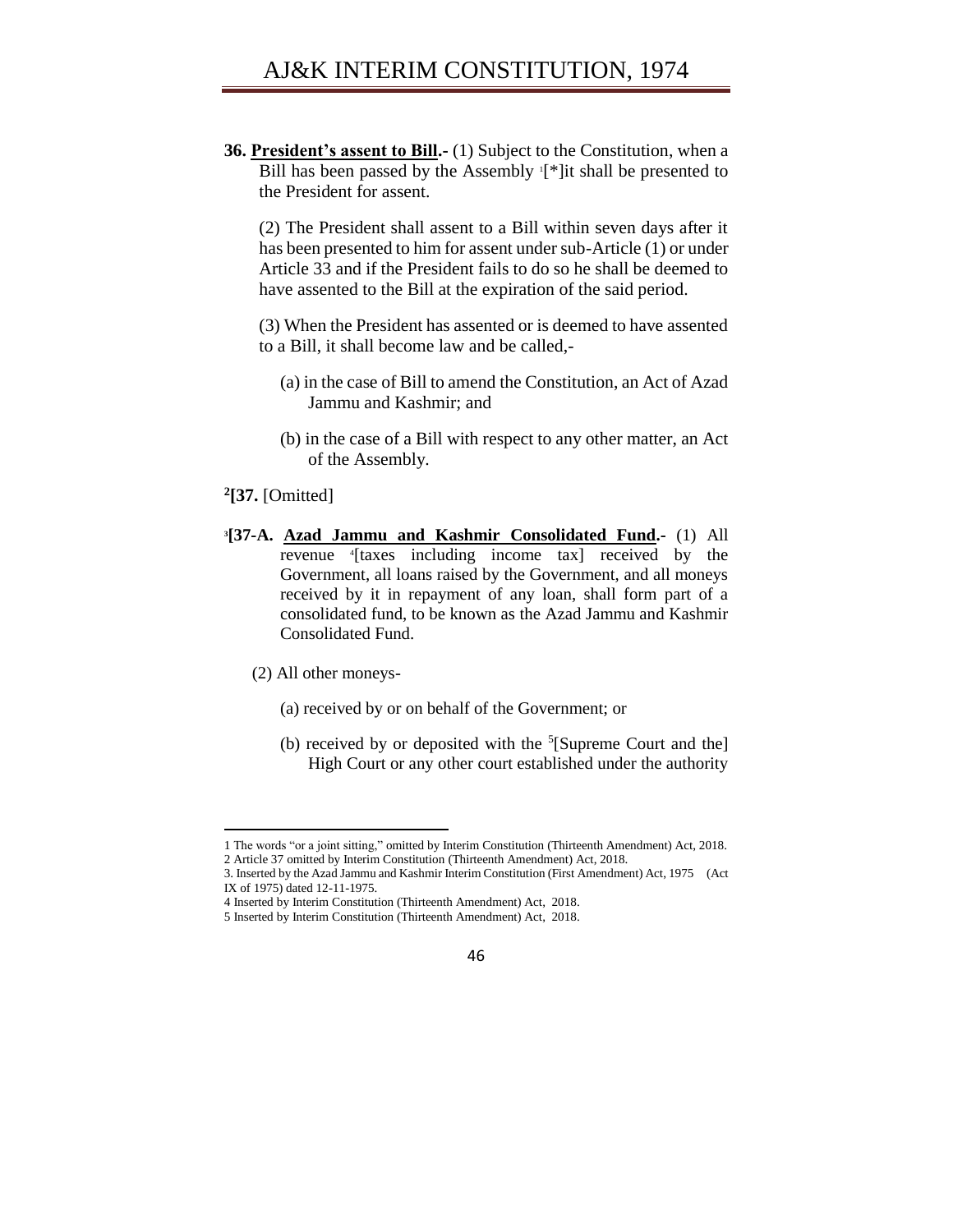**36. President's assent to Bill.-** (1) Subject to the Constitution, when a Bill has been passed by the Assembly [1][*]it shall be presented to the President for assent.

(2) The President shall assent to a Bill within seven days after it has been presented to him for assent under sub-Article (1) or under Article 33 and if the President fails to do so he shall be deemed to have assented to the Bill at the expiration of the said period.

(3) When the President has assented or is deemed to have assented to a Bill, it shall become law and be called,-

(a) in the case of Bill to amend the Constitution, an Act of Azad Jammu and Kashmir; and

(b) in the case of a Bill with respect to any other matter, an Act of the Assembly.

[2]**[37.** [Omitted]

[3]**[37-A. Azad Jammu and Kashmir Consolidated Fund.-** (1) All revenue [4][taxes including income tax] received by the Government, all loans raised by the Government, and all moneys received by it in repayment of any loan, shall form part of a consolidated fund, to be known as the Azad Jammu and Kashmir Consolidated Fund.

(2) All other moneys-

(a) received by or on behalf of the Government; or

(b) received by or deposited with the [5][Supreme Court and the] High Court or any other court established under the authority

---

1 The words "or a joint sitting," omitted by Interim Constitution (Thirteenth Amendment) Act, 2018.
2 Article 37 omitted by Interim Constitution (Thirteenth Amendment) Act, 2018.
3. Inserted by the Azad Jammu and Kashmir Interim Constitution (First Amendment) Act, 1975 (Act IX of 1975) dated 12-11-1975.
4 Inserted by Interim Constitution (Thirteenth Amendment) Act, 2018.
5 Inserted by Interim Constitution (Thirteenth Amendment) Act, 2018.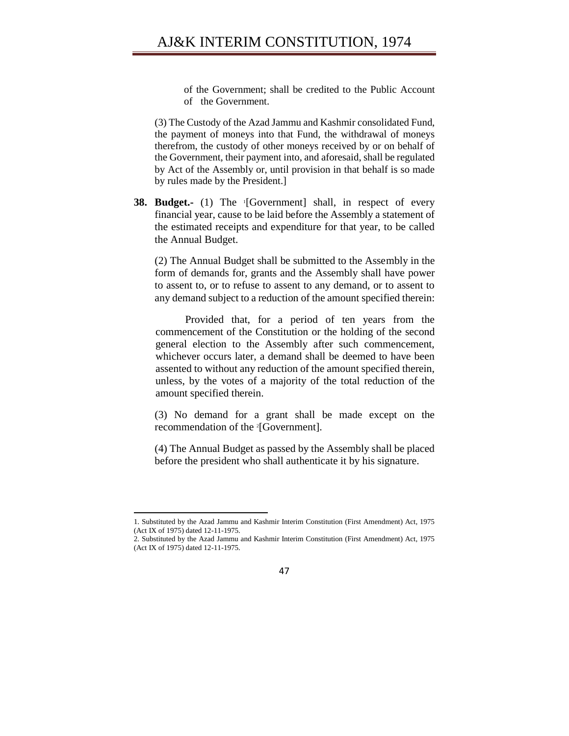of the Government; shall be credited to the Public Account of the Government.

(3) The Custody of the Azad Jammu and Kashmir consolidated Fund, the payment of moneys into that Fund, the withdrawal of moneys therefrom, the custody of other moneys received by or on behalf of the Government, their payment into, and aforesaid, shall be regulated by Act of the Assembly or, until provision in that behalf is so made by rules made by the President.]

**38. Budget.-** (1) The [1][Government] shall, in respect of every financial year, cause to be laid before the Assembly a statement of the estimated receipts and expenditure for that year, to be called the Annual Budget.

(2) The Annual Budget shall be submitted to the Assembly in the form of demands for, grants and the Assembly shall have power to assent to, or to refuse to assent to any demand, or to assent to any demand subject to a reduction of the amount specified therein:

Provided that, for a period of ten years from the commencement of the Constitution or the holding of the second general election to the Assembly after such commencement, whichever occurs later, a demand shall be deemed to have been assented to without any reduction of the amount specified therein, unless, by the votes of a majority of the total reduction of the amount specified therein.

(3) No demand for a grant shall be made except on the recommendation of the [2][Government].

(4) The Annual Budget as passed by the Assembly shall be placed before the president who shall authenticate it by his signature.

---

1. Substituted by the Azad Jammu and Kashmir Interim Constitution (First Amendment) Act, 1975 (Act IX of 1975) dated 12-11-1975.
2. Substituted by the Azad Jammu and Kashmir Interim Constitution (First Amendment) Act, 1975 (Act IX of 1975) dated 12-11-1975.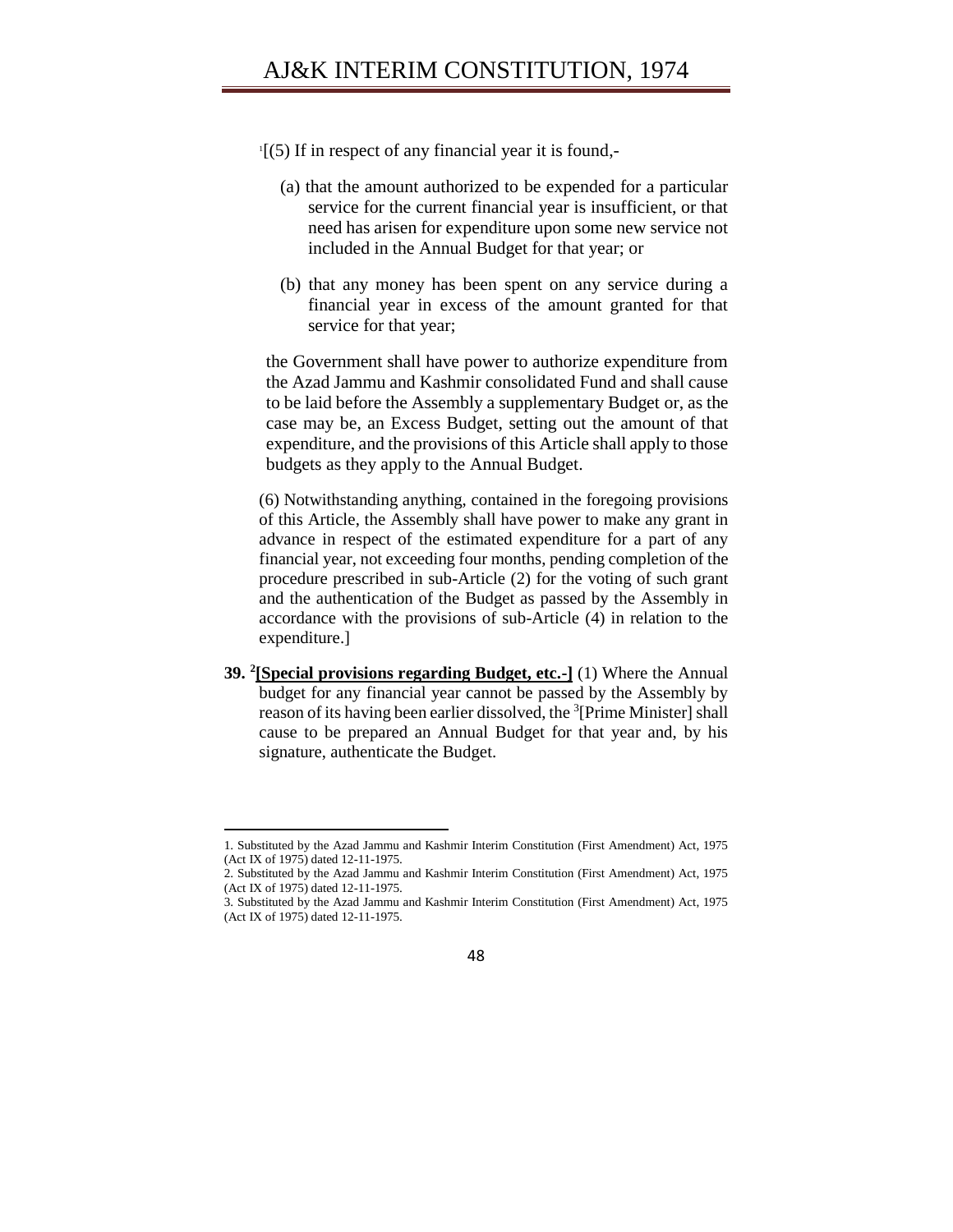[1][(5) If in respect of any financial year it is found,-

(a) that the amount authorized to be expended for a particular service for the current financial year is insufficient, or that need has arisen for expenditure upon some new service not included in the Annual Budget for that year; or

(b) that any money has been spent on any service during a financial year in excess of the amount granted for that service for that year;

the Government shall have power to authorize expenditure from the Azad Jammu and Kashmir consolidated Fund and shall cause to be laid before the Assembly a supplementary Budget or, as the case may be, an Excess Budget, setting out the amount of that expenditure, and the provisions of this Article shall apply to those budgets as they apply to the Annual Budget.

(6) Notwithstanding anything, contained in the foregoing provisions of this Article, the Assembly shall have power to make any grant in advance in respect of the estimated expenditure for a part of any financial year, not exceeding four months, pending completion of the procedure prescribed in sub-Article (2) for the voting of such grant and the authentication of the Budget as passed by the Assembly in accordance with the provisions of sub-Article (4) in relation to the expenditure.]

**39.** [2]**[Special provisions regarding Budget, etc.-]** (1) Where the Annual budget for any financial year cannot be passed by the Assembly by reason of its having been earlier dissolved, the [3][Prime Minister] shall cause to be prepared an Annual Budget for that year and, by his signature, authenticate the Budget.

---

1. Substituted by the Azad Jammu and Kashmir Interim Constitution (First Amendment) Act, 1975 (Act IX of 1975) dated 12-11-1975.
2. Substituted by the Azad Jammu and Kashmir Interim Constitution (First Amendment) Act, 1975 (Act IX of 1975) dated 12-11-1975.
3. Substituted by the Azad Jammu and Kashmir Interim Constitution (First Amendment) Act, 1975 (Act IX of 1975) dated 12-11-1975.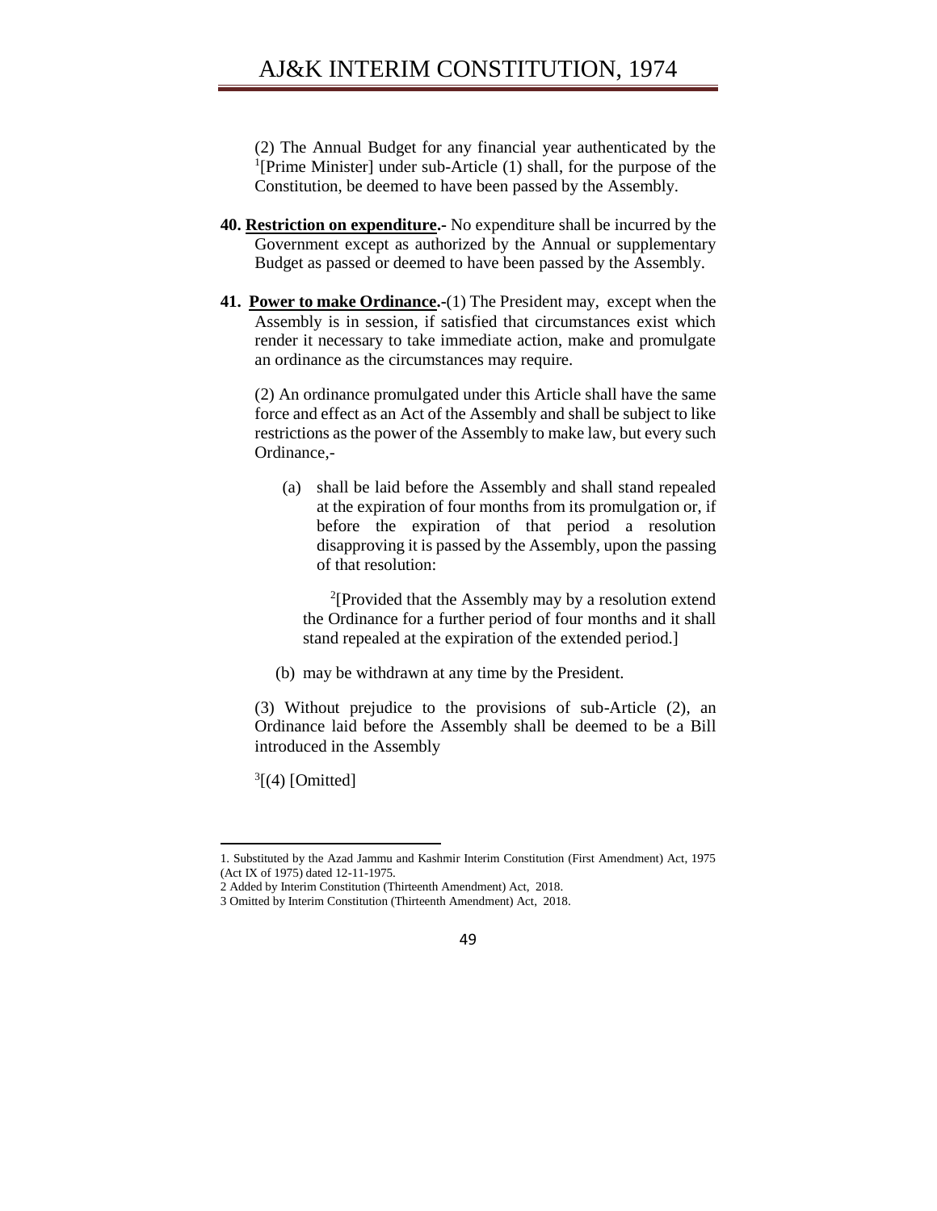(2) The Annual Budget for any financial year authenticated by the [1][Prime Minister] under sub-Article (1) shall, for the purpose of the Constitution, be deemed to have been passed by the Assembly.

**40. Restriction on expenditure.-** No expenditure shall be incurred by the Government except as authorized by the Annual or supplementary Budget as passed or deemed to have been passed by the Assembly.

**41. Power to make Ordinance.-**(1) The President may, except when the Assembly is in session, if satisfied that circumstances exist which render it necessary to take immediate action, make and promulgate an ordinance as the circumstances may require.

(2) An ordinance promulgated under this Article shall have the same force and effect as an Act of the Assembly and shall be subject to like restrictions as the power of the Assembly to make law, but every such Ordinance,-

(a) shall be laid before the Assembly and shall stand repealed at the expiration of four months from its promulgation or, if before the expiration of that period a resolution disapproving it is passed by the Assembly, upon the passing of that resolution:

[2][Provided that the Assembly may by a resolution extend the Ordinance for a further period of four months and it shall stand repealed at the expiration of the extended period.]

(b) may be withdrawn at any time by the President.

(3) Without prejudice to the provisions of sub-Article (2), an Ordinance laid before the Assembly shall be deemed to be a Bill introduced in the Assembly

[3][(4) [Omitted]

---

1. Substituted by the Azad Jammu and Kashmir Interim Constitution (First Amendment) Act, 1975 (Act IX of 1975) dated 12-11-1975.
2 Added by Interim Constitution (Thirteenth Amendment) Act, 2018.
3 Omitted by Interim Constitution (Thirteenth Amendment) Act, 2018.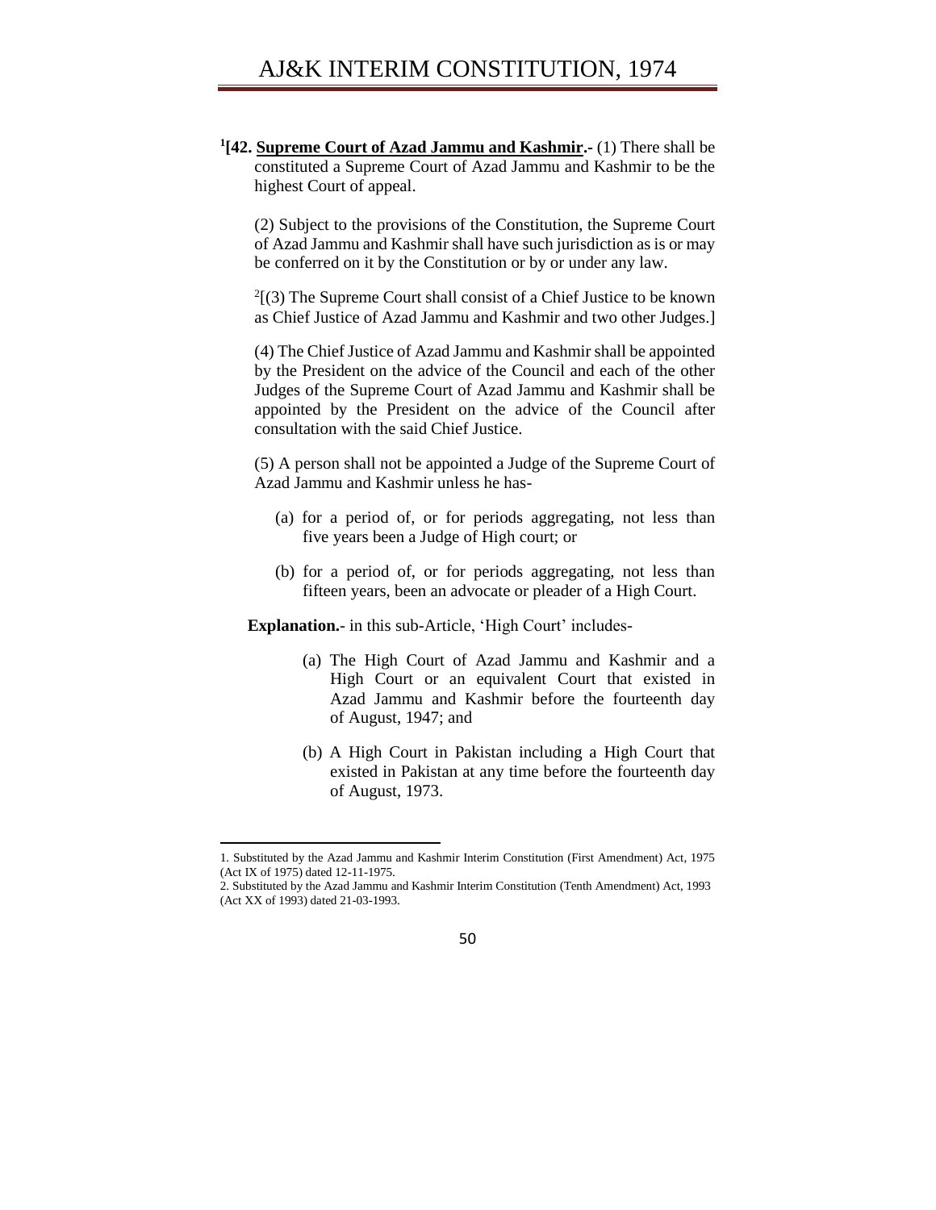[1][42. **Supreme Court of Azad Jammu and Kashmir**.- (1) There shall be constituted a Supreme Court of Azad Jammu and Kashmir to be the highest Court of appeal.

(2) Subject to the provisions of the Constitution, the Supreme Court of Azad Jammu and Kashmir shall have such jurisdiction as is or may be conferred on it by the Constitution or by or under any law.

[2][(3) The Supreme Court shall consist of a Chief Justice to be known as Chief Justice of Azad Jammu and Kashmir and two other Judges.]

(4) The Chief Justice of Azad Jammu and Kashmir shall be appointed by the President on the advice of the Council and each of the other Judges of the Supreme Court of Azad Jammu and Kashmir shall be appointed by the President on the advice of the Council after consultation with the said Chief Justice.

(5) A person shall not be appointed a Judge of the Supreme Court of Azad Jammu and Kashmir unless he has-

(a) for a period of, or for periods aggregating, not less than five years been a Judge of High court; or

(b) for a period of, or for periods aggregating, not less than fifteen years, been an advocate or pleader of a High Court.

**Explanation.**- in this sub-Article, 'High Court' includes-

(a) The High Court of Azad Jammu and Kashmir and a High Court or an equivalent Court that existed in Azad Jammu and Kashmir before the fourteenth day of August, 1947; and

(b) A High Court in Pakistan including a High Court that existed in Pakistan at any time before the fourteenth day of August, 1973.

---

1. Substituted by the Azad Jammu and Kashmir Interim Constitution (First Amendment) Act, 1975 (Act IX of 1975) dated 12-11-1975.
2. Substituted by the Azad Jammu and Kashmir Interim Constitution (Tenth Amendment) Act, 1993 (Act XX of 1993) dated 21-03-1993.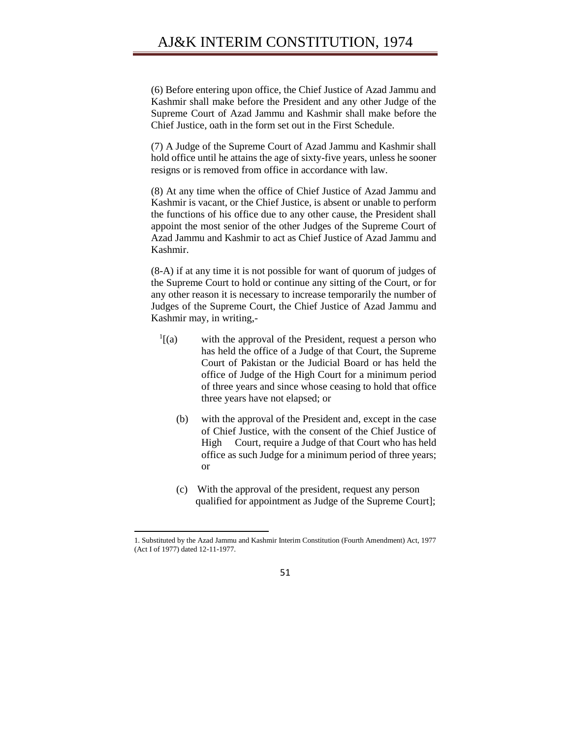(6) Before entering upon office, the Chief Justice of Azad Jammu and Kashmir shall make before the President and any other Judge of the Supreme Court of Azad Jammu and Kashmir shall make before the Chief Justice, oath in the form set out in the First Schedule.

(7) A Judge of the Supreme Court of Azad Jammu and Kashmir shall hold office until he attains the age of sixty-five years, unless he sooner resigns or is removed from office in accordance with law.

(8) At any time when the office of Chief Justice of Azad Jammu and Kashmir is vacant, or the Chief Justice, is absent or unable to perform the functions of his office due to any other cause, the President shall appoint the most senior of the other Judges of the Supreme Court of Azad Jammu and Kashmir to act as Chief Justice of Azad Jammu and Kashmir.

(8-A) if at any time it is not possible for want of quorum of judges of the Supreme Court to hold or continue any sitting of the Court, or for any other reason it is necessary to increase temporarily the number of Judges of the Supreme Court, the Chief Justice of Azad Jammu and Kashmir may, in writing,-

[1][(a) with the approval of the President, request a person who has held the office of a Judge of that Court, the Supreme Court of Pakistan or the Judicial Board or has held the office of Judge of the High Court for a minimum period of three years and since whose ceasing to hold that office three years have not elapsed; or

(b) with the approval of the President and, except in the case of Chief Justice, with the consent of the Chief Justice of High Court, require a Judge of that Court who has held office as such Judge for a minimum period of three years; or

(c) With the approval of the president, request any person qualified for appointment as Judge of the Supreme Court];

---

1. Substituted by the Azad Jammu and Kashmir Interim Constitution (Fourth Amendment) Act, 1977 (Act I of 1977) dated 12-11-1977.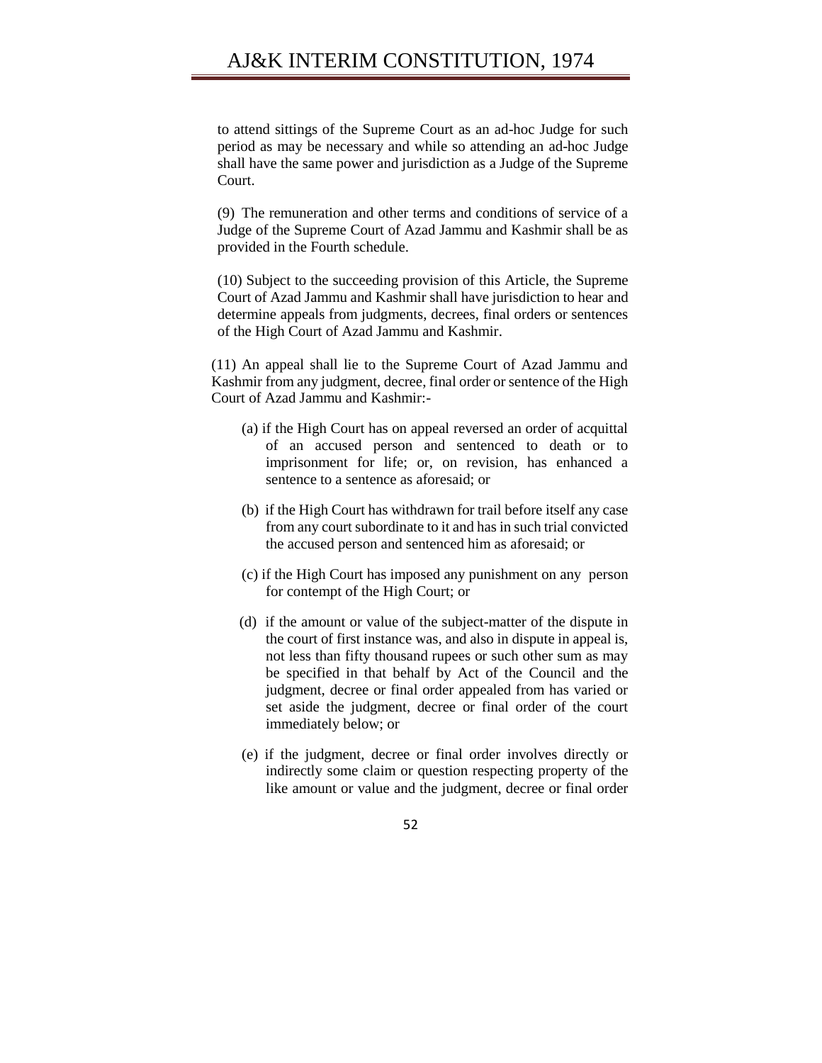to attend sittings of the Supreme Court as an ad-hoc Judge for such period as may be necessary and while so attending an ad-hoc Judge shall have the same power and jurisdiction as a Judge of the Supreme Court.

(9) The remuneration and other terms and conditions of service of a Judge of the Supreme Court of Azad Jammu and Kashmir shall be as provided in the Fourth schedule.

(10) Subject to the succeeding provision of this Article, the Supreme Court of Azad Jammu and Kashmir shall have jurisdiction to hear and determine appeals from judgments, decrees, final orders or sentences of the High Court of Azad Jammu and Kashmir.

(11) An appeal shall lie to the Supreme Court of Azad Jammu and Kashmir from any judgment, decree, final order or sentence of the High Court of Azad Jammu and Kashmir:-

(a) if the High Court has on appeal reversed an order of acquittal of an accused person and sentenced to death or to imprisonment for life; or, on revision, has enhanced a sentence to a sentence as aforesaid; or

(b) if the High Court has withdrawn for trail before itself any case from any court subordinate to it and has in such trial convicted the accused person and sentenced him as aforesaid; or

(c) if the High Court has imposed any punishment on any person for contempt of the High Court; or

(d) if the amount or value of the subject-matter of the dispute in the court of first instance was, and also in dispute in appeal is, not less than fifty thousand rupees or such other sum as may be specified in that behalf by Act of the Council and the judgment, decree or final order appealed from has varied or set aside the judgment, decree or final order of the court immediately below; or

(e) if the judgment, decree or final order involves directly or indirectly some claim or question respecting property of the like amount or value and the judgment, decree or final order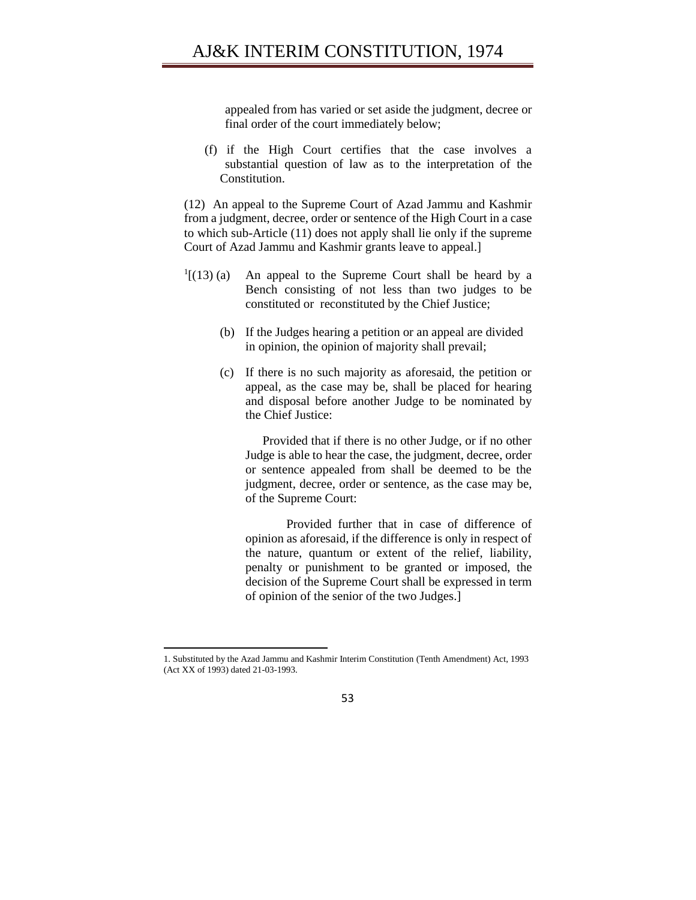appealed from has varied or set aside the judgment, decree or final order of the court immediately below;

(f) if the High Court certifies that the case involves a substantial question of law as to the interpretation of the Constitution.

(12) An appeal to the Supreme Court of Azad Jammu and Kashmir from a judgment, decree, order or sentence of the High Court in a case to which sub-Article (11) does not apply shall lie only if the supreme Court of Azad Jammu and Kashmir grants leave to appeal.]

[1][(13) (a) An appeal to the Supreme Court shall be heard by a Bench consisting of not less than two judges to be constituted or reconstituted by the Chief Justice;

(b) If the Judges hearing a petition or an appeal are divided in opinion, the opinion of majority shall prevail;

(c) If there is no such majority as aforesaid, the petition or appeal, as the case may be, shall be placed for hearing and disposal before another Judge to be nominated by the Chief Justice:

Provided that if there is no other Judge, or if no other Judge is able to hear the case, the judgment, decree, order or sentence appealed from shall be deemed to be the judgment, decree, order or sentence, as the case may be, of the Supreme Court:

Provided further that in case of difference of opinion as aforesaid, if the difference is only in respect of the nature, quantum or extent of the relief, liability, penalty or punishment to be granted or imposed, the decision of the Supreme Court shall be expressed in term of opinion of the senior of the two Judges.]

---

1. Substituted by the Azad Jammu and Kashmir Interim Constitution (Tenth Amendment) Act, 1993 (Act XX of 1993) dated 21-03-1993.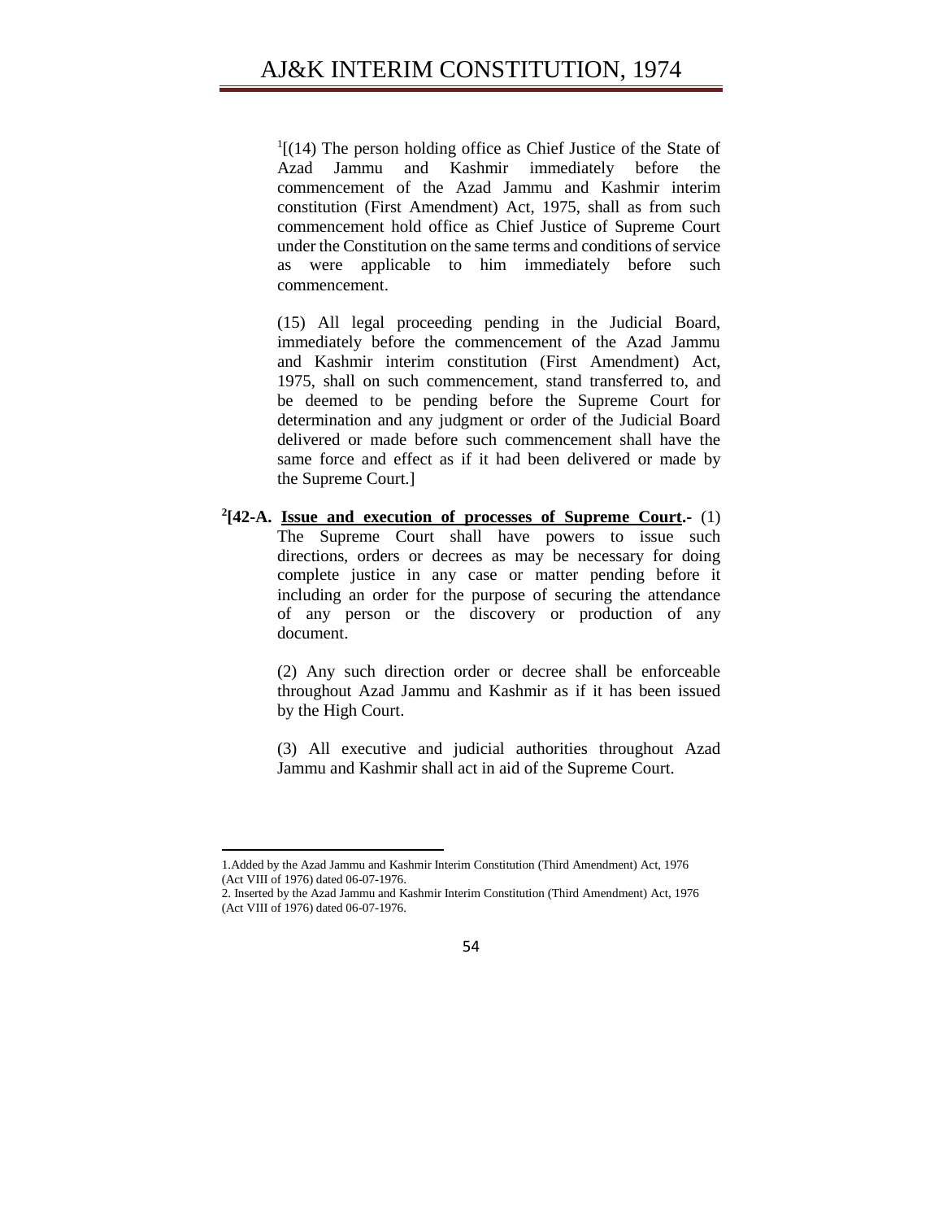[1][(14) The person holding office as Chief Justice of the State of Azad Jammu and Kashmir immediately before the commencement of the Azad Jammu and Kashmir interim constitution (First Amendment) Act, 1975, shall as from such commencement hold office as Chief Justice of Supreme Court under the Constitution on the same terms and conditions of service as were applicable to him immediately before such commencement.

(15) All legal proceeding pending in the Judicial Board, immediately before the commencement of the Azad Jammu and Kashmir interim constitution (First Amendment) Act, 1975, shall on such commencement, stand transferred to, and be deemed to be pending before the Supreme Court for determination and any judgment or order of the Judicial Board delivered or made before such commencement shall have the same force and effect as if it had been delivered or made by the Supreme Court.]

**[2][42-A. <u>Issue and execution of processes of Supreme Court</u>.-** (1) The Supreme Court shall have powers to issue such directions, orders or decrees as may be necessary for doing complete justice in any case or matter pending before it including an order for the purpose of securing the attendance of any person or the discovery or production of any document.

(2) Any such direction order or decree shall be enforceable throughout Azad Jammu and Kashmir as if it has been issued by the High Court.

(3) All executive and judicial authorities throughout Azad Jammu and Kashmir shall act in aid of the Supreme Court.

---

1.Added by the Azad Jammu and Kashmir Interim Constitution (Third Amendment) Act, 1976 (Act VIII of 1976) dated 06-07-1976.

2. Inserted by the Azad Jammu and Kashmir Interim Constitution (Third Amendment) Act, 1976 (Act VIII of 1976) dated 06-07-1976.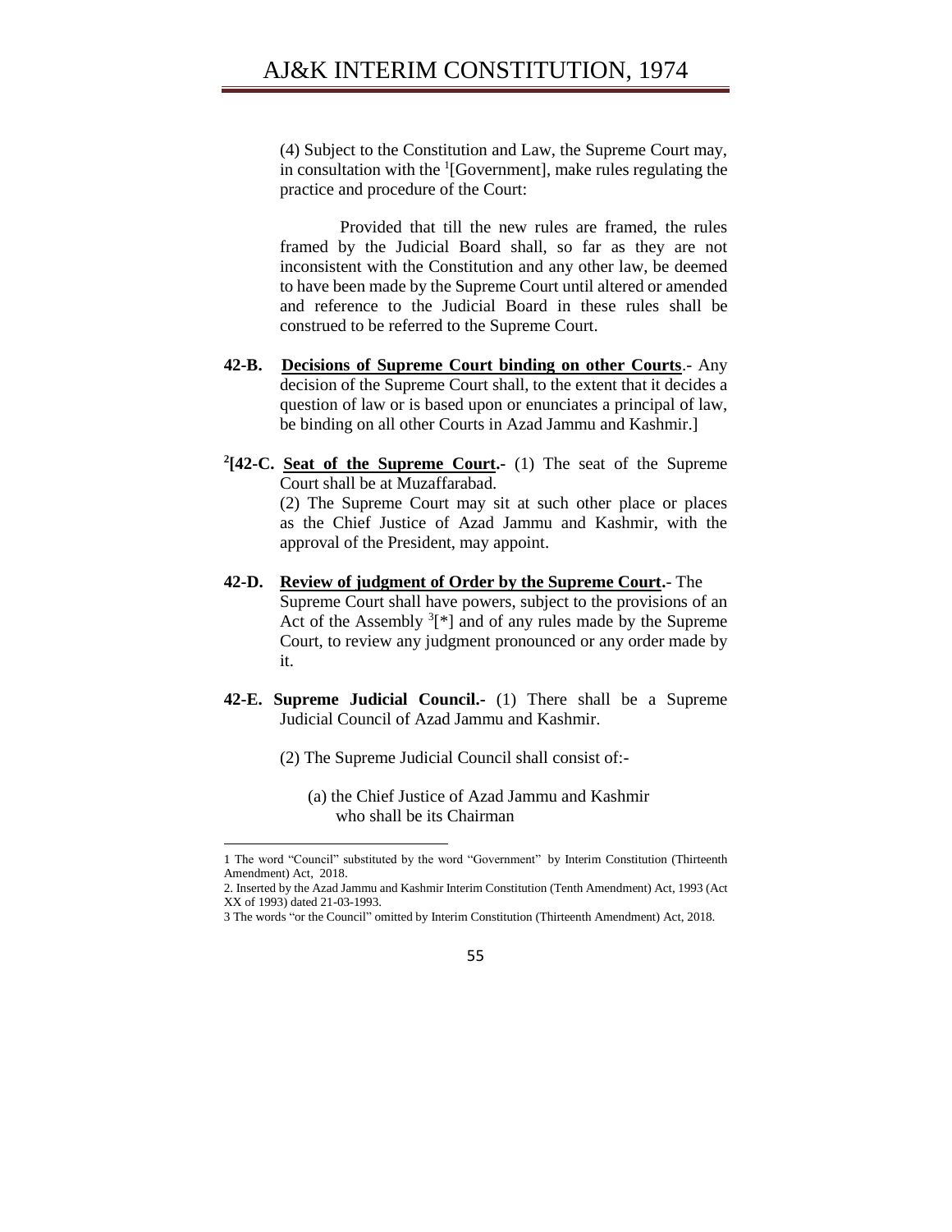(4) Subject to the Constitution and Law, the Supreme Court may, in consultation with the [1][Government], make rules regulating the practice and procedure of the Court:

Provided that till the new rules are framed, the rules framed by the Judicial Board shall, so far as they are not inconsistent with the Constitution and any other law, be deemed to have been made by the Supreme Court until altered or amended and reference to the Judicial Board in these rules shall be construed to be referred to the Supreme Court.

**42-B. Decisions of Supreme Court binding on other Courts**.- Any decision of the Supreme Court shall, to the extent that it decides a question of law or is based upon or enunciates a principal of law, be binding on all other Courts in Azad Jammu and Kashmir.]

[2]**[42-C. Seat of the Supreme Court**.- (1) The seat of the Supreme Court shall be at Muzaffarabad.

(2) The Supreme Court may sit at such other place or places as the Chief Justice of Azad Jammu and Kashmir, with the approval of the President, may appoint.

**42-D. Review of judgment of Order by the Supreme Court**.- The Supreme Court shall have powers, subject to the provisions of an Act of the Assembly [3][*] and of any rules made by the Supreme Court, to review any judgment pronounced or any order made by it.

**42-E. Supreme Judicial Council.**- (1) There shall be a Supreme Judicial Council of Azad Jammu and Kashmir.

(2) The Supreme Judicial Council shall consist of:-

(a) the Chief Justice of Azad Jammu and Kashmir who shall be its Chairman

---

1 The word "Council" substituted by the word "Government" by Interim Constitution (Thirteenth Amendment) Act, 2018.

2. Inserted by the Azad Jammu and Kashmir Interim Constitution (Tenth Amendment) Act, 1993 (Act XX of 1993) dated 21-03-1993.

3 The words "or the Council" omitted by Interim Constitution (Thirteenth Amendment) Act, 2018.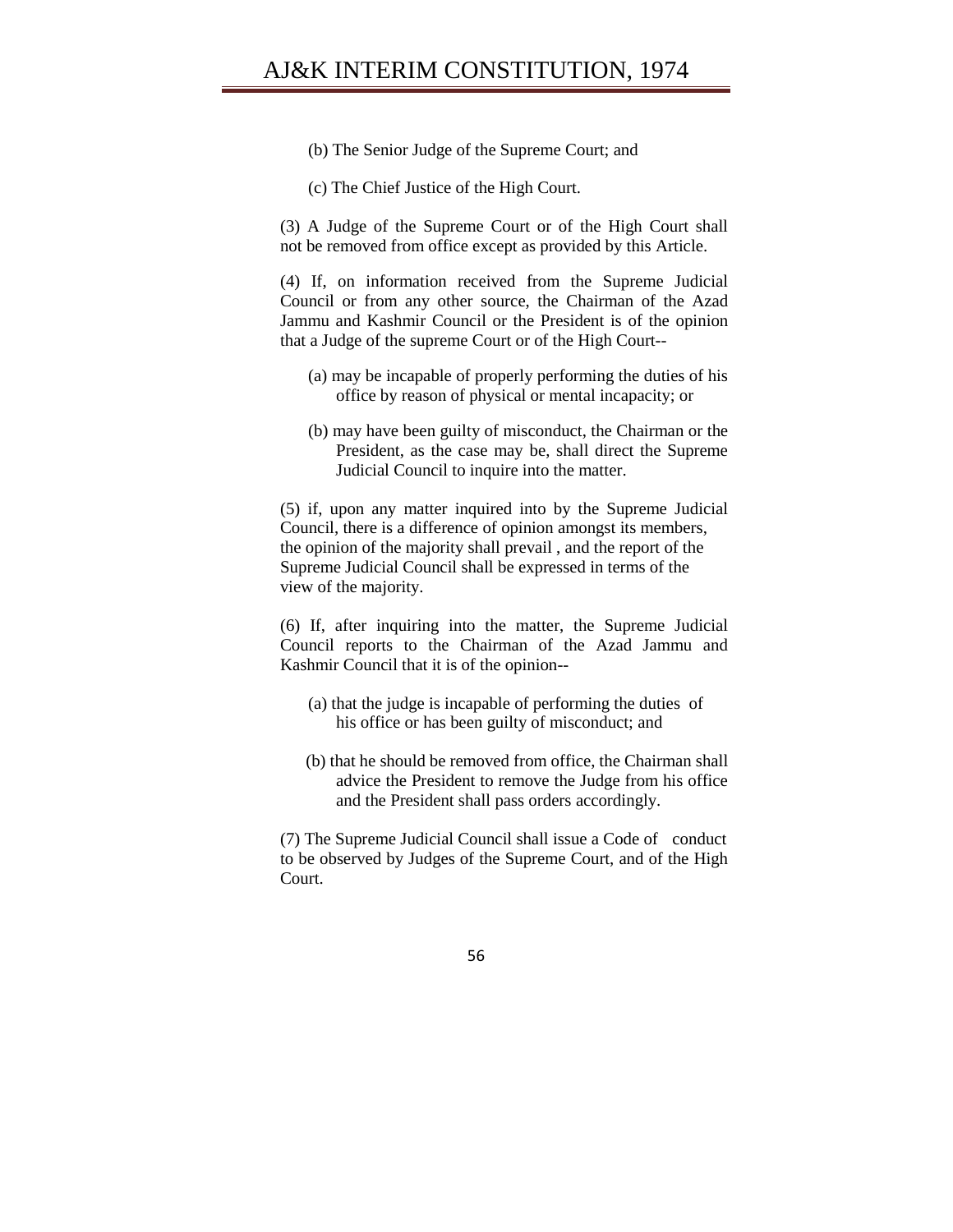(b) The Senior Judge of the Supreme Court; and

(c) The Chief Justice of the High Court.

(3) A Judge of the Supreme Court or of the High Court shall not be removed from office except as provided by this Article.

(4) If, on information received from the Supreme Judicial Council or from any other source, the Chairman of the Azad Jammu and Kashmir Council or the President is of the opinion that a Judge of the supreme Court or of the High Court--

(a) may be incapable of properly performing the duties of his office by reason of physical or mental incapacity; or

(b) may have been guilty of misconduct, the Chairman or the President, as the case may be, shall direct the Supreme Judicial Council to inquire into the matter.

(5) if, upon any matter inquired into by the Supreme Judicial Council, there is a difference of opinion amongst its members, the opinion of the majority shall prevail , and the report of the Supreme Judicial Council shall be expressed in terms of the view of the majority.

(6) If, after inquiring into the matter, the Supreme Judicial Council reports to the Chairman of the Azad Jammu and Kashmir Council that it is of the opinion--

(a) that the judge is incapable of performing the duties of his office or has been guilty of misconduct; and

(b) that he should be removed from office, the Chairman shall advice the President to remove the Judge from his office and the President shall pass orders accordingly.

(7) The Supreme Judicial Council shall issue a Code of conduct to be observed by Judges of the Supreme Court, and of the High Court.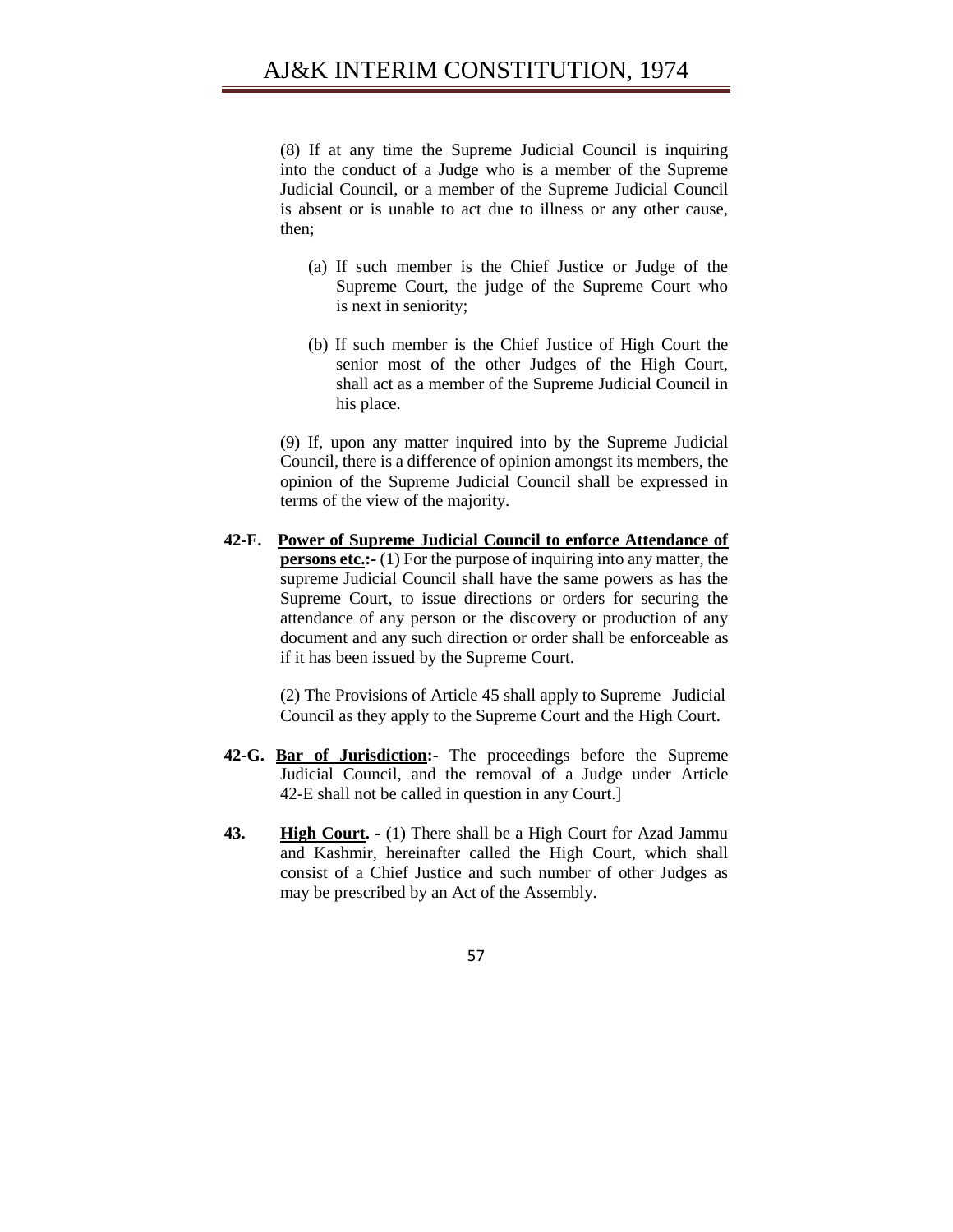(8) If at any time the Supreme Judicial Council is inquiring into the conduct of a Judge who is a member of the Supreme Judicial Council, or a member of the Supreme Judicial Council is absent or is unable to act due to illness or any other cause, then;

(a) If such member is the Chief Justice or Judge of the Supreme Court, the judge of the Supreme Court who is next in seniority;

(b) If such member is the Chief Justice of High Court the senior most of the other Judges of the High Court, shall act as a member of the Supreme Judicial Council in his place.

(9) If, upon any matter inquired into by the Supreme Judicial Council, there is a difference of opinion amongst its members, the opinion of the Supreme Judicial Council shall be expressed in terms of the view of the majority.

**42-F. Power of Supreme Judicial Council to enforce Attendance of persons etc.:-** (1) For the purpose of inquiring into any matter, the supreme Judicial Council shall have the same powers as has the Supreme Court, to issue directions or orders for securing the attendance of any person or the discovery or production of any document and any such direction or order shall be enforceable as if it has been issued by the Supreme Court.

(2) The Provisions of Article 45 shall apply to Supreme Judicial Council as they apply to the Supreme Court and the High Court.

**42-G. Bar of Jurisdiction:-** The proceedings before the Supreme Judicial Council, and the removal of a Judge under Article 42-E shall not be called in question in any Court.]

**43. High Court. -** (1) There shall be a High Court for Azad Jammu and Kashmir, hereinafter called the High Court, which shall consist of a Chief Justice and such number of other Judges as may be prescribed by an Act of the Assembly.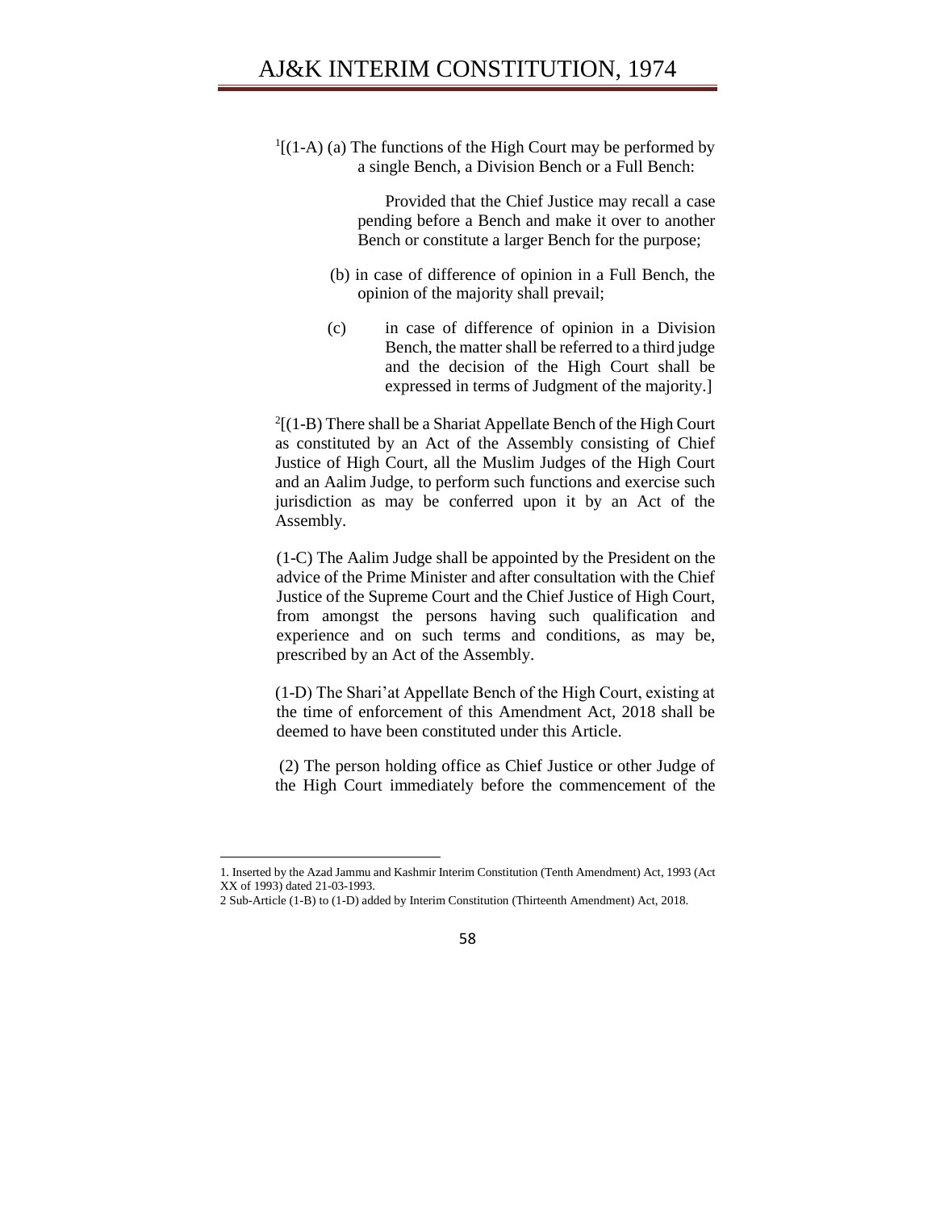[1][(1-A) (a) The functions of the High Court may be performed by a single Bench, a Division Bench or a Full Bench:

Provided that the Chief Justice may recall a case pending before a Bench and make it over to another Bench or constitute a larger Bench for the purpose;

(b) in case of difference of opinion in a Full Bench, the opinion of the majority shall prevail;

(c) in case of difference of opinion in a Division Bench, the matter shall be referred to a third judge and the decision of the High Court shall be expressed in terms of Judgment of the majority.]

[2][(1-B) There shall be a Shariat Appellate Bench of the High Court as constituted by an Act of the Assembly consisting of Chief Justice of High Court, all the Muslim Judges of the High Court and an Aalim Judge, to perform such functions and exercise such jurisdiction as may be conferred upon it by an Act of the Assembly.

(1-C) The Aalim Judge shall be appointed by the President on the advice of the Prime Minister and after consultation with the Chief Justice of the Supreme Court and the Chief Justice of High Court, from amongst the persons having such qualification and experience and on such terms and conditions, as may be, prescribed by an Act of the Assembly.

(1-D) The Shari'at Appellate Bench of the High Court, existing at the time of enforcement of this Amendment Act, 2018 shall be deemed to have been constituted under this Article.

(2) The person holding office as Chief Justice or other Judge of the High Court immediately before the commencement of the

---

1. Inserted by the Azad Jammu and Kashmir Interim Constitution (Tenth Amendment) Act, 1993 (Act XX of 1993) dated 21-03-1993.

2 Sub-Article (1-B) to (1-D) added by Interim Constitution (Thirteenth Amendment) Act, 2018.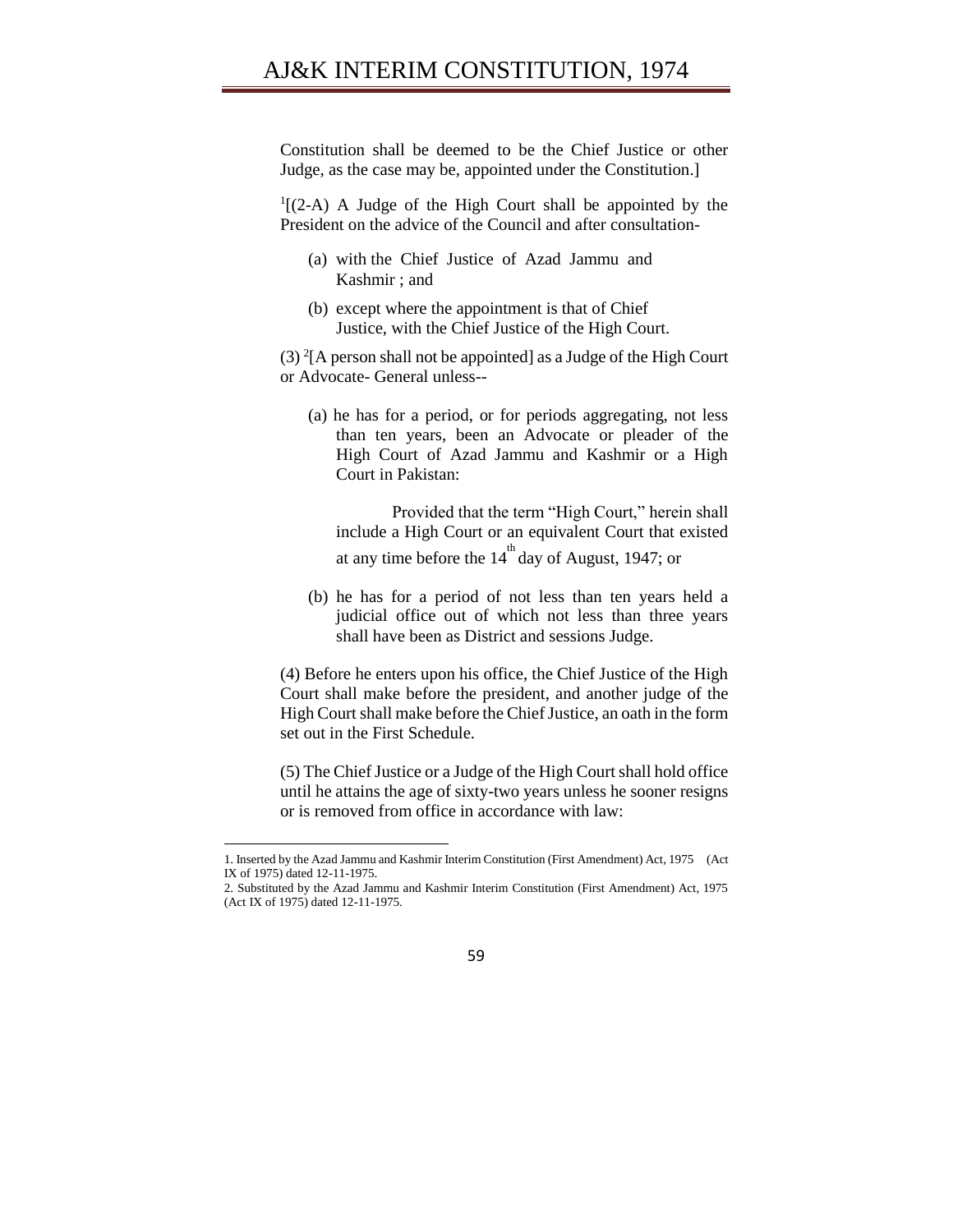Constitution shall be deemed to be the Chief Justice or other Judge, as the case may be, appointed under the Constitution.]

[1][(2-A) A Judge of the High Court shall be appointed by the President on the advice of the Council and after consultation-

(a) with the Chief Justice of Azad Jammu and Kashmir ; and

(b) except where the appointment is that of Chief Justice, with the Chief Justice of the High Court.

(3) [2][A person shall not be appointed] as a Judge of the High Court or Advocate- General unless--

(a) he has for a period, or for periods aggregating, not less than ten years, been an Advocate or pleader of the High Court of Azad Jammu and Kashmir or a High Court in Pakistan:

Provided that the term "High Court," herein shall include a High Court or an equivalent Court that existed at any time before the 14th day of August, 1947; or

(b) he has for a period of not less than ten years held a judicial office out of which not less than three years shall have been as District and sessions Judge.

(4) Before he enters upon his office, the Chief Justice of the High Court shall make before the president, and another judge of the High Court shall make before the Chief Justice, an oath in the form set out in the First Schedule.

(5) The Chief Justice or a Judge of the High Court shall hold office until he attains the age of sixty-two years unless he sooner resigns or is removed from office in accordance with law:

---

1. Inserted by the Azad Jammu and Kashmir Interim Constitution (First Amendment) Act, 1975 (Act IX of 1975) dated 12-11-1975.
2. Substituted by the Azad Jammu and Kashmir Interim Constitution (First Amendment) Act, 1975 (Act IX of 1975) dated 12-11-1975.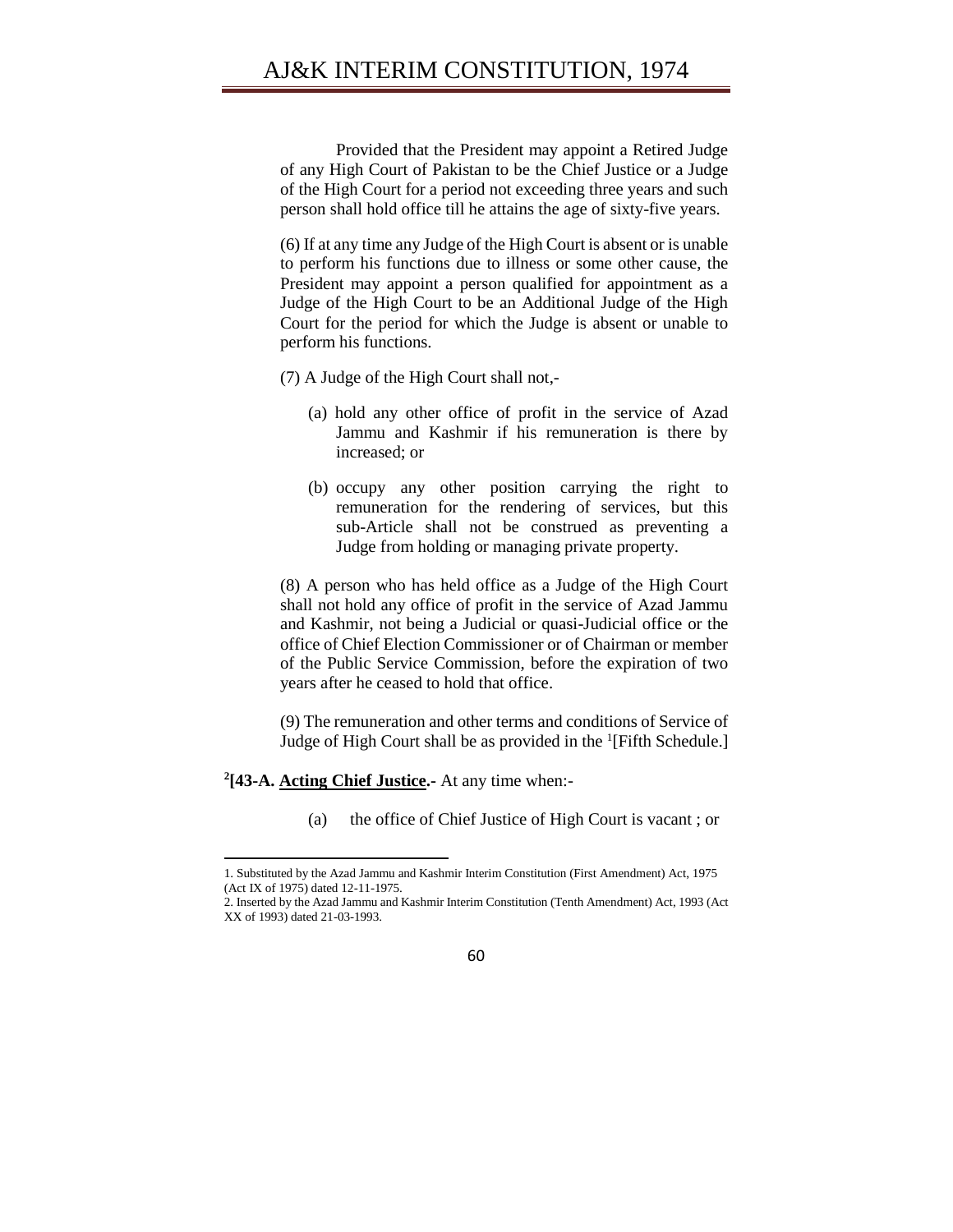Provided that the President may appoint a Retired Judge of any High Court of Pakistan to be the Chief Justice or a Judge of the High Court for a period not exceeding three years and such person shall hold office till he attains the age of sixty-five years.

(6) If at any time any Judge of the High Court is absent or is unable to perform his functions due to illness or some other cause, the President may appoint a person qualified for appointment as a Judge of the High Court to be an Additional Judge of the High Court for the period for which the Judge is absent or unable to perform his functions.

(7) A Judge of the High Court shall not,-

(a) hold any other office of profit in the service of Azad Jammu and Kashmir if his remuneration is there by increased; or

(b) occupy any other position carrying the right to remuneration for the rendering of services, but this sub-Article shall not be construed as preventing a Judge from holding or managing private property.

(8) A person who has held office as a Judge of the High Court shall not hold any office of profit in the service of Azad Jammu and Kashmir, not being a Judicial or quasi-Judicial office or the office of Chief Election Commissioner or of Chairman or member of the Public Service Commission, before the expiration of two years after he ceased to hold that office.

(9) The remuneration and other terms and conditions of Service of Judge of High Court shall be as provided in the [1][Fifth Schedule.]

[2]**[43-A. <u>Acting Chief Justice</u>.-** At any time when:-

(a) the office of Chief Justice of High Court is vacant ; or

---

1. Substituted by the Azad Jammu and Kashmir Interim Constitution (First Amendment) Act, 1975 (Act IX of 1975) dated 12-11-1975.
2. Inserted by the Azad Jammu and Kashmir Interim Constitution (Tenth Amendment) Act, 1993 (Act XX of 1993) dated 21-03-1993.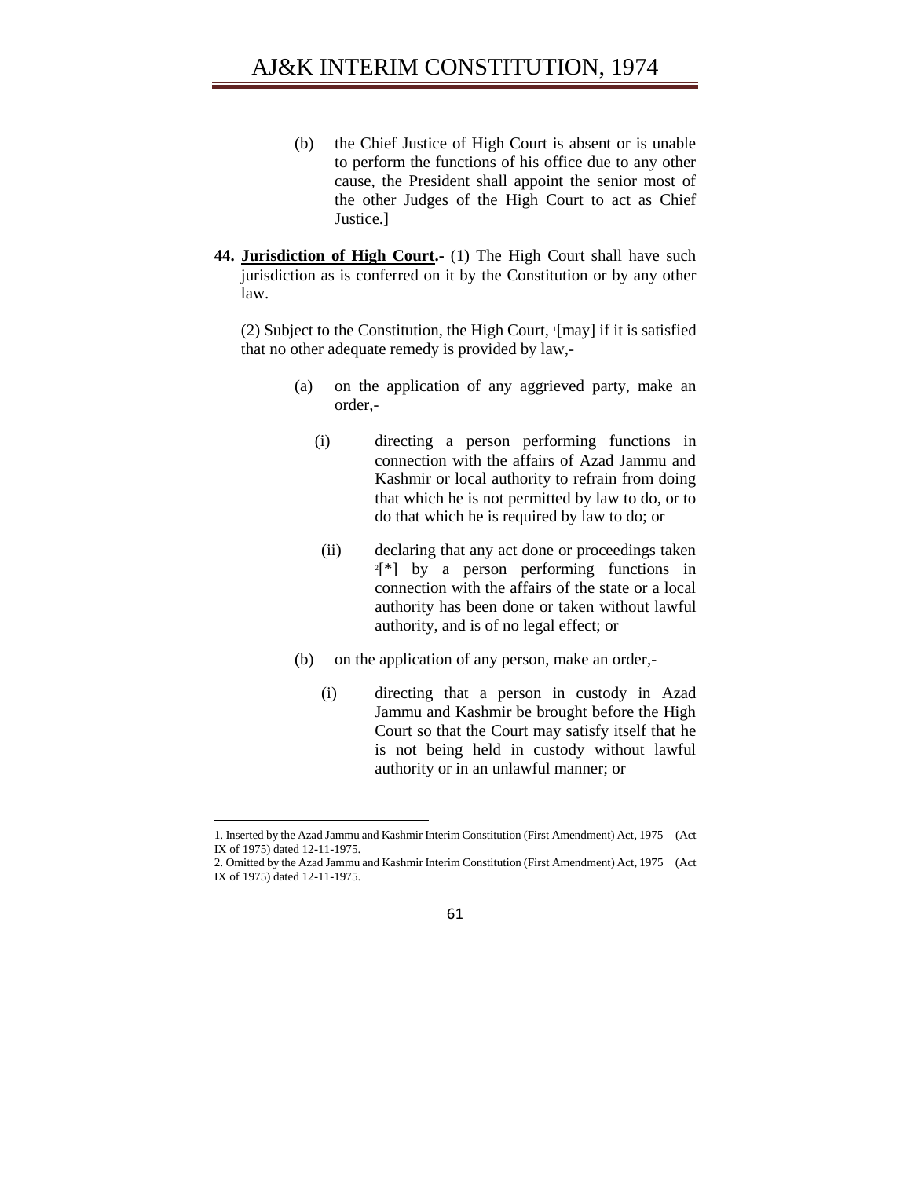(b) the Chief Justice of High Court is absent or is unable to perform the functions of his office due to any other cause, the President shall appoint the senior most of the other Judges of the High Court to act as Chief Justice.]

**44. <u>Jurisdiction of High Court</u>.-** (1) The High Court shall have such jurisdiction as is conferred on it by the Constitution or by any other law.

(2) Subject to the Constitution, the High Court, [1][may] if it is satisfied that no other adequate remedy is provided by law,-

(a) on the application of any aggrieved party, make an order,-

(i) directing a person performing functions in connection with the affairs of Azad Jammu and Kashmir or local authority to refrain from doing that which he is not permitted by law to do, or to do that which he is required by law to do; or

(ii) declaring that any act done or proceedings taken [2][*] by a person performing functions in connection with the affairs of the state or a local authority has been done or taken without lawful authority, and is of no legal effect; or

(b) on the application of any person, make an order,-

(i) directing that a person in custody in Azad Jammu and Kashmir be brought before the High Court so that the Court may satisfy itself that he is not being held in custody without lawful authority or in an unlawful manner; or

---

1. Inserted by the Azad Jammu and Kashmir Interim Constitution (First Amendment) Act, 1975 (Act IX of 1975) dated 12-11-1975.
2. Omitted by the Azad Jammu and Kashmir Interim Constitution (First Amendment) Act, 1975 (Act IX of 1975) dated 12-11-1975.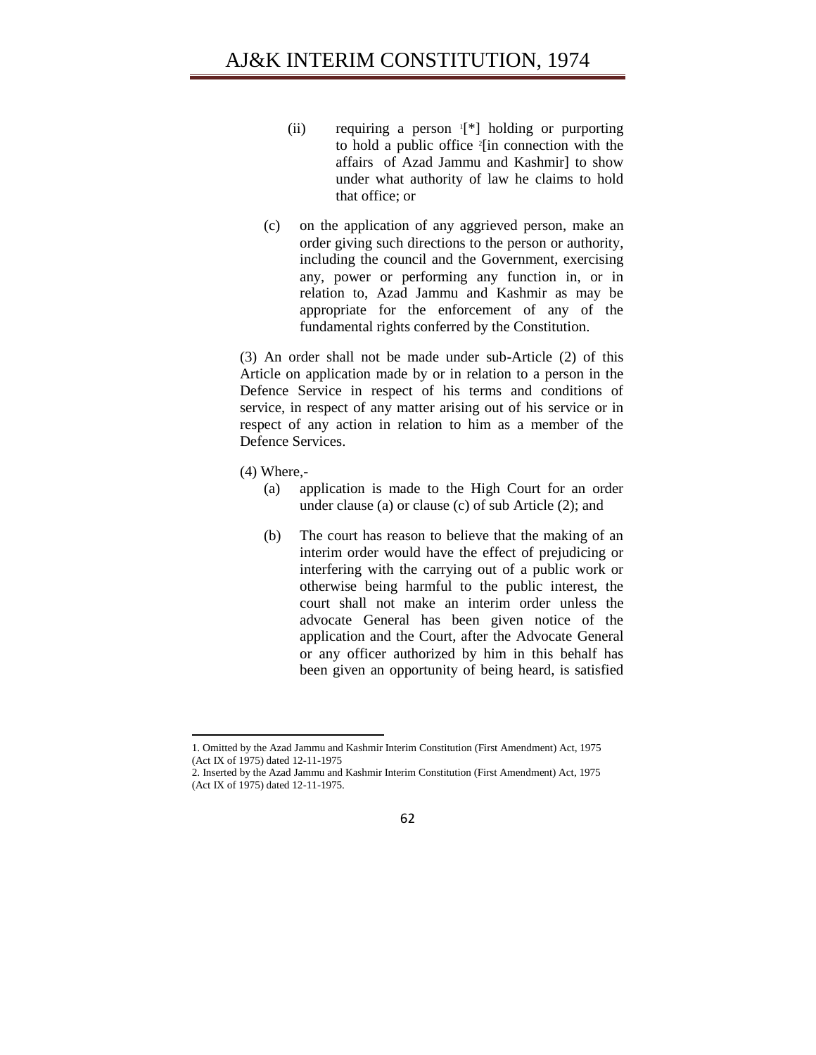(ii) requiring a person [1][*] holding or purporting to hold a public office [2][in connection with the affairs of Azad Jammu and Kashmir] to show under what authority of law he claims to hold that office; or

(c) on the application of any aggrieved person, make an order giving such directions to the person or authority, including the council and the Government, exercising any, power or performing any function in, or in relation to, Azad Jammu and Kashmir as may be appropriate for the enforcement of any of the fundamental rights conferred by the Constitution.

(3) An order shall not be made under sub-Article (2) of this Article on application made by or in relation to a person in the Defence Service in respect of his terms and conditions of service, in respect of any matter arising out of his service or in respect of any action in relation to him as a member of the Defence Services.

(4) Where,-

(a) application is made to the High Court for an order under clause (a) or clause (c) of sub Article (2); and

(b) The court has reason to believe that the making of an interim order would have the effect of prejudicing or interfering with the carrying out of a public work or otherwise being harmful to the public interest, the court shall not make an interim order unless the advocate General has been given notice of the application and the Court, after the Advocate General or any officer authorized by him in this behalf has been given an opportunity of being heard, is satisfied

---

1. Omitted by the Azad Jammu and Kashmir Interim Constitution (First Amendment) Act, 1975 (Act IX of 1975) dated 12-11-1975

2. Inserted by the Azad Jammu and Kashmir Interim Constitution (First Amendment) Act, 1975 (Act IX of 1975) dated 12-11-1975.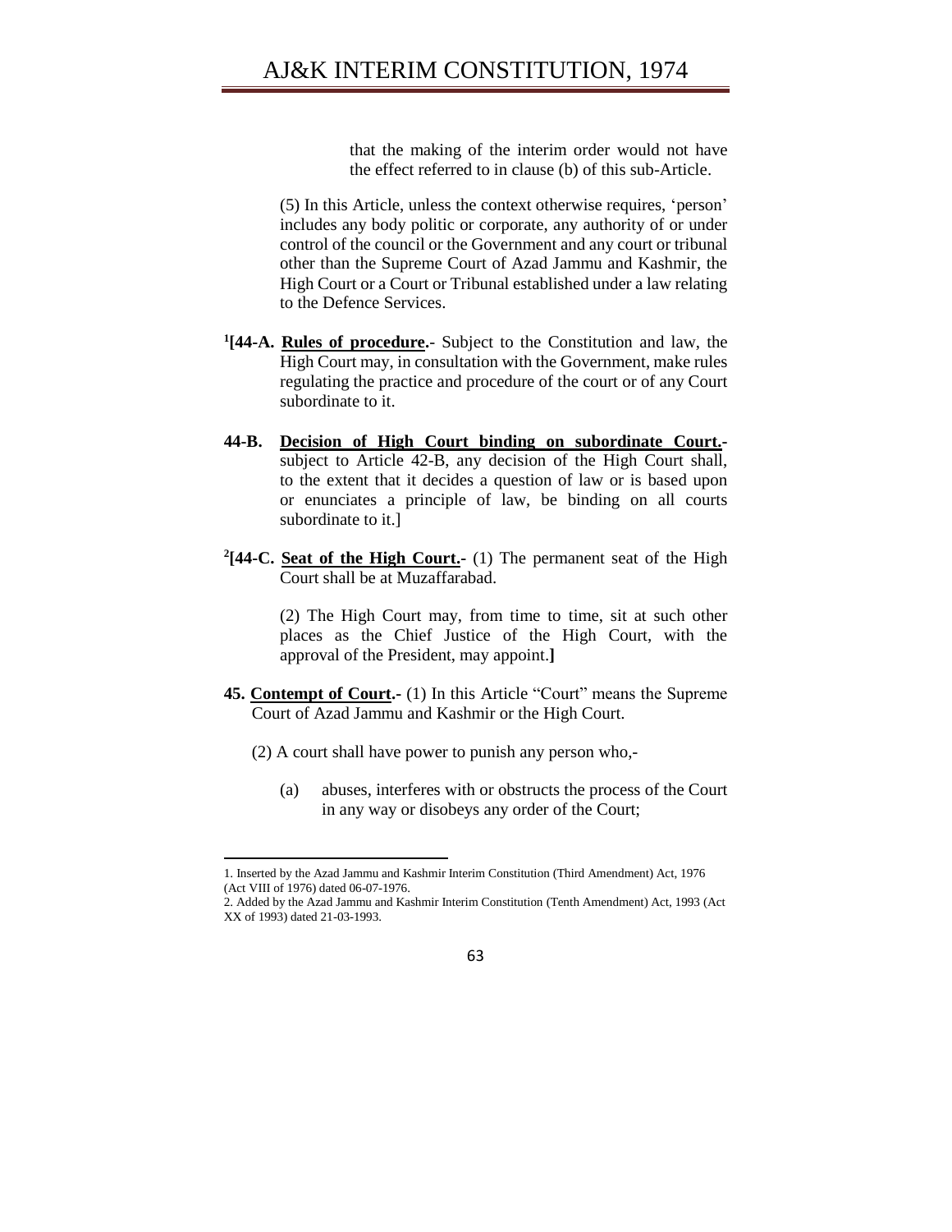that the making of the interim order would not have the effect referred to in clause (b) of this sub-Article.

(5) In this Article, unless the context otherwise requires, 'person' includes any body politic or corporate, any authority of or under control of the council or the Government and any court or tribunal other than the Supreme Court of Azad Jammu and Kashmir, the High Court or a Court or Tribunal established under a law relating to the Defence Services.

[1][**44-A.** **Rules of procedure.**- Subject to the Constitution and law, the High Court may, in consultation with the Government, make rules regulating the practice and procedure of the court or of any Court subordinate to it.

**44-B.** **Decision of High Court binding on subordinate Court.**- subject to Article 42-B, any decision of the High Court shall, to the extent that it decides a question of law or is based upon or enunciates a principle of law, be binding on all courts subordinate to it.]

[2][**44-C.** **Seat of the High Court.**- (1) The permanent seat of the High Court shall be at Muzaffarabad.

(2) The High Court may, from time to time, sit at such other places as the Chief Justice of the High Court, with the approval of the President, may appoint.**]**

**45.** **Contempt of Court.**- (1) In this Article "Court" means the Supreme Court of Azad Jammu and Kashmir or the High Court.

(2) A court shall have power to punish any person who,-

(a) abuses, interferes with or obstructs the process of the Court in any way or disobeys any order of the Court;

---

1. Inserted by the Azad Jammu and Kashmir Interim Constitution (Third Amendment) Act, 1976 (Act VIII of 1976) dated 06-07-1976.
2. Added by the Azad Jammu and Kashmir Interim Constitution (Tenth Amendment) Act, 1993 (Act XX of 1993) dated 21-03-1993.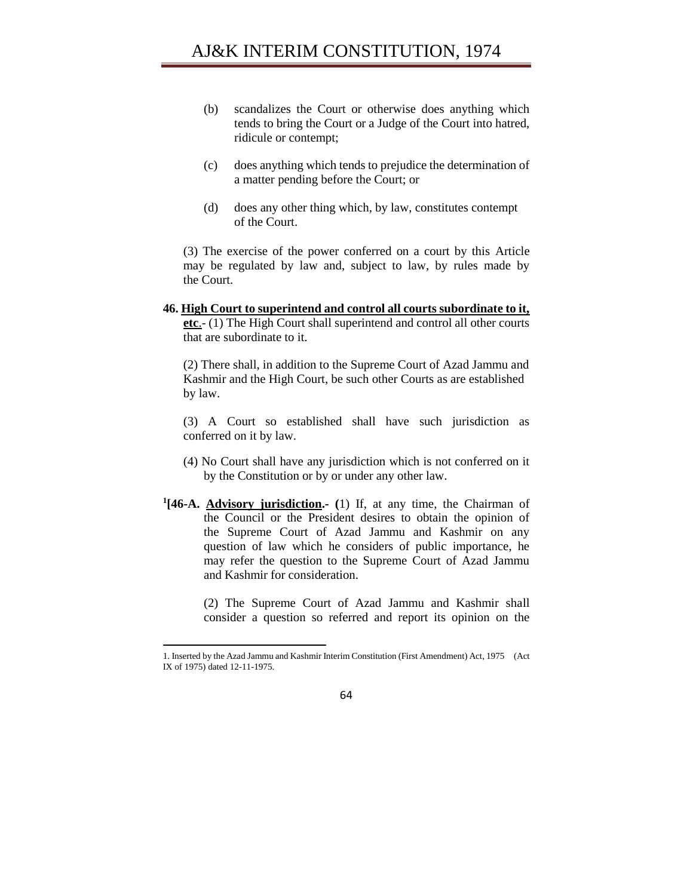(b) scandalizes the Court or otherwise does anything which tends to bring the Court or a Judge of the Court into hatred, ridicule or contempt;

(c) does anything which tends to prejudice the determination of a matter pending before the Court; or

(d) does any other thing which, by law, constitutes contempt of the Court.

(3) The exercise of the power conferred on a court by this Article may be regulated by law and, subject to law, by rules made by the Court.

**46. High Court to superintend and control all courts subordinate to it, etc.**- (1) The High Court shall superintend and control all other courts that are subordinate to it.

(2) There shall, in addition to the Supreme Court of Azad Jammu and Kashmir and the High Court, be such other Courts as are established by law.

(3) A Court so established shall have such jurisdiction as conferred on it by law.

(4) No Court shall have any jurisdiction which is not conferred on it by the Constitution or by or under any other law.

[1][**46-A. Advisory jurisdiction.**- (1) If, at any time, the Chairman of the Council or the President desires to obtain the opinion of the Supreme Court of Azad Jammu and Kashmir on any question of law which he considers of public importance, he may refer the question to the Supreme Court of Azad Jammu and Kashmir for consideration.

(2) The Supreme Court of Azad Jammu and Kashmir shall consider a question so referred and report its opinion on the

---

1. Inserted by the Azad Jammu and Kashmir Interim Constitution (First Amendment) Act, 1975 (Act IX of 1975) dated 12-11-1975.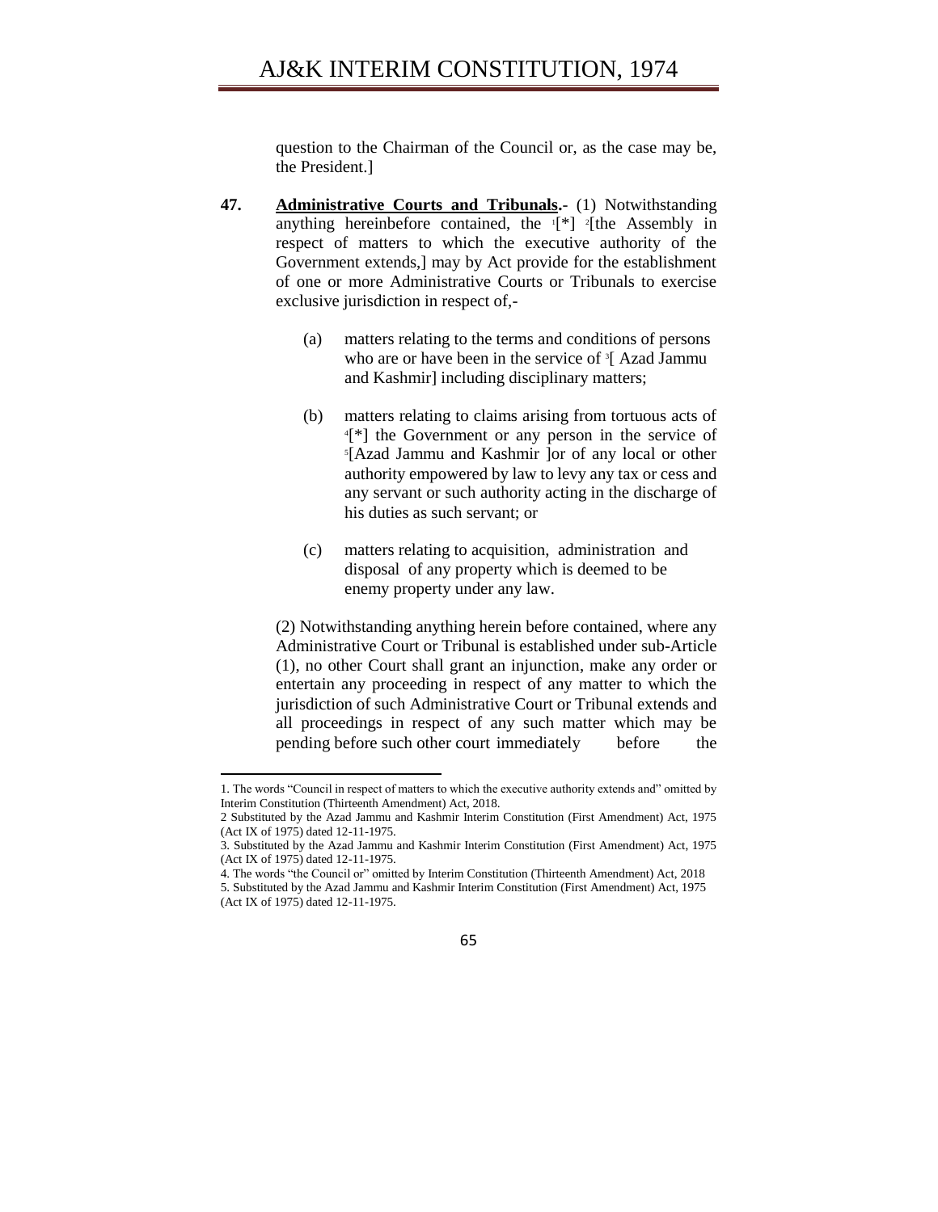question to the Chairman of the Council or, as the case may be, the President.]

**47.** **Administrative Courts and Tribunals.**- (1) Notwithstanding anything hereinbefore contained, the [1][*] [2][the Assembly in respect of matters to which the executive authority of the Government extends,] may by Act provide for the establishment of one or more Administrative Courts or Tribunals to exercise exclusive jurisdiction in respect of,-

(a) matters relating to the terms and conditions of persons who are or have been in the service of [3][ Azad Jammu and Kashmir] including disciplinary matters;

(b) matters relating to claims arising from tortuous acts of [4][*] the Government or any person in the service of [5][Azad Jammu and Kashmir ]or of any local or other authority empowered by law to levy any tax or cess and any servant or such authority acting in the discharge of his duties as such servant; or

(c) matters relating to acquisition, administration and disposal of any property which is deemed to be enemy property under any law.

(2) Notwithstanding anything herein before contained, where any Administrative Court or Tribunal is established under sub-Article (1), no other Court shall grant an injunction, make any order or entertain any proceeding in respect of any matter to which the jurisdiction of such Administrative Court or Tribunal extends and all proceedings in respect of any such matter which may be pending before such other court immediately before the

---

1. The words "Council in respect of matters to which the executive authority extends and" omitted by Interim Constitution (Thirteenth Amendment) Act, 2018.

2 Substituted by the Azad Jammu and Kashmir Interim Constitution (First Amendment) Act, 1975 (Act IX of 1975) dated 12-11-1975.

3. Substituted by the Azad Jammu and Kashmir Interim Constitution (First Amendment) Act, 1975 (Act IX of 1975) dated 12-11-1975.

4. The words "the Council or" omitted by Interim Constitution (Thirteenth Amendment) Act, 2018

5. Substituted by the Azad Jammu and Kashmir Interim Constitution (First Amendment) Act, 1975 (Act IX of 1975) dated 12-11-1975.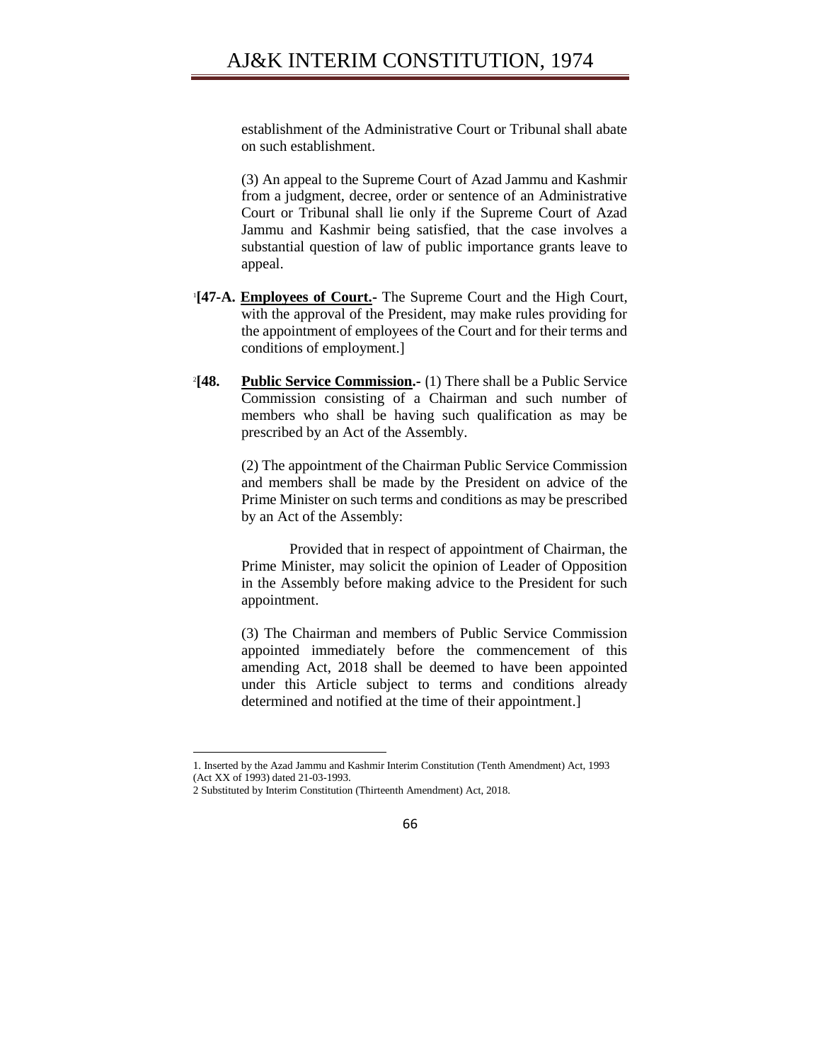establishment of the Administrative Court or Tribunal shall abate on such establishment.

(3) An appeal to the Supreme Court of Azad Jammu and Kashmir from a judgment, decree, order or sentence of an Administrative Court or Tribunal shall lie only if the Supreme Court of Azad Jammu and Kashmir being satisfied, that the case involves a substantial question of law of public importance grants leave to appeal.

[1][**47-A. Employees of Court.-** The Supreme Court and the High Court, with the approval of the President, may make rules providing for the appointment of employees of the Court and for their terms and conditions of employment.]

[2][**48. Public Service Commission.-** (1) There shall be a Public Service Commission consisting of a Chairman and such number of members who shall be having such qualification as may be prescribed by an Act of the Assembly.

(2) The appointment of the Chairman Public Service Commission and members shall be made by the President on advice of the Prime Minister on such terms and conditions as may be prescribed by an Act of the Assembly:

Provided that in respect of appointment of Chairman, the Prime Minister, may solicit the opinion of Leader of Opposition in the Assembly before making advice to the President for such appointment.

(3) The Chairman and members of Public Service Commission appointed immediately before the commencement of this amending Act, 2018 shall be deemed to have been appointed under this Article subject to terms and conditions already determined and notified at the time of their appointment.]

---

1. Inserted by the Azad Jammu and Kashmir Interim Constitution (Tenth Amendment) Act, 1993 (Act XX of 1993) dated 21-03-1993.
2 Substituted by Interim Constitution (Thirteenth Amendment) Act, 2018.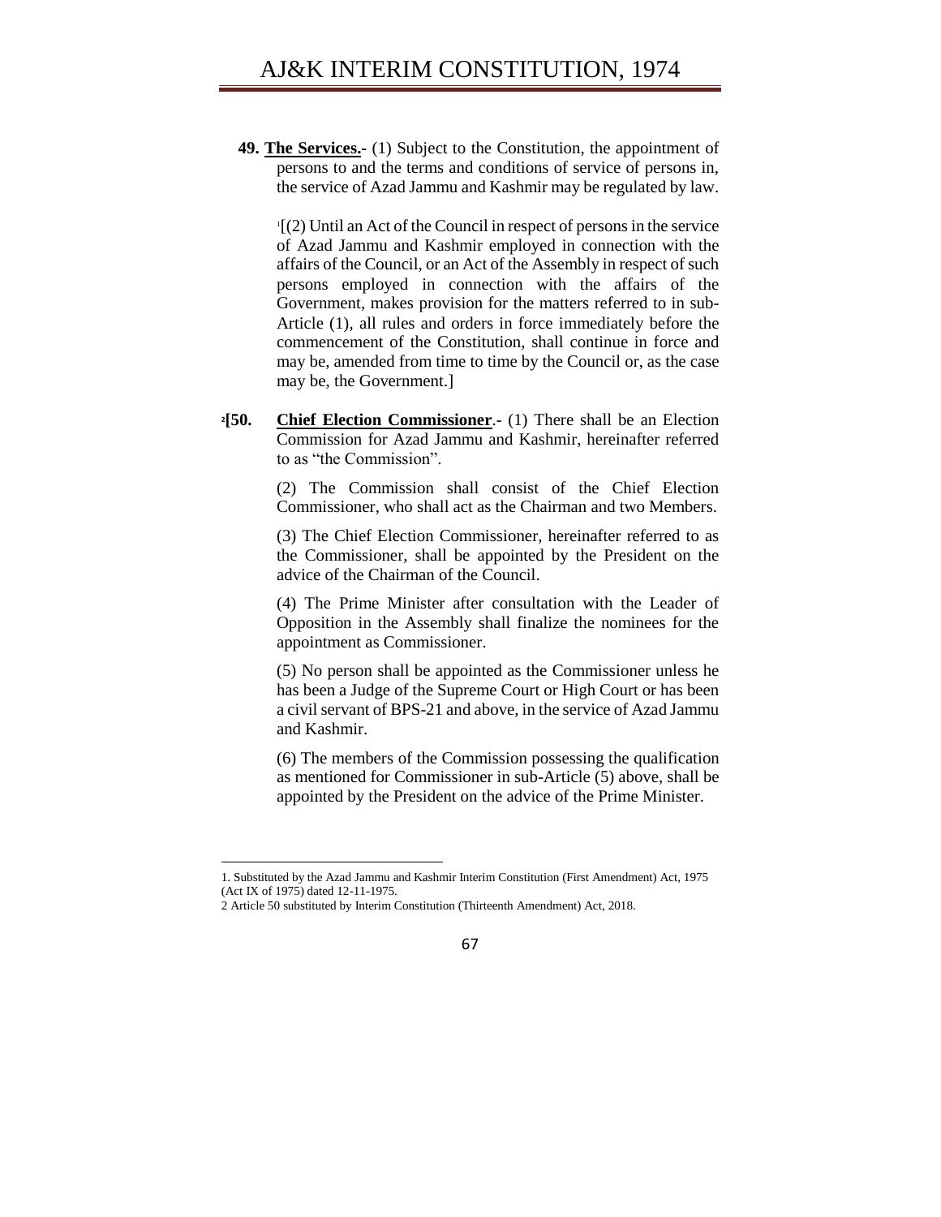**49. The Services.-** (1) Subject to the Constitution, the appointment of persons to and the terms and conditions of service of persons in, the service of Azad Jammu and Kashmir may be regulated by law.

[1][(2) Until an Act of the Council in respect of persons in the service of Azad Jammu and Kashmir employed in connection with the affairs of the Council, or an Act of the Assembly in respect of such persons employed in connection with the affairs of the Government, makes provision for the matters referred to in sub-Article (1), all rules and orders in force immediately before the commencement of the Constitution, shall continue in force and may be, amended from time to time by the Council or, as the case may be, the Government.]

[2][**50. Chief Election Commissioner**.- (1) There shall be an Election Commission for Azad Jammu and Kashmir, hereinafter referred to as "the Commission".

(2) The Commission shall consist of the Chief Election Commissioner, who shall act as the Chairman and two Members.

(3) The Chief Election Commissioner, hereinafter referred to as the Commissioner, shall be appointed by the President on the advice of the Chairman of the Council.

(4) The Prime Minister after consultation with the Leader of Opposition in the Assembly shall finalize the nominees for the appointment as Commissioner.

(5) No person shall be appointed as the Commissioner unless he has been a Judge of the Supreme Court or High Court or has been a civil servant of BPS-21 and above, in the service of Azad Jammu and Kashmir.

(6) The members of the Commission possessing the qualification as mentioned for Commissioner in sub-Article (5) above, shall be appointed by the President on the advice of the Prime Minister.

---

1. Substituted by the Azad Jammu and Kashmir Interim Constitution (First Amendment) Act, 1975 (Act IX of 1975) dated 12-11-1975.

2 Article 50 substituted by Interim Constitution (Thirteenth Amendment) Act, 2018.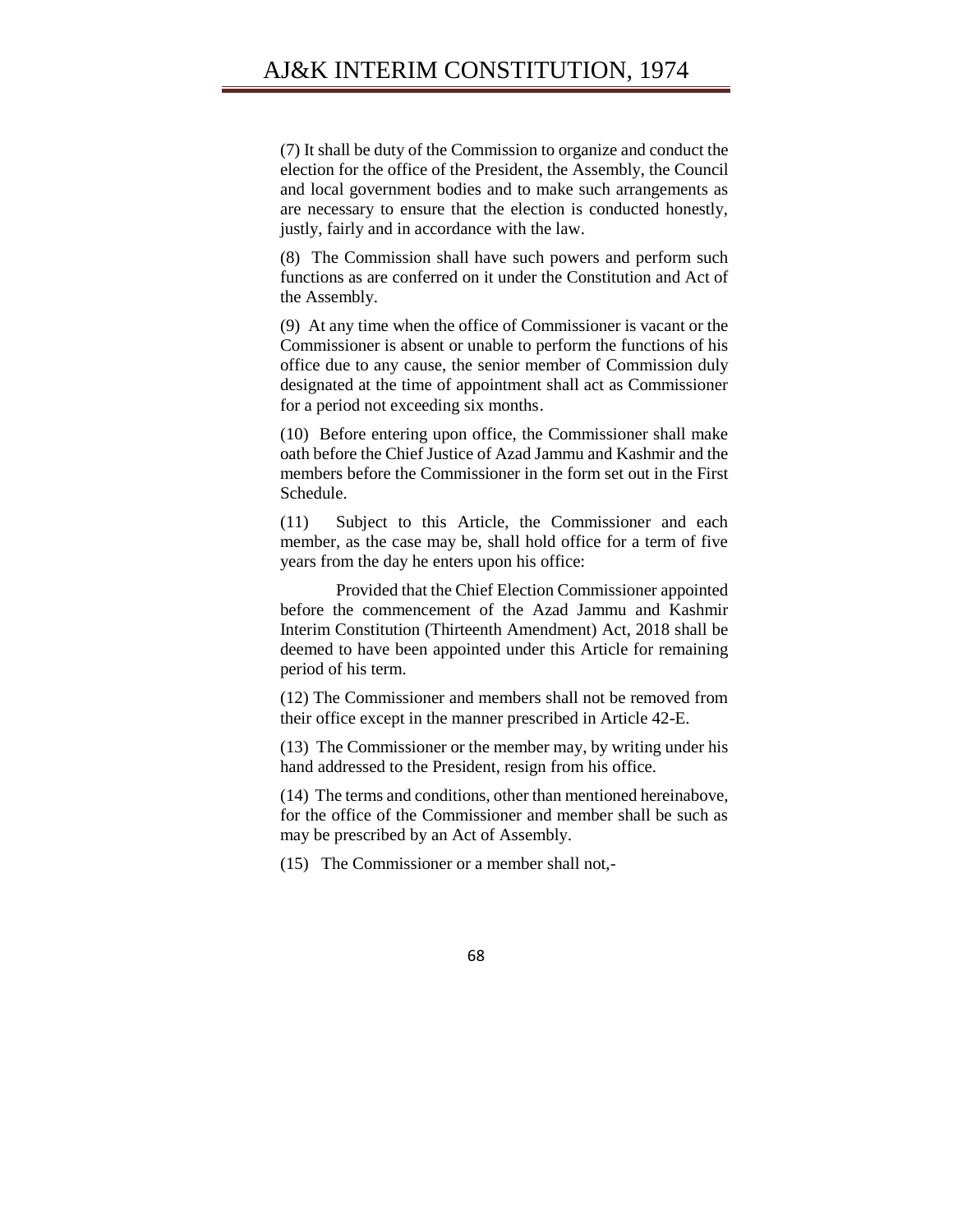(7) It shall be duty of the Commission to organize and conduct the election for the office of the President, the Assembly, the Council and local government bodies and to make such arrangements as are necessary to ensure that the election is conducted honestly, justly, fairly and in accordance with the law.

(8) The Commission shall have such powers and perform such functions as are conferred on it under the Constitution and Act of the Assembly.

(9) At any time when the office of Commissioner is vacant or the Commissioner is absent or unable to perform the functions of his office due to any cause, the senior member of Commission duly designated at the time of appointment shall act as Commissioner for a period not exceeding six months.

(10) Before entering upon office, the Commissioner shall make oath before the Chief Justice of Azad Jammu and Kashmir and the members before the Commissioner in the form set out in the First Schedule.

(11) Subject to this Article, the Commissioner and each member, as the case may be, shall hold office for a term of five years from the day he enters upon his office:

Provided that the Chief Election Commissioner appointed before the commencement of the Azad Jammu and Kashmir Interim Constitution (Thirteenth Amendment) Act, 2018 shall be deemed to have been appointed under this Article for remaining period of his term.

(12) The Commissioner and members shall not be removed from their office except in the manner prescribed in Article 42-E.

(13) The Commissioner or the member may, by writing under his hand addressed to the President, resign from his office.

(14) The terms and conditions, other than mentioned hereinabove, for the office of the Commissioner and member shall be such as may be prescribed by an Act of Assembly.

(15) The Commissioner or a member shall not,-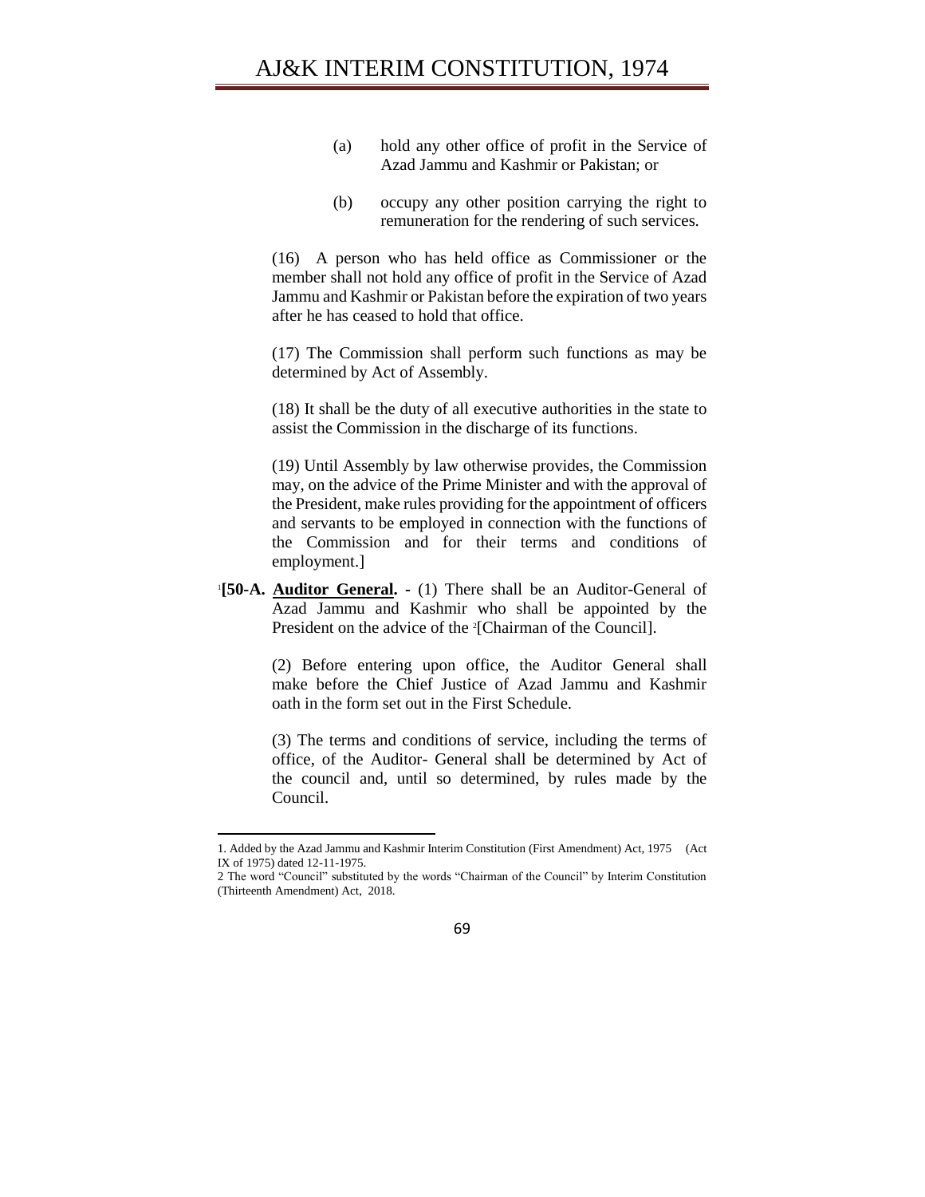(a) hold any other office of profit in the Service of Azad Jammu and Kashmir or Pakistan; or

(b) occupy any other position carrying the right to remuneration for the rendering of such services.

(16) A person who has held office as Commissioner or the member shall not hold any office of profit in the Service of Azad Jammu and Kashmir or Pakistan before the expiration of two years after he has ceased to hold that office.

(17) The Commission shall perform such functions as may be determined by Act of Assembly.

(18) It shall be the duty of all executive authorities in the state to assist the Commission in the discharge of its functions.

(19) Until Assembly by law otherwise provides, the Commission may, on the advice of the Prime Minister and with the approval of the President, make rules providing for the appointment of officers and servants to be employed in connection with the functions of the Commission and for their terms and conditions of employment.]

[1]**[50-A. <u>Auditor General</u>. -** (1) There shall be an Auditor-General of Azad Jammu and Kashmir who shall be appointed by the President on the advice of the [2][Chairman of the Council].

(2) Before entering upon office, the Auditor General shall make before the Chief Justice of Azad Jammu and Kashmir oath in the form set out in the First Schedule.

(3) The terms and conditions of service, including the terms of office, of the Auditor- General shall be determined by Act of the council and, until so determined, by rules made by the Council.

---

1. Added by the Azad Jammu and Kashmir Interim Constitution (First Amendment) Act, 1975 (Act IX of 1975) dated 12-11-1975.

2 The word "Council" substituted by the words "Chairman of the Council" by Interim Constitution (Thirteenth Amendment) Act, 2018.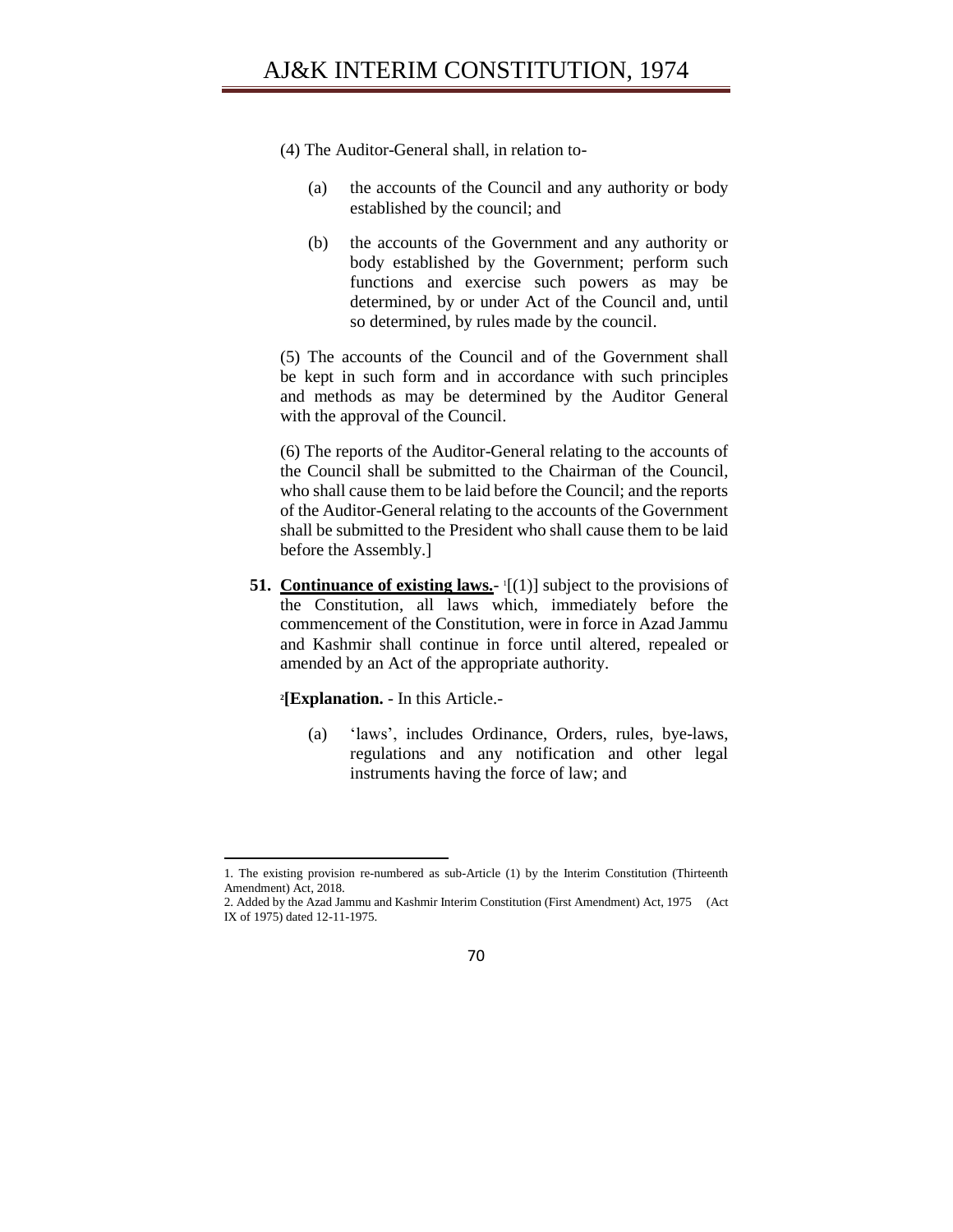(4) The Auditor-General shall, in relation to-

(a) the accounts of the Council and any authority or body established by the council; and

(b) the accounts of the Government and any authority or body established by the Government; perform such functions and exercise such powers as may be determined, by or under Act of the Council and, until so determined, by rules made by the council.

(5) The accounts of the Council and of the Government shall be kept in such form and in accordance with such principles and methods as may be determined by the Auditor General with the approval of the Council.

(6) The reports of the Auditor-General relating to the accounts of the Council shall be submitted to the Chairman of the Council, who shall cause them to be laid before the Council; and the reports of the Auditor-General relating to the accounts of the Government shall be submitted to the President who shall cause them to be laid before the Assembly.]

**51. Continuance of existing laws.**- [1][(1)] subject to the provisions of the Constitution, all laws which, immediately before the commencement of the Constitution, were in force in Azad Jammu and Kashmir shall continue in force until altered, repealed or amended by an Act of the appropriate authority.

[2]**[Explanation.** - In this Article.-

(a) 'laws', includes Ordinance, Orders, rules, bye-laws, regulations and any notification and other legal instruments having the force of law; and

---

1. The existing provision re-numbered as sub-Article (1) by the Interim Constitution (Thirteenth Amendment) Act, 2018.
2. Added by the Azad Jammu and Kashmir Interim Constitution (First Amendment) Act, 1975 (Act IX of 1975) dated 12-11-1975.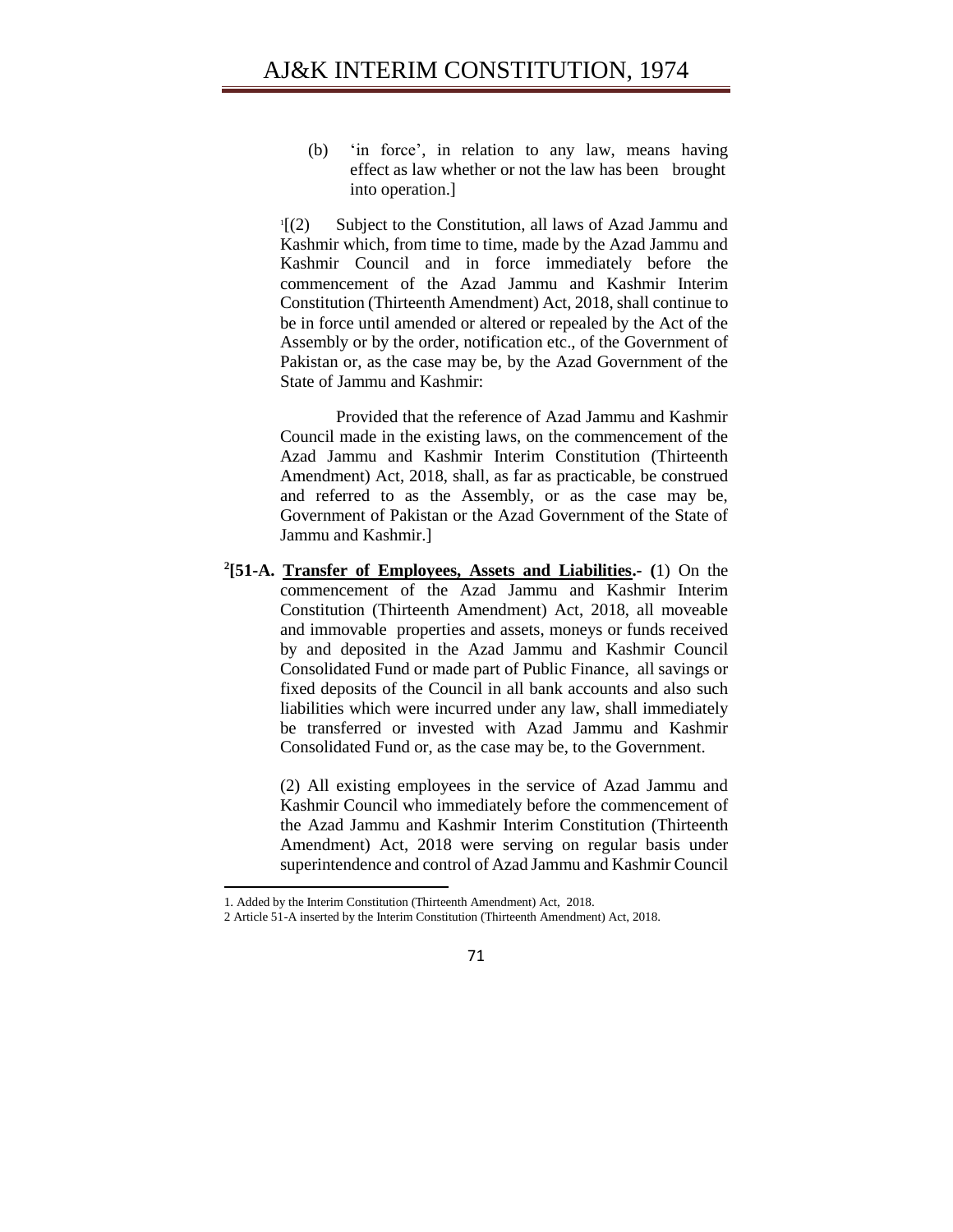(b) 'in force', in relation to any law, means having effect as law whether or not the law has been brought into operation.]

[1][(2) Subject to the Constitution, all laws of Azad Jammu and Kashmir which, from time to time, made by the Azad Jammu and Kashmir Council and in force immediately before the commencement of the Azad Jammu and Kashmir Interim Constitution (Thirteenth Amendment) Act, 2018, shall continue to be in force until amended or altered or repealed by the Act of the Assembly or by the order, notification etc., of the Government of Pakistan or, as the case may be, by the Azad Government of the State of Jammu and Kashmir:

Provided that the reference of Azad Jammu and Kashmir Council made in the existing laws, on the commencement of the Azad Jammu and Kashmir Interim Constitution (Thirteenth Amendment) Act, 2018, shall, as far as practicable, be construed and referred to as the Assembly, or as the case may be, Government of Pakistan or the Azad Government of the State of Jammu and Kashmir.]

[2]**[51-A. <u>Transfer of Employees, Assets and Liabilities</u>.- (**1) On the commencement of the Azad Jammu and Kashmir Interim Constitution (Thirteenth Amendment) Act, 2018, all moveable and immovable properties and assets, moneys or funds received by and deposited in the Azad Jammu and Kashmir Council Consolidated Fund or made part of Public Finance, all savings or fixed deposits of the Council in all bank accounts and also such liabilities which were incurred under any law, shall immediately be transferred or invested with Azad Jammu and Kashmir Consolidated Fund or, as the case may be, to the Government.

(2) All existing employees in the service of Azad Jammu and Kashmir Council who immediately before the commencement of the Azad Jammu and Kashmir Interim Constitution (Thirteenth Amendment) Act, 2018 were serving on regular basis under superintendence and control of Azad Jammu and Kashmir Council

---

1. Added by the Interim Constitution (Thirteenth Amendment) Act, 2018.

2 Article 51-A inserted by the Interim Constitution (Thirteenth Amendment) Act, 2018.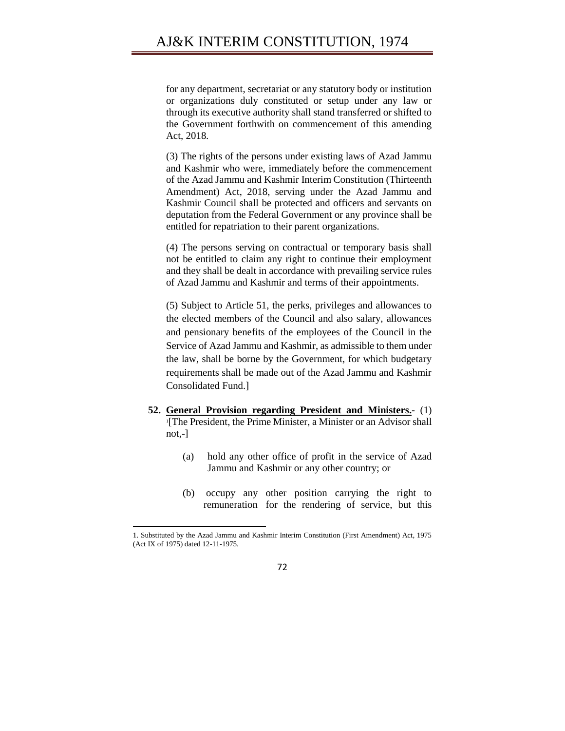for any department, secretariat or any statutory body or institution or organizations duly constituted or setup under any law or through its executive authority shall stand transferred or shifted to the Government forthwith on commencement of this amending Act, 2018.

(3) The rights of the persons under existing laws of Azad Jammu and Kashmir who were, immediately before the commencement of the Azad Jammu and Kashmir Interim Constitution (Thirteenth Amendment) Act, 2018, serving under the Azad Jammu and Kashmir Council shall be protected and officers and servants on deputation from the Federal Government or any province shall be entitled for repatriation to their parent organizations.

(4) The persons serving on contractual or temporary basis shall not be entitled to claim any right to continue their employment and they shall be dealt in accordance with prevailing service rules of Azad Jammu and Kashmir and terms of their appointments.

(5) Subject to Article 51, the perks, privileges and allowances to the elected members of the Council and also salary, allowances and pensionary benefits of the employees of the Council in the Service of Azad Jammu and Kashmir, as admissible to them under the law, shall be borne by the Government, for which budgetary requirements shall be made out of the Azad Jammu and Kashmir Consolidated Fund.]

**52. General Provision regarding President and Ministers.-** (1) [1][The President, the Prime Minister, a Minister or an Advisor shall not,-]

(a) hold any other office of profit in the service of Azad Jammu and Kashmir or any other country; or

(b) occupy any other position carrying the right to remuneration for the rendering of service, but this

---

1. Substituted by the Azad Jammu and Kashmir Interim Constitution (First Amendment) Act, 1975 (Act IX of 1975) dated 12-11-1975.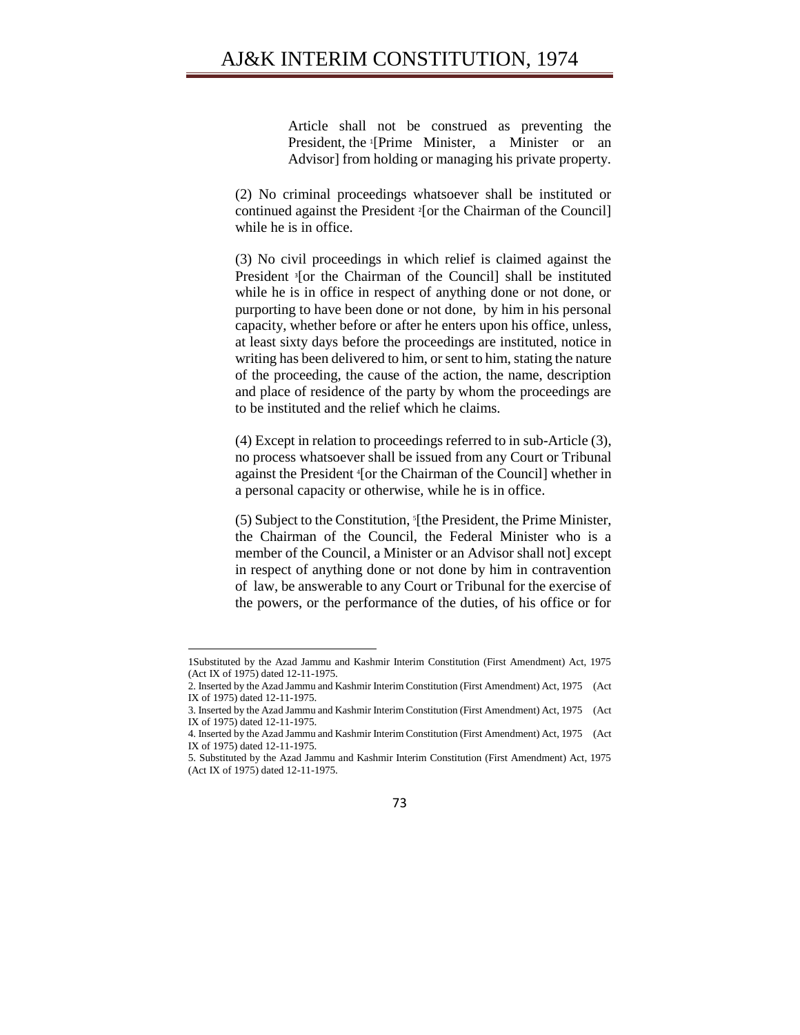Article shall not be construed as preventing the President, the [1][Prime Minister, a Minister or an Advisor] from holding or managing his private property.

(2) No criminal proceedings whatsoever shall be instituted or continued against the President [2][or the Chairman of the Council] while he is in office.

(3) No civil proceedings in which relief is claimed against the President [3][or the Chairman of the Council] shall be instituted while he is in office in respect of anything done or not done, or purporting to have been done or not done, by him in his personal capacity, whether before or after he enters upon his office, unless, at least sixty days before the proceedings are instituted, notice in writing has been delivered to him, or sent to him, stating the nature of the proceeding, the cause of the action, the name, description and place of residence of the party by whom the proceedings are to be instituted and the relief which he claims.

(4) Except in relation to proceedings referred to in sub-Article (3), no process whatsoever shall be issued from any Court or Tribunal against the President [4][or the Chairman of the Council] whether in a personal capacity or otherwise, while he is in office.

(5) Subject to the Constitution, [5][the President, the Prime Minister, the Chairman of the Council, the Federal Minister who is a member of the Council, a Minister or an Advisor shall not] except in respect of anything done or not done by him in contravention of law, be answerable to any Court or Tribunal for the exercise of the powers, or the performance of the duties, of his office or for

---

1Substituted by the Azad Jammu and Kashmir Interim Constitution (First Amendment) Act, 1975 (Act IX of 1975) dated 12-11-1975.

2. Inserted by the Azad Jammu and Kashmir Interim Constitution (First Amendment) Act, 1975 (Act IX of 1975) dated 12-11-1975.

3. Inserted by the Azad Jammu and Kashmir Interim Constitution (First Amendment) Act, 1975 (Act IX of 1975) dated 12-11-1975.

4. Inserted by the Azad Jammu and Kashmir Interim Constitution (First Amendment) Act, 1975 (Act IX of 1975) dated 12-11-1975.

5. Substituted by the Azad Jammu and Kashmir Interim Constitution (First Amendment) Act, 1975 (Act IX of 1975) dated 12-11-1975.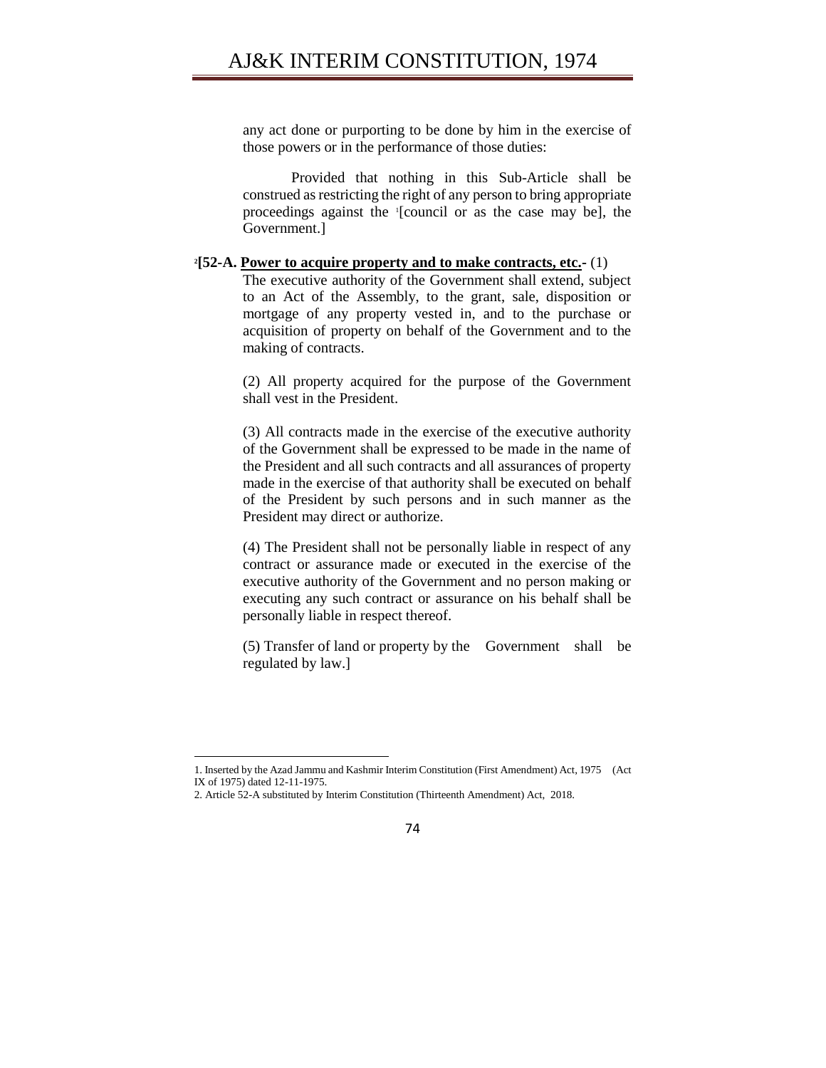any act done or purporting to be done by him in the exercise of those powers or in the performance of those duties:

Provided that nothing in this Sub-Article shall be construed as restricting the right of any person to bring appropriate proceedings against the [1][council or as the case may be], the Government.]

[2]**[52-A. Power to acquire property and to make contracts, etc.**- (1) The executive authority of the Government shall extend, subject to an Act of the Assembly, to the grant, sale, disposition or mortgage of any property vested in, and to the purchase or acquisition of property on behalf of the Government and to the making of contracts.

(2) All property acquired for the purpose of the Government shall vest in the President.

(3) All contracts made in the exercise of the executive authority of the Government shall be expressed to be made in the name of the President and all such contracts and all assurances of property made in the exercise of that authority shall be executed on behalf of the President by such persons and in such manner as the President may direct or authorize.

(4) The President shall not be personally liable in respect of any contract or assurance made or executed in the exercise of the executive authority of the Government and no person making or executing any such contract or assurance on his behalf shall be personally liable in respect thereof.

(5) Transfer of land or property by the Government shall be regulated by law.]

---

1. Inserted by the Azad Jammu and Kashmir Interim Constitution (First Amendment) Act, 1975 (Act IX of 1975) dated 12-11-1975.
2. Article 52-A substituted by Interim Constitution (Thirteenth Amendment) Act, 2018.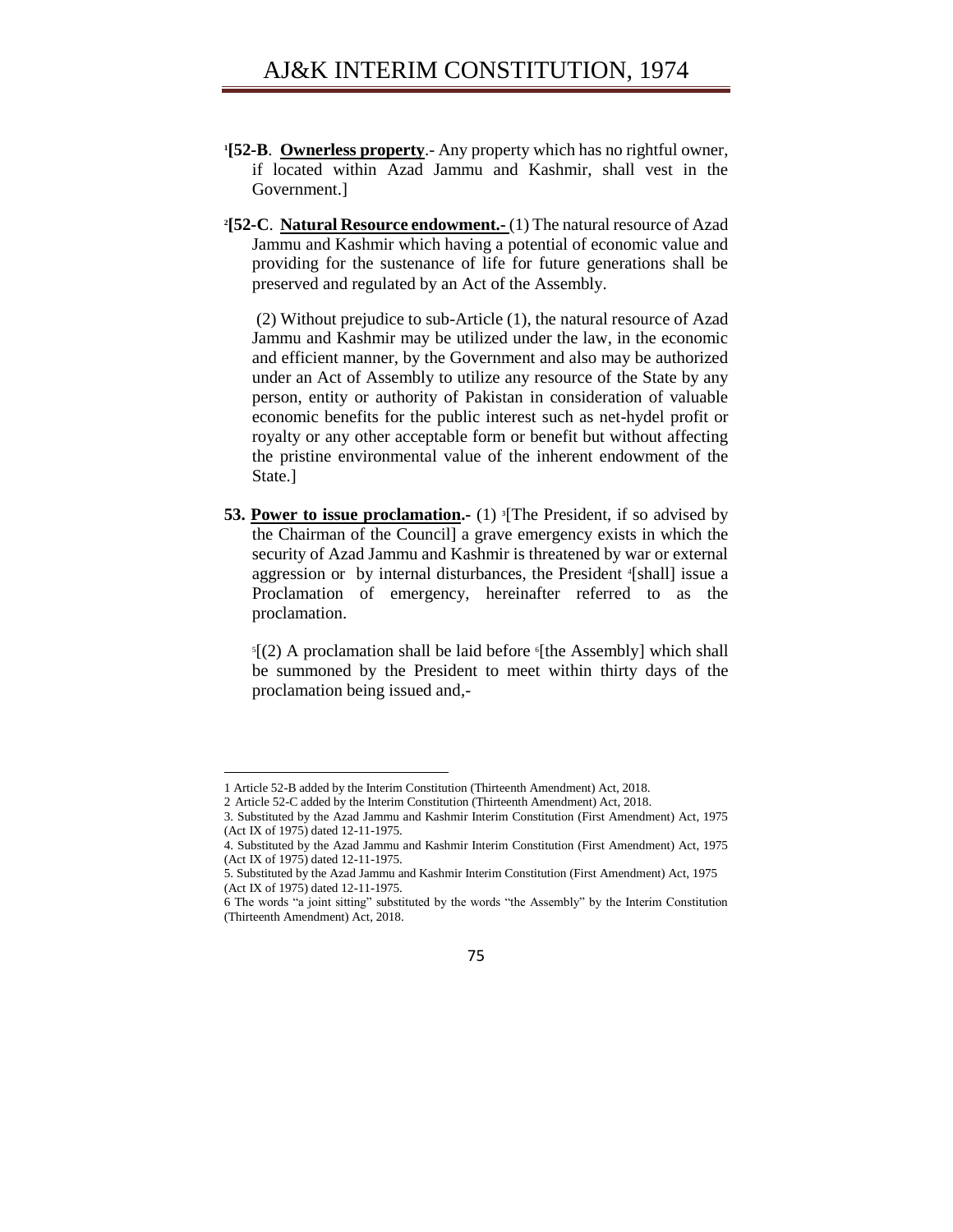[1][**52-B**. **Ownerless property**.- Any property which has no rightful owner, if located within Azad Jammu and Kashmir, shall vest in the Government.]

[2][**52-C**. **Natural Resource endowment.-** (1) The natural resource of Azad Jammu and Kashmir which having a potential of economic value and providing for the sustenance of life for future generations shall be preserved and regulated by an Act of the Assembly.

(2) Without prejudice to sub-Article (1), the natural resource of Azad Jammu and Kashmir may be utilized under the law, in the economic and efficient manner, by the Government and also may be authorized under an Act of Assembly to utilize any resource of the State by any person, entity or authority of Pakistan in consideration of valuable economic benefits for the public interest such as net-hydel profit or royalty or any other acceptable form or benefit but without affecting the pristine environmental value of the inherent endowment of the State.]

**53. Power to issue proclamation.-** (1) [3][The President, if so advised by the Chairman of the Council] a grave emergency exists in which the security of Azad Jammu and Kashmir is threatened by war or external aggression or by internal disturbances, the President [4][shall] issue a Proclamation of emergency, hereinafter referred to as the proclamation.

[5][(2) A proclamation shall be laid before [6][the Assembly] which shall be summoned by the President to meet within thirty days of the proclamation being issued and,-

---

1 Article 52-B added by the Interim Constitution (Thirteenth Amendment) Act, 2018.

2 Article 52-C added by the Interim Constitution (Thirteenth Amendment) Act, 2018.

3. Substituted by the Azad Jammu and Kashmir Interim Constitution (First Amendment) Act, 1975 (Act IX of 1975) dated 12-11-1975.

4. Substituted by the Azad Jammu and Kashmir Interim Constitution (First Amendment) Act, 1975 (Act IX of 1975) dated 12-11-1975.

5. Substituted by the Azad Jammu and Kashmir Interim Constitution (First Amendment) Act, 1975 (Act IX of 1975) dated 12-11-1975.

6 The words "a joint sitting" substituted by the words "the Assembly" by the Interim Constitution (Thirteenth Amendment) Act, 2018.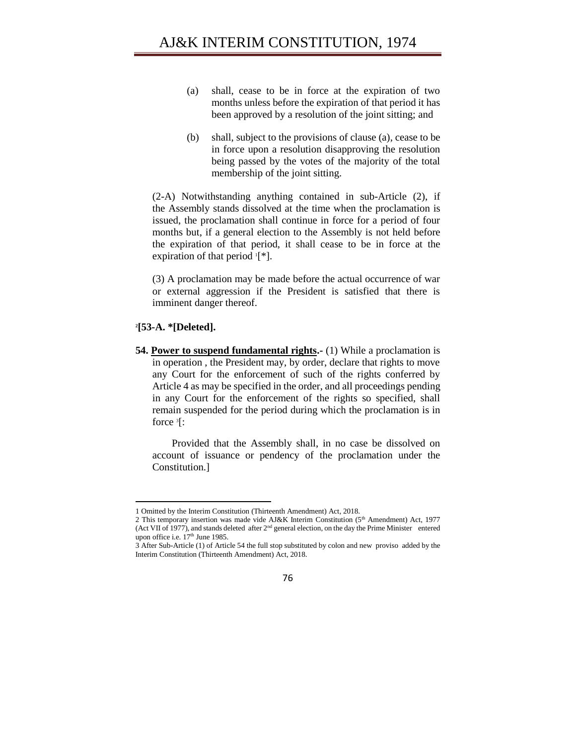(a) shall, cease to be in force at the expiration of two months unless before the expiration of that period it has been approved by a resolution of the joint sitting; and

(b) shall, subject to the provisions of clause (a), cease to be in force upon a resolution disapproving the resolution being passed by the votes of the majority of the total membership of the joint sitting.

(2-A) Notwithstanding anything contained in sub-Article (2), if the Assembly stands dissolved at the time when the proclamation is issued, the proclamation shall continue in force for a period of four months but, if a general election to the Assembly is not held before the expiration of that period, it shall cease to be in force at the expiration of that period [1][*].

(3) A proclamation may be made before the actual occurrence of war or external aggression if the President is satisfied that there is imminent danger thereof.

[2]**[53-A. *[Deleted].**

**54. Power to suspend fundamental rights.-** (1) While a proclamation is in operation , the President may, by order, declare that rights to move any Court for the enforcement of such of the rights conferred by Article 4 as may be specified in the order, and all proceedings pending in any Court for the enforcement of the rights so specified, shall remain suspended for the period during which the proclamation is in force [3][:

Provided that the Assembly shall, in no case be dissolved on account of issuance or pendency of the proclamation under the Constitution.]

---

1 Omitted by the Interim Constitution (Thirteenth Amendment) Act, 2018.

2 This temporary insertion was made vide AJ&K Interim Constitution (5th Amendment) Act, 1977 (Act VII of 1977), and stands deleted after 2nd general election, on the day the Prime Minister entered upon office i.e. 17th June 1985.

3 After Sub-Article (1) of Article 54 the full stop substituted by colon and new proviso added by the Interim Constitution (Thirteenth Amendment) Act, 2018.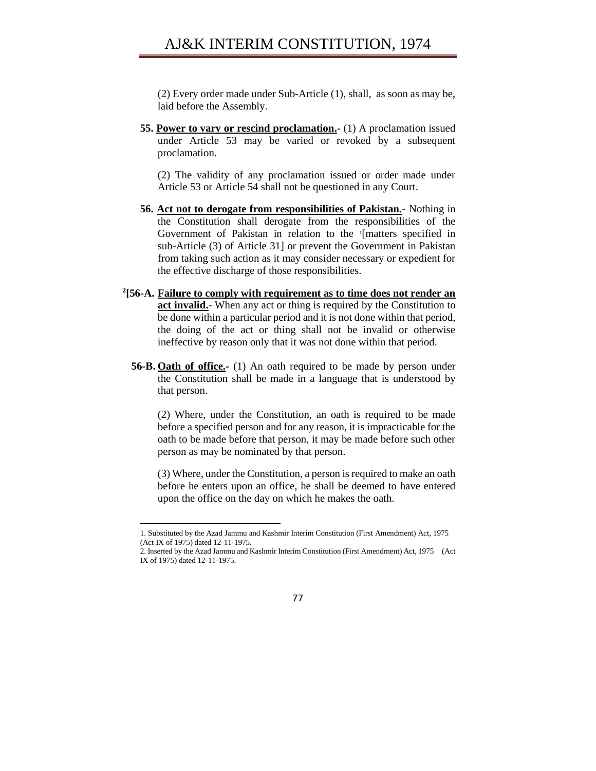(2) Every order made under Sub-Article (1), shall, as soon as may be, laid before the Assembly.

**55. Power to vary or rescind proclamation.-** (1) A proclamation issued under Article 53 may be varied or revoked by a subsequent proclamation.

(2) The validity of any proclamation issued or order made under Article 53 or Article 54 shall not be questioned in any Court.

**56. Act not to derogate from responsibilities of Pakistan.-** Nothing in the Constitution shall derogate from the responsibilities of the Government of Pakistan in relation to the [1][matters specified in sub-Article (3) of Article 31] or prevent the Government in Pakistan from taking such action as it may consider necessary or expedient for the effective discharge of those responsibilities.

[2][**56-A. Failure to comply with requirement as to time does not render an act invalid.**- When any act or thing is required by the Constitution to be done within a particular period and it is not done within that period, the doing of the act or thing shall not be invalid or otherwise ineffective by reason only that it was not done within that period.

**56-B. Oath of office.-** (1) An oath required to be made by person under the Constitution shall be made in a language that is understood by that person.

(2) Where, under the Constitution, an oath is required to be made before a specified person and for any reason, it is impracticable for the oath to be made before that person, it may be made before such other person as may be nominated by that person.

(3) Where, under the Constitution, a person is required to make an oath before he enters upon an office, he shall be deemed to have entered upon the office on the day on which he makes the oath.

---

1. Substituted by the Azad Jammu and Kashmir Interim Constitution (First Amendment) Act, 1975 (Act IX of 1975) dated 12-11-1975.
2. Inserted by the Azad Jammu and Kashmir Interim Constitution (First Amendment) Act, 1975 (Act IX of 1975) dated 12-11-1975.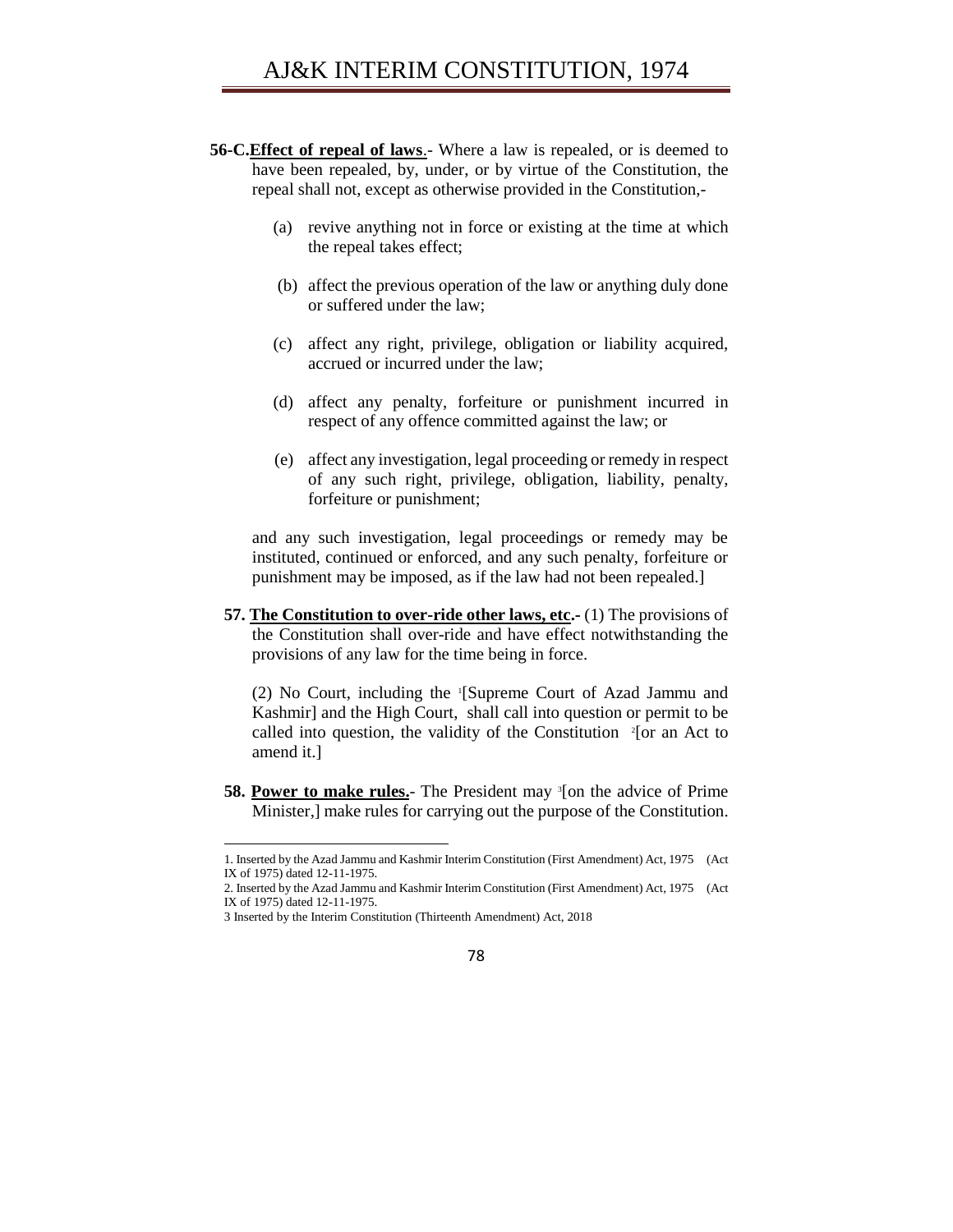**56-C.** **Effect of repeal of laws**.- Where a law is repealed, or is deemed to have been repealed, by, under, or by virtue of the Constitution, the repeal shall not, except as otherwise provided in the Constitution,-

(a) revive anything not in force or existing at the time at which the repeal takes effect;

(b) affect the previous operation of the law or anything duly done or suffered under the law;

(c) affect any right, privilege, obligation or liability acquired, accrued or incurred under the law;

(d) affect any penalty, forfeiture or punishment incurred in respect of any offence committed against the law; or

(e) affect any investigation, legal proceeding or remedy in respect of any such right, privilege, obligation, liability, penalty, forfeiture or punishment;

and any such investigation, legal proceedings or remedy may be instituted, continued or enforced, and any such penalty, forfeiture or punishment may be imposed, as if the law had not been repealed.]

**57.** **The Constitution to over-ride other laws, etc.**- (1) The provisions of the Constitution shall over-ride and have effect notwithstanding the provisions of any law for the time being in force.

(2) No Court, including the [1][Supreme Court of Azad Jammu and Kashmir] and the High Court, shall call into question or permit to be called into question, the validity of the Constitution [2][or an Act to amend it.]

**58.** **Power to make rules.**- The President may [3][on the advice of Prime Minister,] make rules for carrying out the purpose of the Constitution.

---

1. Inserted by the Azad Jammu and Kashmir Interim Constitution (First Amendment) Act, 1975 (Act IX of 1975) dated 12-11-1975.
2. Inserted by the Azad Jammu and Kashmir Interim Constitution (First Amendment) Act, 1975 (Act IX of 1975) dated 12-11-1975.
3. Inserted by the Interim Constitution (Thirteenth Amendment) Act, 2018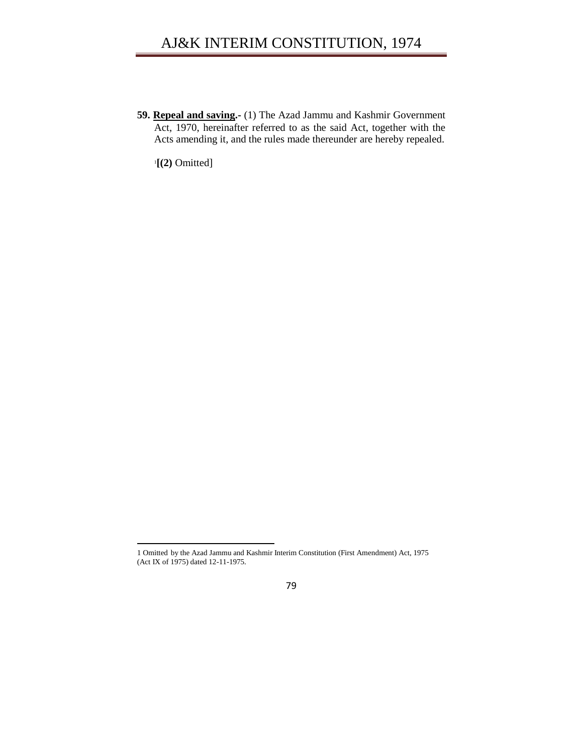**59. Repeal and saving.-** (1) The Azad Jammu and Kashmir Government Act, 1970, hereinafter referred to as the said Act, together with the Acts amending it, and the rules made thereunder are hereby repealed.

[1]**[(2)** Omitted]

---

1 Omitted by the Azad Jammu and Kashmir Interim Constitution (First Amendment) Act, 1975 (Act IX of 1975) dated 12-11-1975.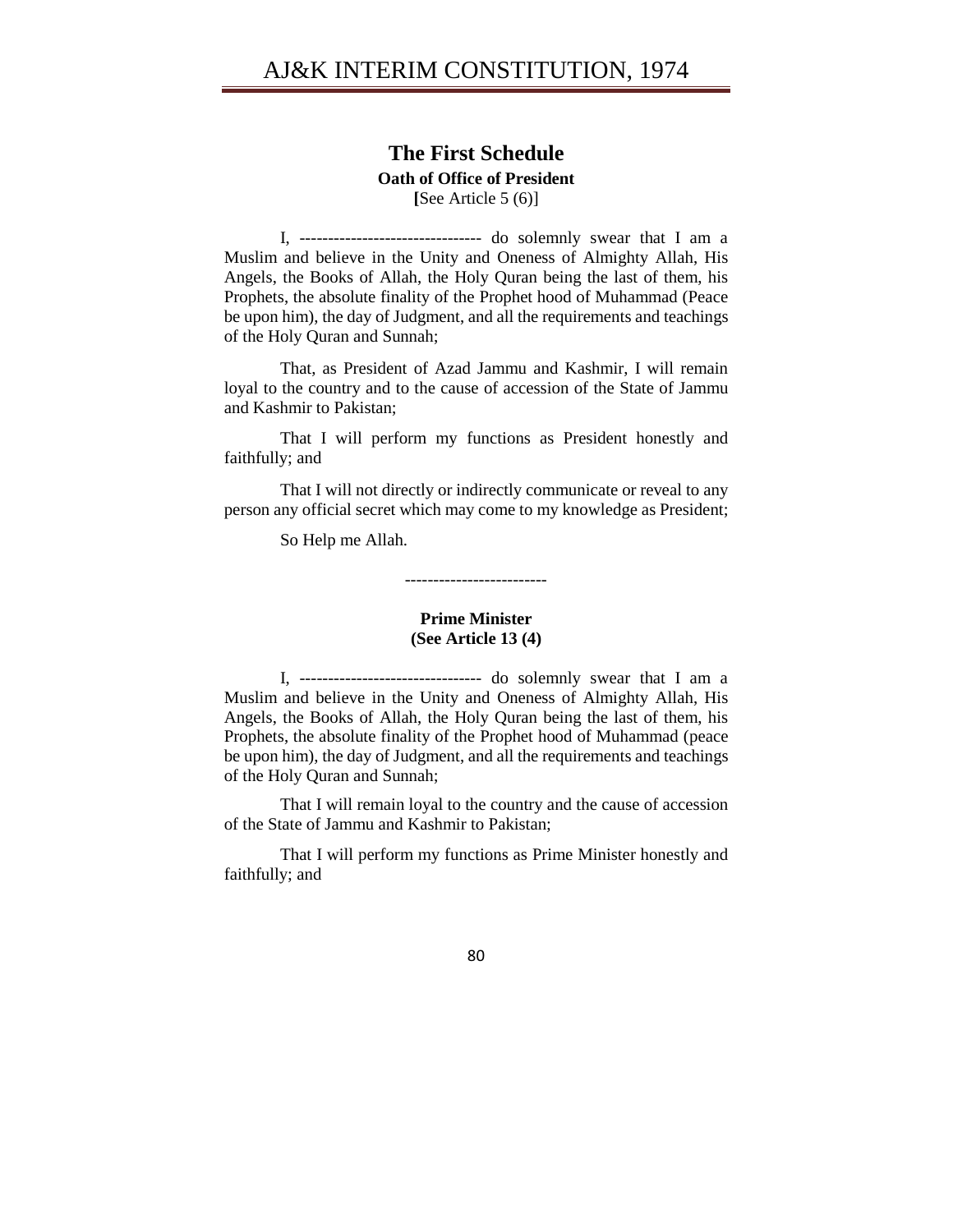## The First Schedule

**Oath of Office of President**

**[**See Article 5 (6)]

I, -------------------------------- do solemnly swear that I am a Muslim and believe in the Unity and Oneness of Almighty Allah, His Angels, the Books of Allah, the Holy Quran being the last of them, his Prophets, the absolute finality of the Prophet hood of Muhammad (Peace be upon him), the day of Judgment, and all the requirements and teachings of the Holy Quran and Sunnah;

That, as President of Azad Jammu and Kashmir, I will remain loyal to the country and to the cause of accession of the State of Jammu and Kashmir to Pakistan;

That I will perform my functions as President honestly and faithfully; and

That I will not directly or indirectly communicate or reveal to any person any official secret which may come to my knowledge as President;

So Help me Allah.

-------------------------

**Prime Minister**

**(See Article 13 (4)**

I, -------------------------------- do solemnly swear that I am a Muslim and believe in the Unity and Oneness of Almighty Allah, His Angels, the Books of Allah, the Holy Quran being the last of them, his Prophets, the absolute finality of the Prophet hood of Muhammad (peace be upon him), the day of Judgment, and all the requirements and teachings of the Holy Quran and Sunnah;

That I will remain loyal to the country and the cause of accession of the State of Jammu and Kashmir to Pakistan;

That I will perform my functions as Prime Minister honestly and faithfully; and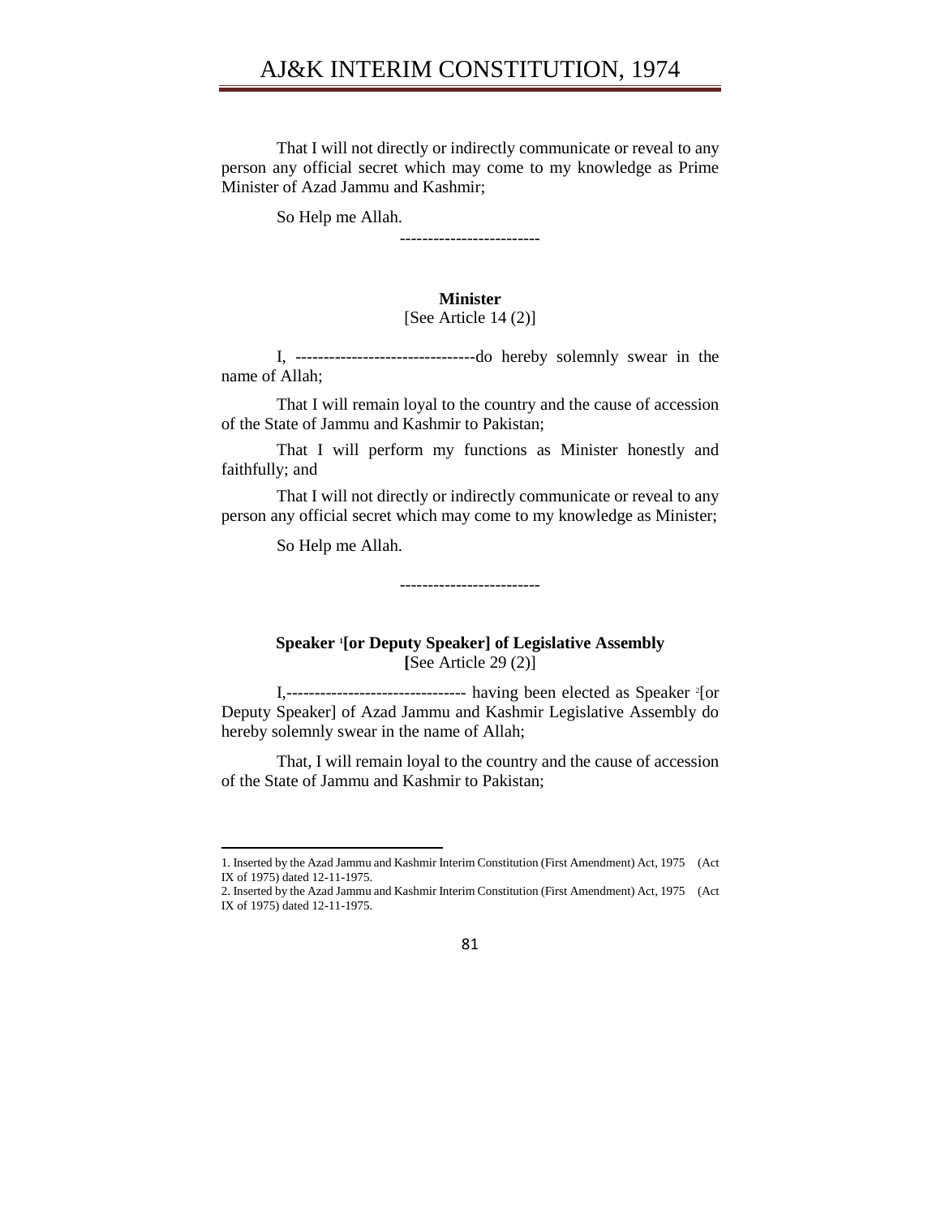That I will not directly or indirectly communicate or reveal to any person any official secret which may come to my knowledge as Prime Minister of Azad Jammu and Kashmir;

So Help me Allah.

------------------------

**Minister**
[See Article 14 (2)]

I, -------------------------------do hereby solemnly swear in the name of Allah;

That I will remain loyal to the country and the cause of accession of the State of Jammu and Kashmir to Pakistan;

That I will perform my functions as Minister honestly and faithfully; and

That I will not directly or indirectly communicate or reveal to any person any official secret which may come to my knowledge as Minister;

So Help me Allah.

------------------------

**Speaker [1][or Deputy Speaker] of Legislative Assembly**
[See Article 29 (2)]

I,------------------------------- having been elected as Speaker [2][or Deputy Speaker] of Azad Jammu and Kashmir Legislative Assembly do hereby solemnly swear in the name of Allah;

That, I will remain loyal to the country and the cause of accession of the State of Jammu and Kashmir to Pakistan;

---

1. Inserted by the Azad Jammu and Kashmir Interim Constitution (First Amendment) Act, 1975 (Act IX of 1975) dated 12-11-1975.
2. Inserted by the Azad Jammu and Kashmir Interim Constitution (First Amendment) Act, 1975 (Act IX of 1975) dated 12-11-1975.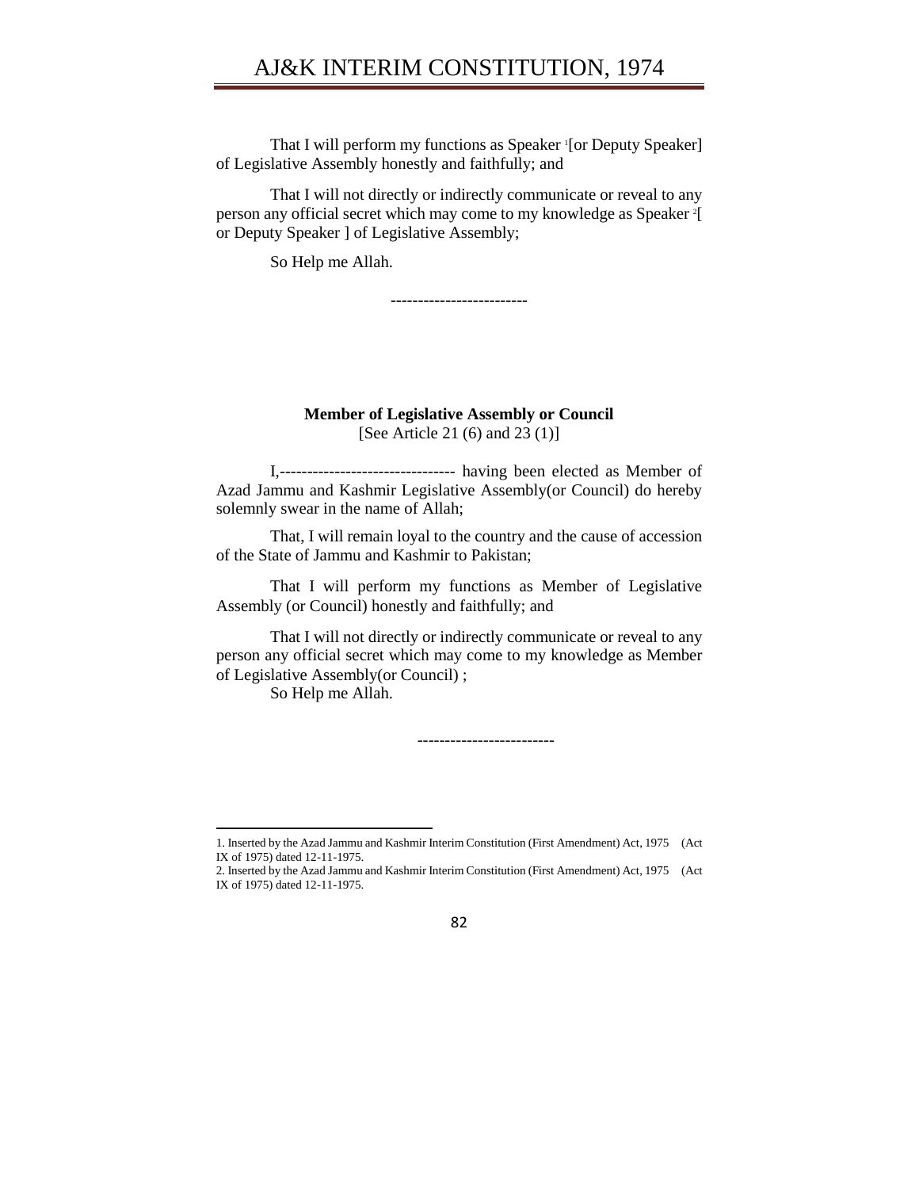That I will perform my functions as Speaker [1][or Deputy Speaker] of Legislative Assembly honestly and faithfully; and

That I will not directly or indirectly communicate or reveal to any person any official secret which may come to my knowledge as Speaker [2][ or Deputy Speaker ] of Legislative Assembly;

So Help me Allah.

------------------------

**Member of Legislative Assembly or Council**
[See Article 21 (6) and 23 (1)]

I,-------------------------------- having been elected as Member of Azad Jammu and Kashmir Legislative Assembly(or Council) do hereby solemnly swear in the name of Allah;

That, I will remain loyal to the country and the cause of accession of the State of Jammu and Kashmir to Pakistan;

That I will perform my functions as Member of Legislative Assembly (or Council) honestly and faithfully; and

That I will not directly or indirectly communicate or reveal to any person any official secret which may come to my knowledge as Member of Legislative Assembly(or Council) ;

So Help me Allah.

------------------------

1. Inserted by the Azad Jammu and Kashmir Interim Constitution (First Amendment) Act, 1975 (Act IX of 1975) dated 12-11-1975.
2. Inserted by the Azad Jammu and Kashmir Interim Constitution (First Amendment) Act, 1975 (Act IX of 1975) dated 12-11-1975.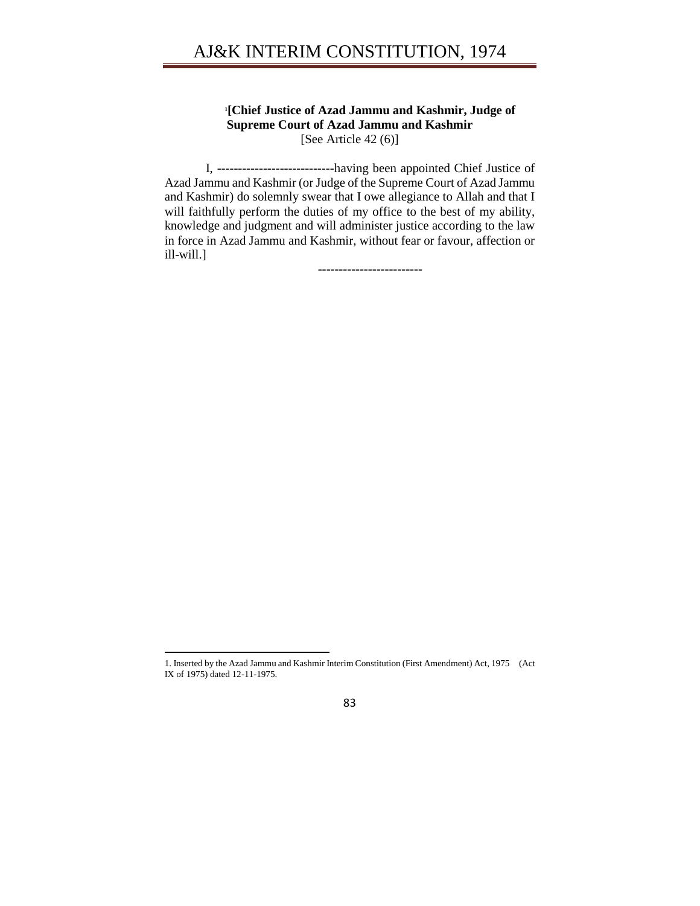**[1][Chief Justice of Azad Jammu and Kashmir, Judge of Supreme Court of Azad Jammu and Kashmir**

[See Article 42 (6)]

I, ----------------------------having been appointed Chief Justice of Azad Jammu and Kashmir (or Judge of the Supreme Court of Azad Jammu and Kashmir) do solemnly swear that I owe allegiance to Allah and that I will faithfully perform the duties of my office to the best of my ability, knowledge and judgment and will administer justice according to the law in force in Azad Jammu and Kashmir, without fear or favour, affection or ill-will.]

------------------------

1. Inserted by the Azad Jammu and Kashmir Interim Constitution (First Amendment) Act, 1975 (Act IX of 1975) dated 12-11-1975.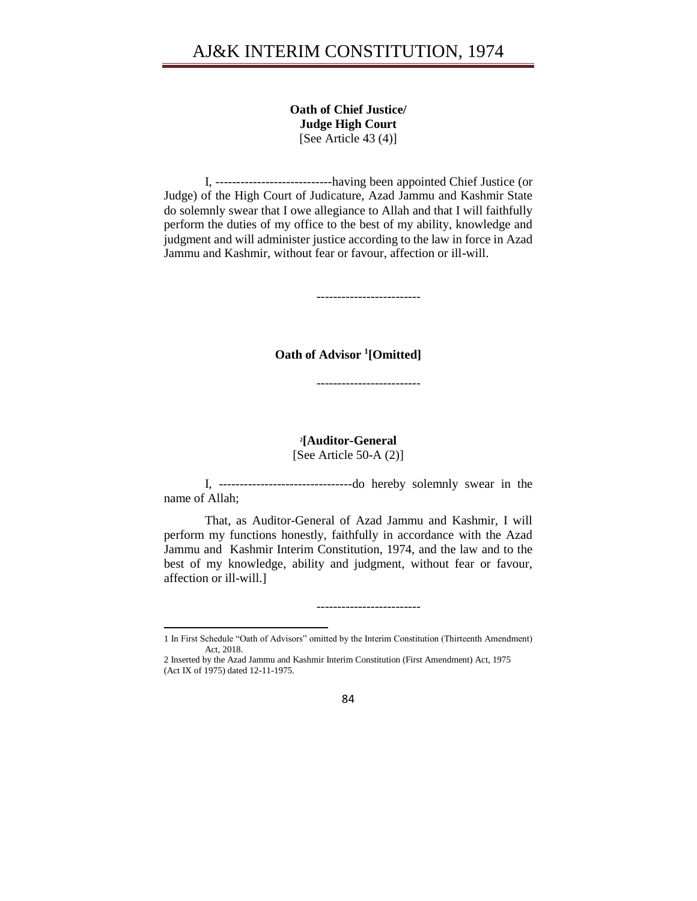**Oath of Chief Justice/
Judge High Court**
[See Article 43 (4)]

I, ---------------------------having been appointed Chief Justice (or Judge) of the High Court of Judicature, Azad Jammu and Kashmir State do solemnly swear that I owe allegiance to Allah and that I will faithfully perform the duties of my office to the best of my ability, knowledge and judgment and will administer justice according to the law in force in Azad Jammu and Kashmir, without fear or favour, affection or ill-will.

------------------------

**Oath of Advisor [1][Omitted]**

------------------------

[2]**[Auditor-General**
[See Article 50-A (2)]

I, -------------------------------do hereby solemnly swear in the name of Allah;

That, as Auditor-General of Azad Jammu and Kashmir, I will perform my functions honestly, faithfully in accordance with the Azad Jammu and Kashmir Interim Constitution, 1974, and the law and to the best of my knowledge, ability and judgment, without fear or favour, affection or ill-will.]

------------------------

1 In First Schedule "Oath of Advisors" omitted by the Interim Constitution (Thirteenth Amendment) Act, 2018.

2 Inserted by the Azad Jammu and Kashmir Interim Constitution (First Amendment) Act, 1975 (Act IX of 1975) dated 12-11-1975.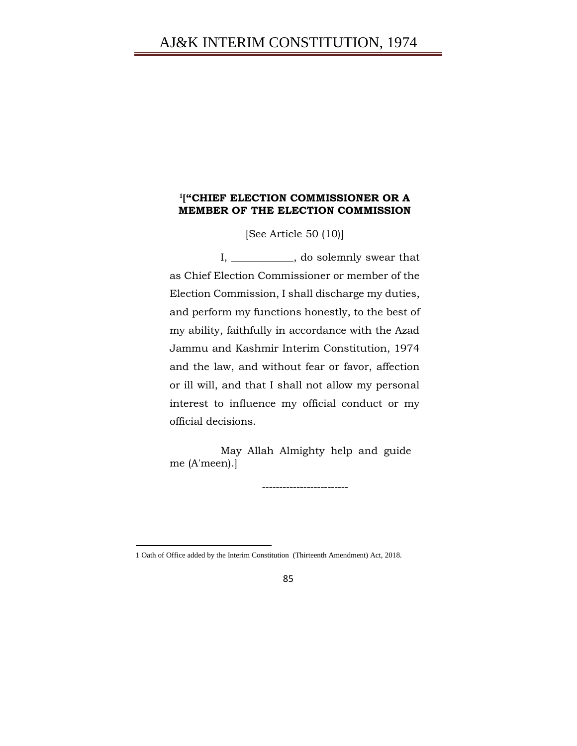### [1][“CHIEF ELECTION COMMISSIONER OR A MEMBER OF THE ELECTION COMMISSION

[See Article 50 (10)]

I, ___________, do solemnly swear that as Chief Election Commissioner or member of the Election Commission, I shall discharge my duties, and perform my functions honestly, to the best of my ability, faithfully in accordance with the Azad Jammu and Kashmir Interim Constitution, 1974 and the law, and without fear or favor, affection or ill will, and that I shall not allow my personal interest to influence my official conduct or my official decisions.

May Allah Almighty help and guide me (A'meen).]

-------------------------

1 Oath of Office added by the Interim Constitution (Thirteenth Amendment) Act, 2018.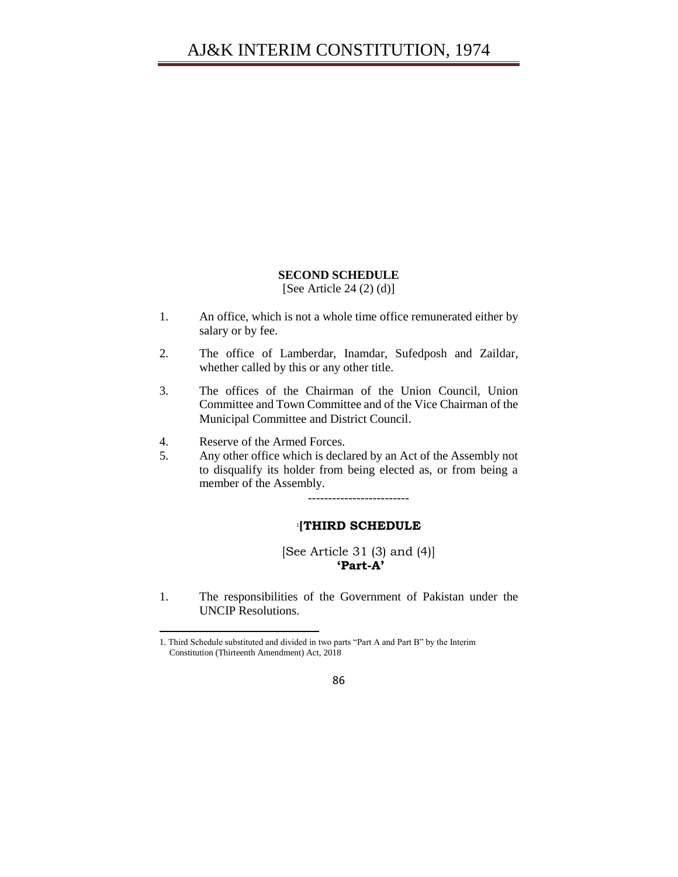## SECOND SCHEDULE

[See Article 24 (2) (d)]

1. An office, which is not a whole time office remunerated either by salary or by fee.

2. The office of Lamberdar, Inamdar, Sufedposh and Zaildar, whether called by this or any other title.

3. The offices of the Chairman of the Union Council, Union Committee and Town Committee and of the Vice Chairman of the Municipal Committee and District Council.

4. Reserve of the Armed Forces.

5. Any other office which is declared by an Act of the Assembly not to disqualify its holder from being elected as, or from being a member of the Assembly.

-------------------------

## [1][THIRD SCHEDULE

[See Article 31 (3) and (4)]

**'Part-A'**

1. The responsibilities of the Government of Pakistan under the UNCIP Resolutions.

---

1. Third Schedule substituted and divided in two parts "Part A and Part B" by the Interim Constitution (Thirteenth Amendment) Act, 2018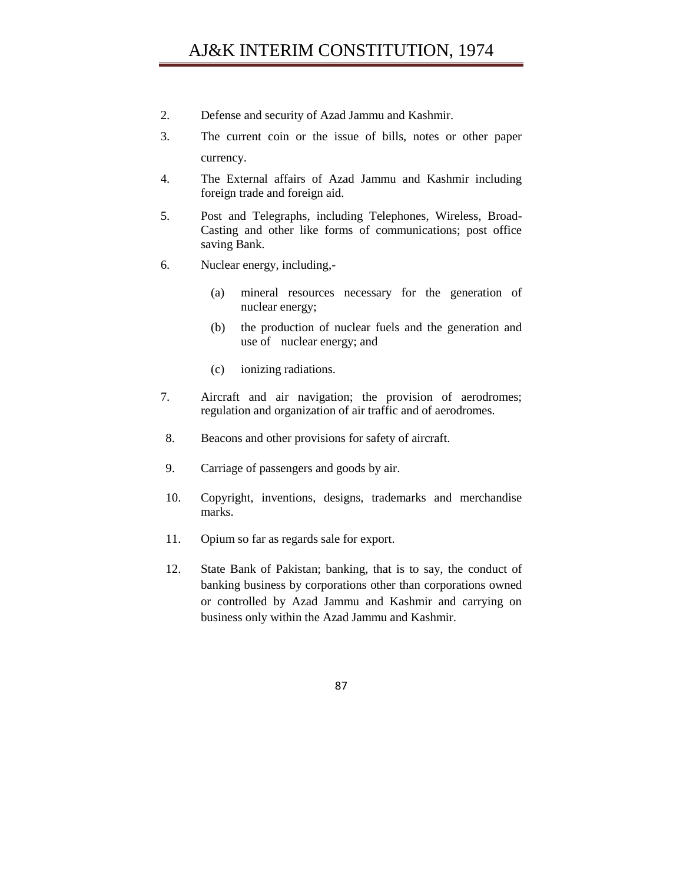2. Defense and security of Azad Jammu and Kashmir.

3. The current coin or the issue of bills, notes or other paper currency.

4. The External affairs of Azad Jammu and Kashmir including foreign trade and foreign aid.

5. Post and Telegraphs, including Telephones, Wireless, Broad-Casting and other like forms of communications; post office saving Bank.

6. Nuclear energy, including,-

   (a) mineral resources necessary for the generation of nuclear energy;

   (b) the production of nuclear fuels and the generation and use of nuclear energy; and

   (c) ionizing radiations.

7. Aircraft and air navigation; the provision of aerodromes; regulation and organization of air traffic and of aerodromes.

8. Beacons and other provisions for safety of aircraft.

9. Carriage of passengers and goods by air.

10. Copyright, inventions, designs, trademarks and merchandise marks.

11. Opium so far as regards sale for export.

12. State Bank of Pakistan; banking, that is to say, the conduct of banking business by corporations other than corporations owned or controlled by Azad Jammu and Kashmir and carrying on business only within the Azad Jammu and Kashmir.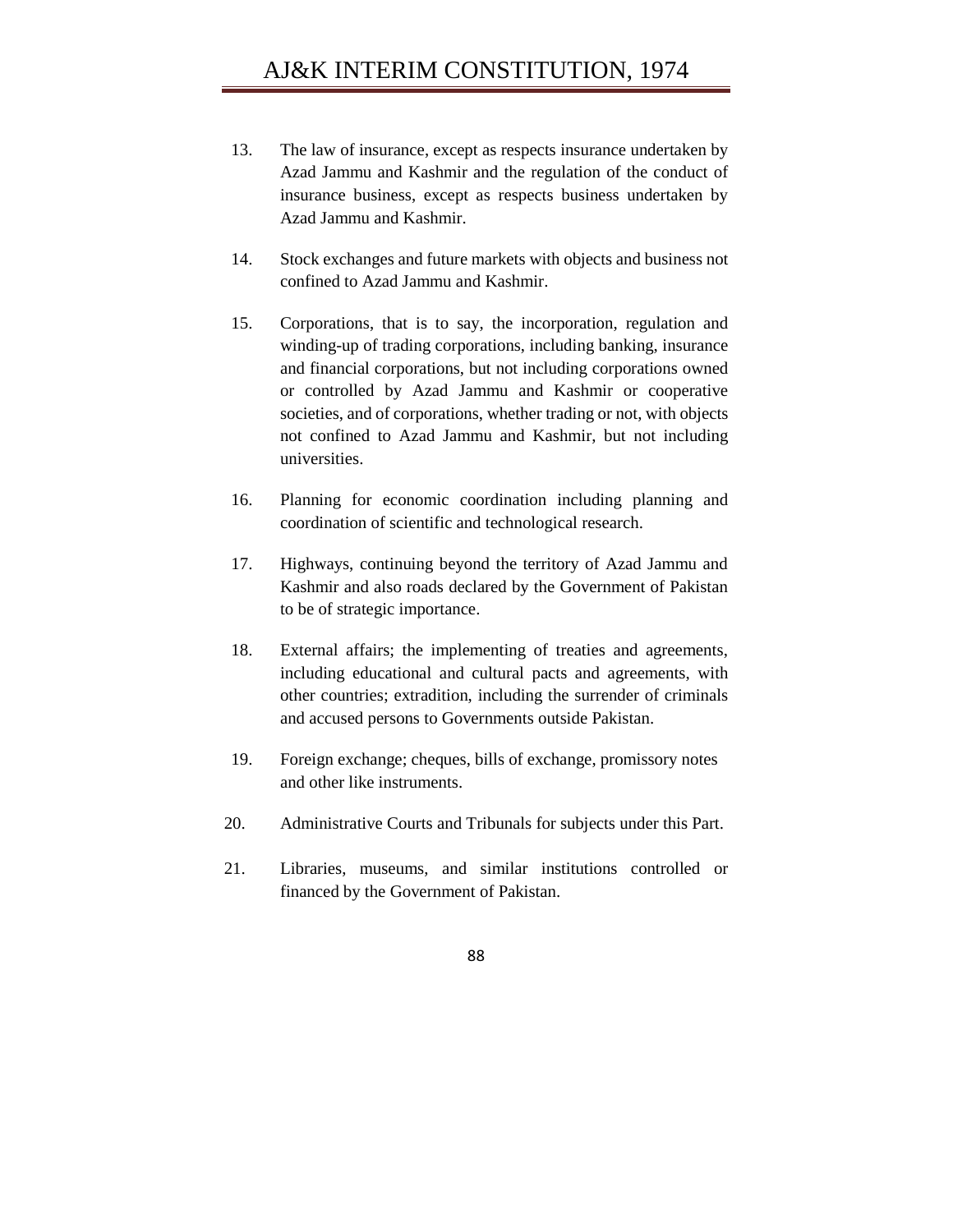13. The law of insurance, except as respects insurance undertaken by Azad Jammu and Kashmir and the regulation of the conduct of insurance business, except as respects business undertaken by Azad Jammu and Kashmir.

14. Stock exchanges and future markets with objects and business not confined to Azad Jammu and Kashmir.

15. Corporations, that is to say, the incorporation, regulation and winding-up of trading corporations, including banking, insurance and financial corporations, but not including corporations owned or controlled by Azad Jammu and Kashmir or cooperative societies, and of corporations, whether trading or not, with objects not confined to Azad Jammu and Kashmir, but not including universities.

16. Planning for economic coordination including planning and coordination of scientific and technological research.

17. Highways, continuing beyond the territory of Azad Jammu and Kashmir and also roads declared by the Government of Pakistan to be of strategic importance.

18. External affairs; the implementing of treaties and agreements, including educational and cultural pacts and agreements, with other countries; extradition, including the surrender of criminals and accused persons to Governments outside Pakistan.

19. Foreign exchange; cheques, bills of exchange, promissory notes and other like instruments.

20. Administrative Courts and Tribunals for subjects under this Part.

21. Libraries, museums, and similar institutions controlled or financed by the Government of Pakistan.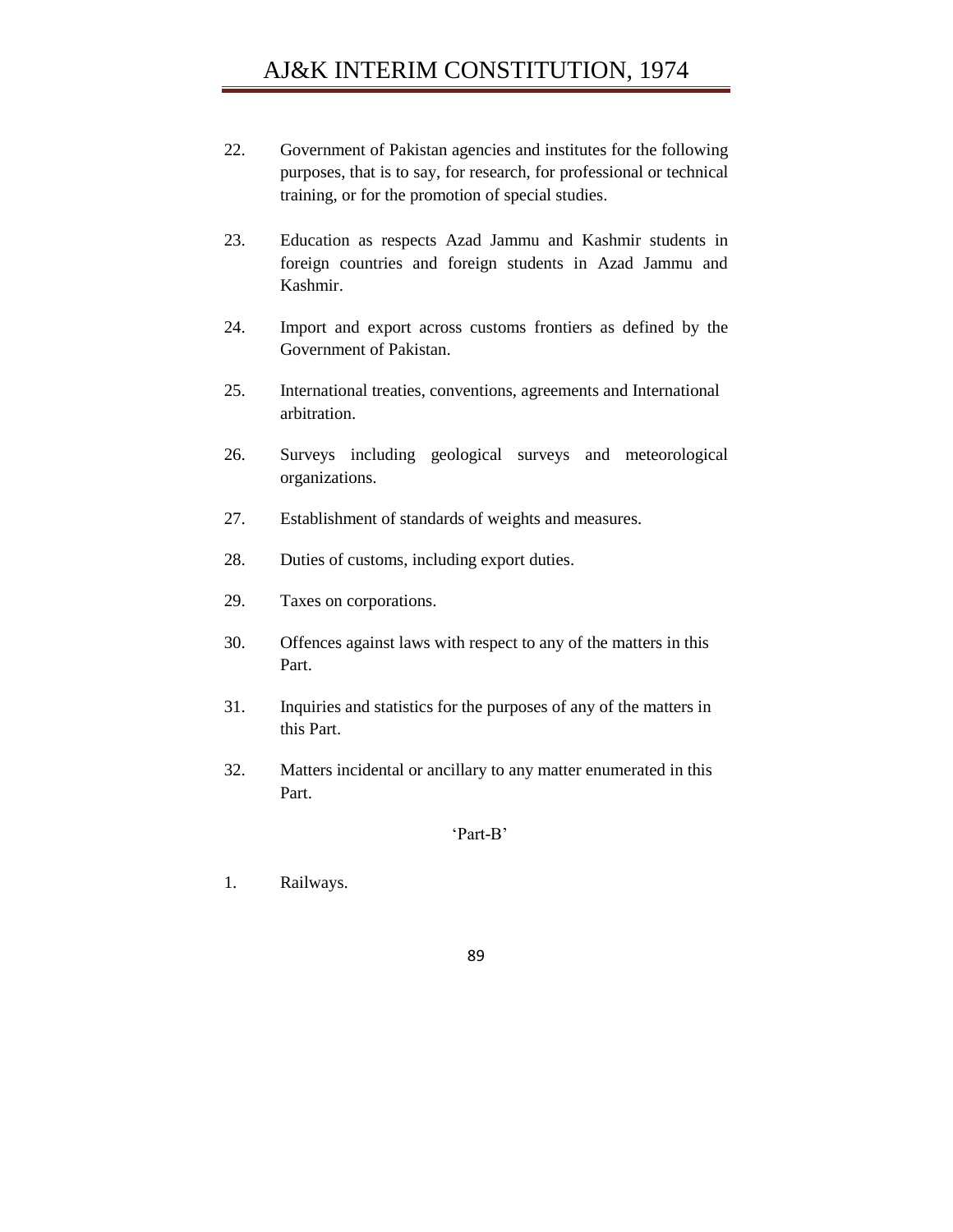22. Government of Pakistan agencies and institutes for the following purposes, that is to say, for research, for professional or technical training, or for the promotion of special studies.

23. Education as respects Azad Jammu and Kashmir students in foreign countries and foreign students in Azad Jammu and Kashmir.

24. Import and export across customs frontiers as defined by the Government of Pakistan.

25. International treaties, conventions, agreements and International arbitration.

26. Surveys including geological surveys and meteorological organizations.

27. Establishment of standards of weights and measures.

28. Duties of customs, including export duties.

29. Taxes on corporations.

30. Offences against laws with respect to any of the matters in this Part.

31. Inquiries and statistics for the purposes of any of the matters in this Part.

32. Matters incidental or ancillary to any matter enumerated in this Part.

'Part-B'

1. Railways.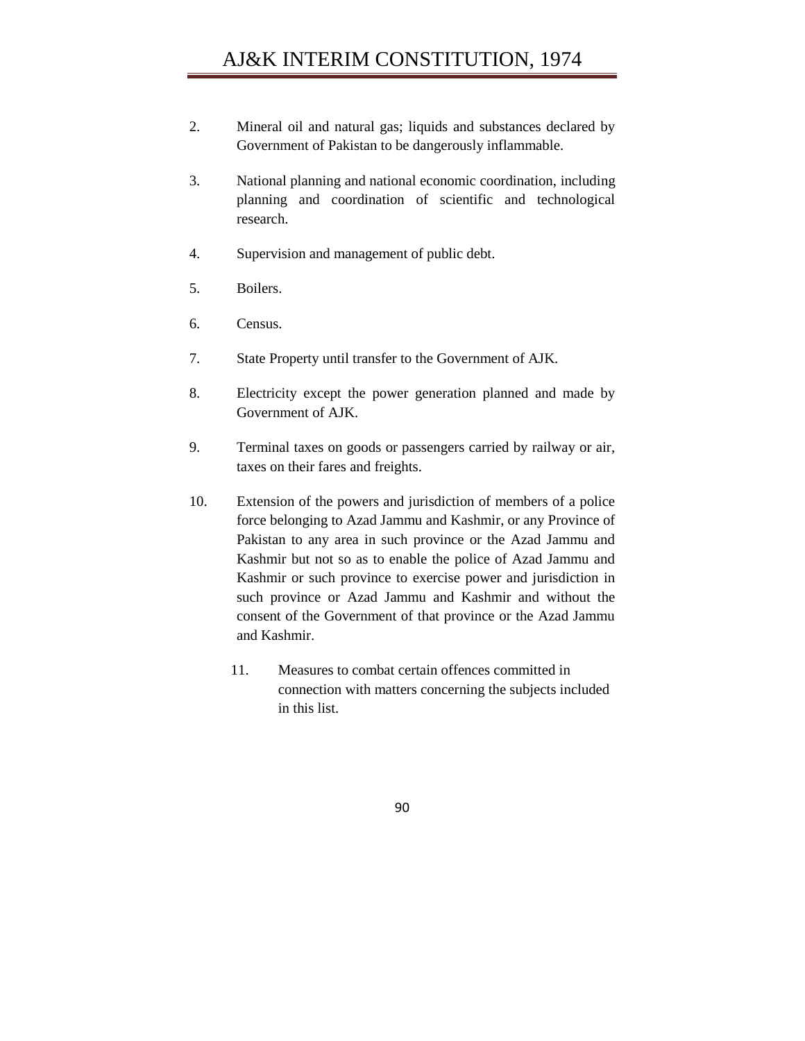2. Mineral oil and natural gas; liquids and substances declared by Government of Pakistan to be dangerously inflammable.

3. National planning and national economic coordination, including planning and coordination of scientific and technological research.

4. Supervision and management of public debt.

5. Boilers.

6. Census.

7. State Property until transfer to the Government of AJK.

8. Electricity except the power generation planned and made by Government of AJK.

9. Terminal taxes on goods or passengers carried by railway or air, taxes on their fares and freights.

10. Extension of the powers and jurisdiction of members of a police force belonging to Azad Jammu and Kashmir, or any Province of Pakistan to any area in such province or the Azad Jammu and Kashmir but not so as to enable the police of Azad Jammu and Kashmir or such province to exercise power and jurisdiction in such province or Azad Jammu and Kashmir and without the consent of the Government of that province or the Azad Jammu and Kashmir.

11. Measures to combat certain offences committed in connection with matters concerning the subjects included in this list.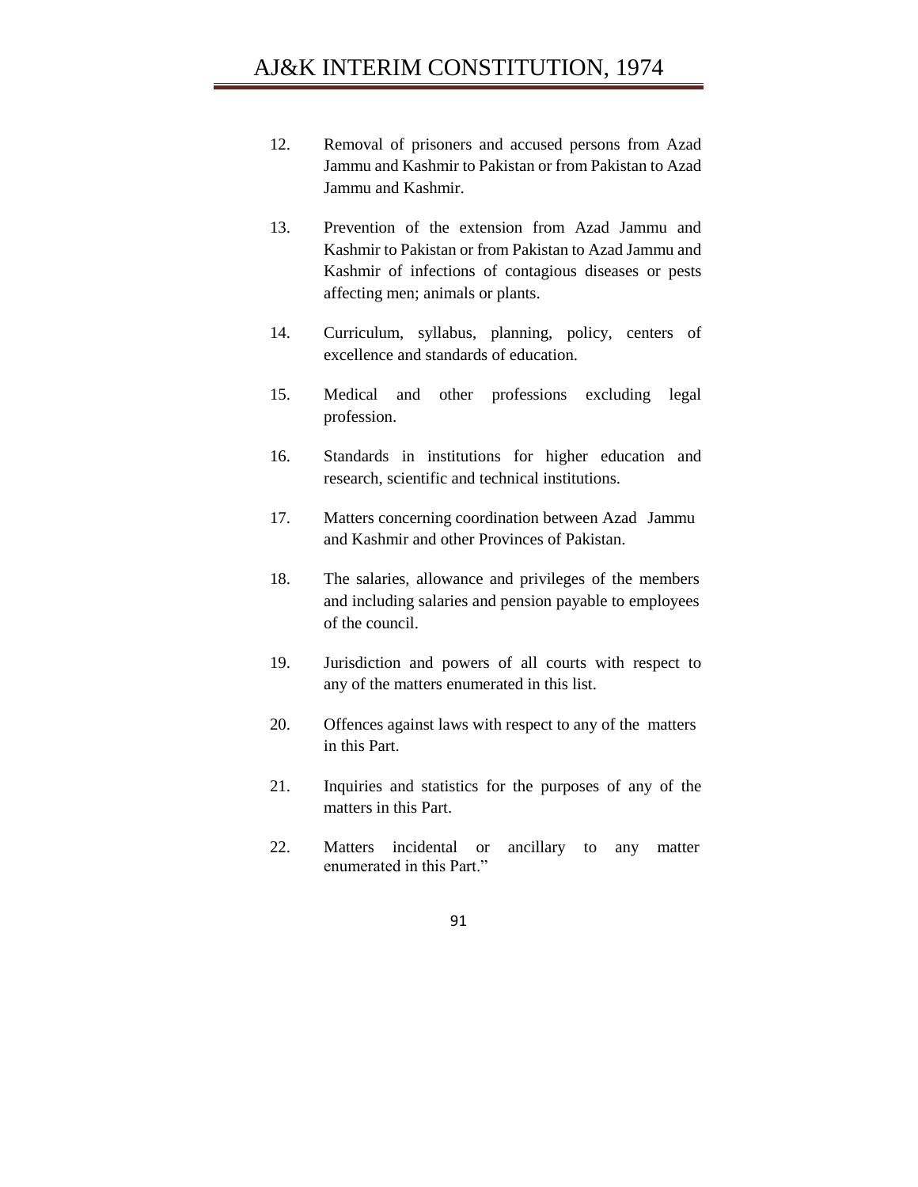12. Removal of prisoners and accused persons from Azad Jammu and Kashmir to Pakistan or from Pakistan to Azad Jammu and Kashmir.

13. Prevention of the extension from Azad Jammu and Kashmir to Pakistan or from Pakistan to Azad Jammu and Kashmir of infections of contagious diseases or pests affecting men; animals or plants.

14. Curriculum, syllabus, planning, policy, centers of excellence and standards of education.

15. Medical and other professions excluding legal profession.

16. Standards in institutions for higher education and research, scientific and technical institutions.

17. Matters concerning coordination between Azad Jammu and Kashmir and other Provinces of Pakistan.

18. The salaries, allowance and privileges of the members and including salaries and pension payable to employees of the council.

19. Jurisdiction and powers of all courts with respect to any of the matters enumerated in this list.

20. Offences against laws with respect to any of the matters in this Part.

21. Inquiries and statistics for the purposes of any of the matters in this Part.

22. Matters incidental or ancillary to any matter enumerated in this Part."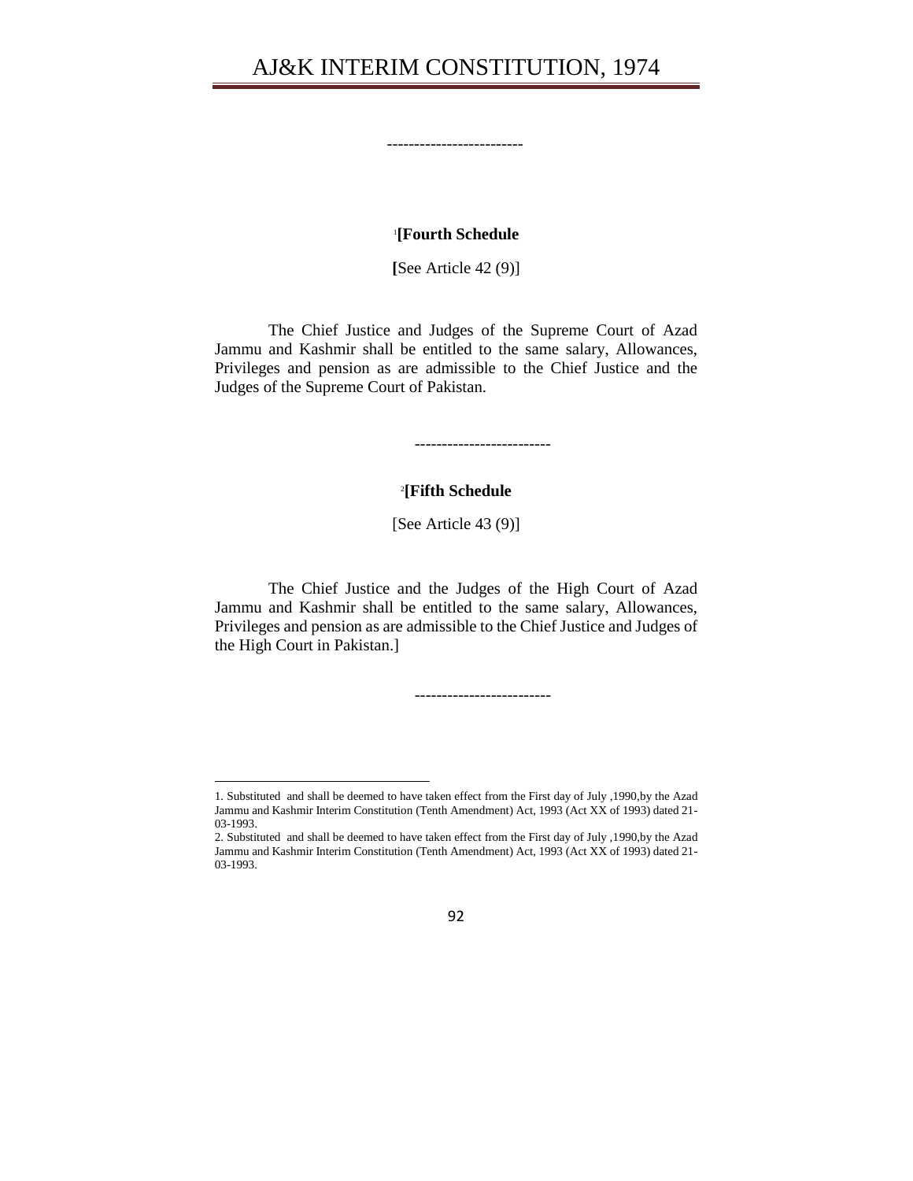------------------------

## [1][Fourth Schedule

[See Article 42 (9)]

The Chief Justice and Judges of the Supreme Court of Azad Jammu and Kashmir shall be entitled to the same salary, Allowances, Privileges and pension as are admissible to the Chief Justice and the Judges of the Supreme Court of Pakistan.

------------------------

## [2][Fifth Schedule

[See Article 43 (9)]

The Chief Justice and the Judges of the High Court of Azad Jammu and Kashmir shall be entitled to the same salary, Allowances, Privileges and pension as are admissible to the Chief Justice and Judges of the High Court in Pakistan.]

------------------------

1. Substituted and shall be deemed to have taken effect from the First day of July ,1990,by the Azad Jammu and Kashmir Interim Constitution (Tenth Amendment) Act, 1993 (Act XX of 1993) dated 21-03-1993.
2. Substituted and shall be deemed to have taken effect from the First day of July ,1990,by the Azad Jammu and Kashmir Interim Constitution (Tenth Amendment) Act, 1993 (Act XX of 1993) dated 21-03-1993.